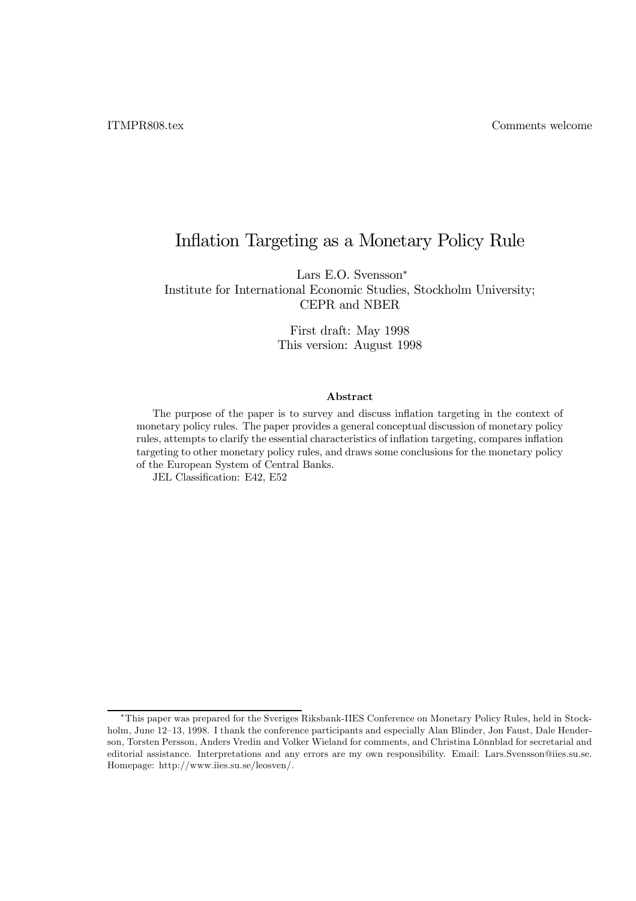ITMPR808.tex

Comments welcome

# Inflation Targeting as a Monetary Policy Rule

Lars E.O. Svensson*
Institute for International Economic Studies, Stockholm University;
CEPR and NBER

First draft: May 1998
This version: August 1998

### Abstract

The purpose of the paper is to survey and discuss inflation targeting in the context of monetary policy rules. The paper provides a general conceptual discussion of monetary policy rules, attempts to clarify the essential characteristics of inflation targeting, compares inflation targeting to other monetary policy rules, and draws some conclusions for the monetary policy of the European System of Central Banks.

JEL Classification: E42, E52

---

*This paper was prepared for the Sveriges Riksbank-IIES Conference on Monetary Policy Rules, held in Stockholm, June 12–13, 1998. I thank the conference participants and especially Alan Blinder, Jon Faust, Dale Henderson, Torsten Persson, Anders Vredin and Volker Wieland for comments, and Christina Lönnblad for secretarial and editorial assistance. Interpretations and any errors are my own responsibility. Email: Lars.Svensson@iies.su.se. Homepage: http://www.iies.su.se/leosven/.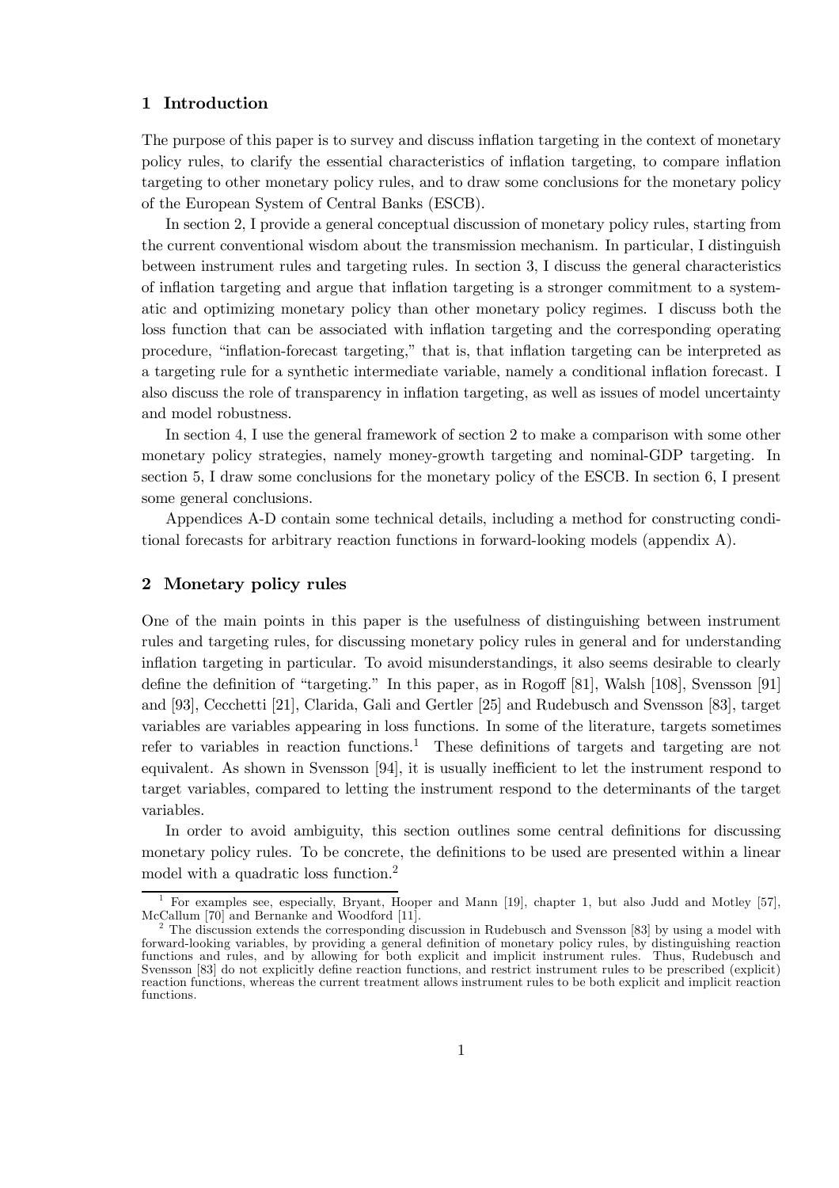## 1 Introduction

The purpose of this paper is to survey and discuss inflation targeting in the context of monetary policy rules, to clarify the essential characteristics of inflation targeting, to compare inflation targeting to other monetary policy rules, and to draw some conclusions for the monetary policy of the European System of Central Banks (ESCB).

In section 2, I provide a general conceptual discussion of monetary policy rules, starting from the current conventional wisdom about the transmission mechanism. In particular, I distinguish between instrument rules and targeting rules. In section 3, I discuss the general characteristics of inflation targeting and argue that inflation targeting is a stronger commitment to a systematic and optimizing monetary policy than other monetary policy regimes. I discuss both the loss function that can be associated with inflation targeting and the corresponding operating procedure, "inflation-forecast targeting," that is, that inflation targeting can be interpreted as a targeting rule for a synthetic intermediate variable, namely a conditional inflation forecast. I also discuss the role of transparency in inflation targeting, as well as issues of model uncertainty and model robustness.

In section 4, I use the general framework of section 2 to make a comparison with some other monetary policy strategies, namely money-growth targeting and nominal-GDP targeting. In section 5, I draw some conclusions for the monetary policy of the ESCB. In section 6, I present some general conclusions.

Appendices A-D contain some technical details, including a method for constructing conditional forecasts for arbitrary reaction functions in forward-looking models (appendix A).

## 2 Monetary policy rules

One of the main points in this paper is the usefulness of distinguishing between instrument rules and targeting rules, for discussing monetary policy rules in general and for understanding inflation targeting in particular. To avoid misunderstandings, it also seems desirable to clearly define the definition of "targeting." In this paper, as in Rogoff [81], Walsh [108], Svensson [91] and [93], Cecchetti [21], Clarida, Gali and Gertler [25] and Rudebusch and Svensson [83], target variables are variables appearing in loss functions. In some of the literature, targets sometimes refer to variables in reaction functions.[1] These definitions of targets and targeting are not equivalent. As shown in Svensson [94], it is usually inefficient to let the instrument respond to target variables, compared to letting the instrument respond to the determinants of the target variables.

In order to avoid ambiguity, this section outlines some central definitions for discussing monetary policy rules. To be concrete, the definitions to be used are presented within a linear model with a quadratic loss function.[2]

[1] For examples see, especially, Bryant, Hooper and Mann [19], chapter 1, but also Judd and Motley [57], McCallum [70] and Bernanke and Woodford [11].

[2] The discussion extends the corresponding discussion in Rudebusch and Svensson [83] by using a model with forward-looking variables, by providing a general definition of monetary policy rules, by distinguishing reaction functions and rules, and by allowing for both explicit and implicit instrument rules. Thus, Rudebusch and Svensson [83] do not explicitly define reaction functions, and restrict instrument rules to be prescribed (explicit) reaction functions, whereas the current treatment allows instrument rules to be both explicit and implicit reaction functions.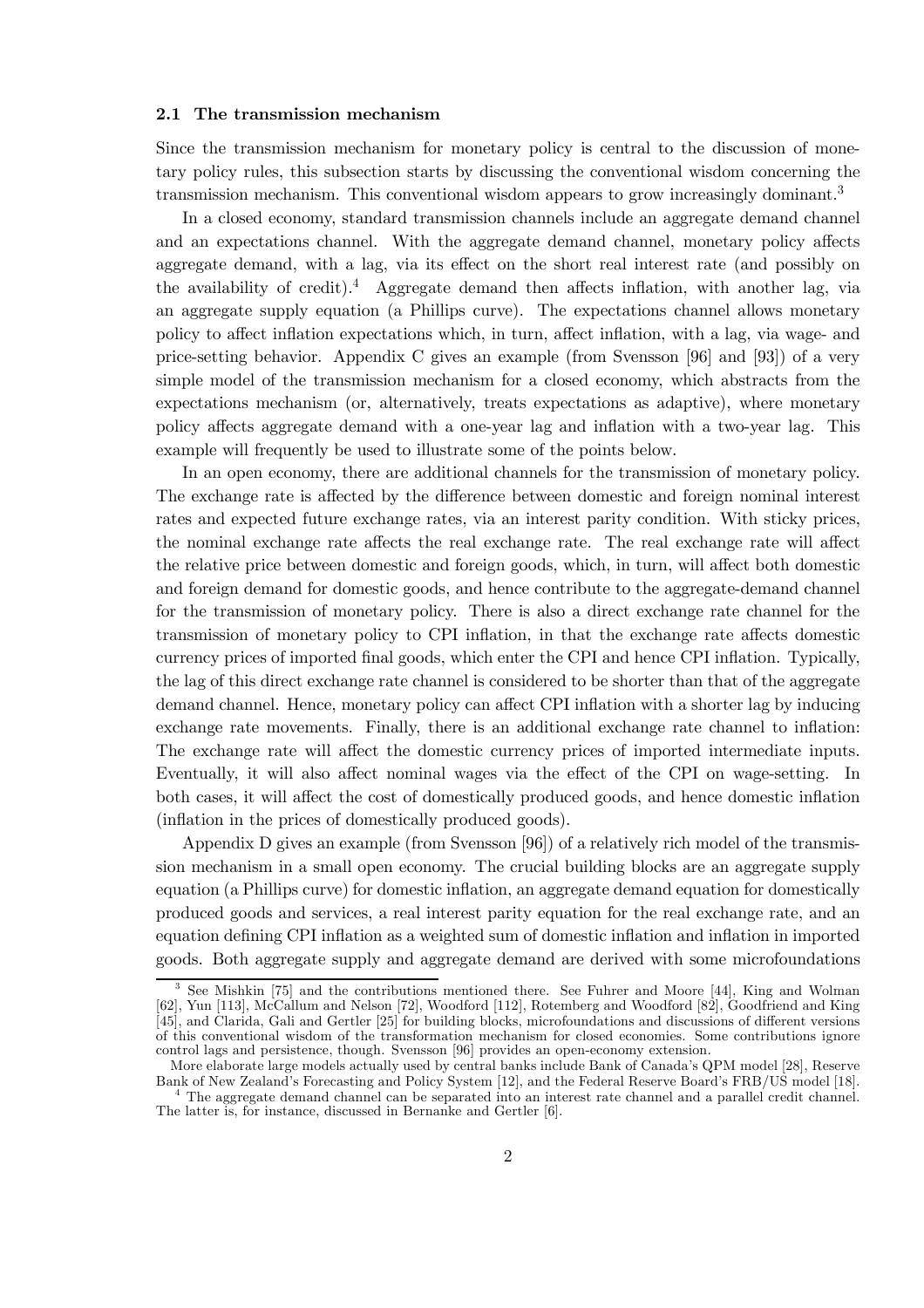### 2.1 The transmission mechanism

Since the transmission mechanism for monetary policy is central to the discussion of monetary policy rules, this subsection starts by discussing the conventional wisdom concerning the transmission mechanism. This conventional wisdom appears to grow increasingly dominant.[3]

In a closed economy, standard transmission channels include an aggregate demand channel and an expectations channel. With the aggregate demand channel, monetary policy affects aggregate demand, with a lag, via its effect on the short real interest rate (and possibly on the availability of credit).[4] Aggregate demand then affects inflation, with another lag, via an aggregate supply equation (a Phillips curve). The expectations channel allows monetary policy to affect inflation expectations which, in turn, affect inflation, with a lag, via wage- and price-setting behavior. Appendix C gives an example (from Svensson [96] and [93]) of a very simple model of the transmission mechanism for a closed economy, which abstracts from the expectations mechanism (or, alternatively, treats expectations as adaptive), where monetary policy affects aggregate demand with a one-year lag and inflation with a two-year lag. This example will frequently be used to illustrate some of the points below.

In an open economy, there are additional channels for the transmission of monetary policy. The exchange rate is affected by the difference between domestic and foreign nominal interest rates and expected future exchange rates, via an interest parity condition. With sticky prices, the nominal exchange rate affects the real exchange rate. The real exchange rate will affect the relative price between domestic and foreign goods, which, in turn, will affect both domestic and foreign demand for domestic goods, and hence contribute to the aggregate-demand channel for the transmission of monetary policy. There is also a direct exchange rate channel for the transmission of monetary policy to CPI inflation, in that the exchange rate affects domestic currency prices of imported final goods, which enter the CPI and hence CPI inflation. Typically, the lag of this direct exchange rate channel is considered to be shorter than that of the aggregate demand channel. Hence, monetary policy can affect CPI inflation with a shorter lag by inducing exchange rate movements. Finally, there is an additional exchange rate channel to inflation: The exchange rate will affect the domestic currency prices of imported intermediate inputs. Eventually, it will also affect nominal wages via the effect of the CPI on wage-setting. In both cases, it will affect the cost of domestically produced goods, and hence domestic inflation (inflation in the prices of domestically produced goods).

Appendix D gives an example (from Svensson [96]) of a relatively rich model of the transmission mechanism in a small open economy. The crucial building blocks are an aggregate supply equation (a Phillips curve) for domestic inflation, an aggregate demand equation for domestically produced goods and services, a real interest parity equation for the real exchange rate, and an equation defining CPI inflation as a weighted sum of domestic inflation and inflation in imported goods. Both aggregate supply and aggregate demand are derived with some microfoundations

---

[3] See Mishkin [75] and the contributions mentioned there. See Fuhrer and Moore [44], King and Wolman [62], Yun [113], McCallum and Nelson [72], Woodford [112], Rotemberg and Woodford [82], Goodfriend and King [45], and Clarida, Gali and Gertler [25] for building blocks, microfoundations and discussions of different versions of this conventional wisdom of the transformation mechanism for closed economies. Some contributions ignore control lags and persistence, though. Svensson [96] provides an open-economy extension.

More elaborate large models actually used by central banks include Bank of Canada's QPM model [28], Reserve Bank of New Zealand's Forecasting and Policy System [12], and the Federal Reserve Board's FRB/US model [18].

[4] The aggregate demand channel can be separated into an interest rate channel and a parallel credit channel. The latter is, for instance, discussed in Bernanke and Gertler [6].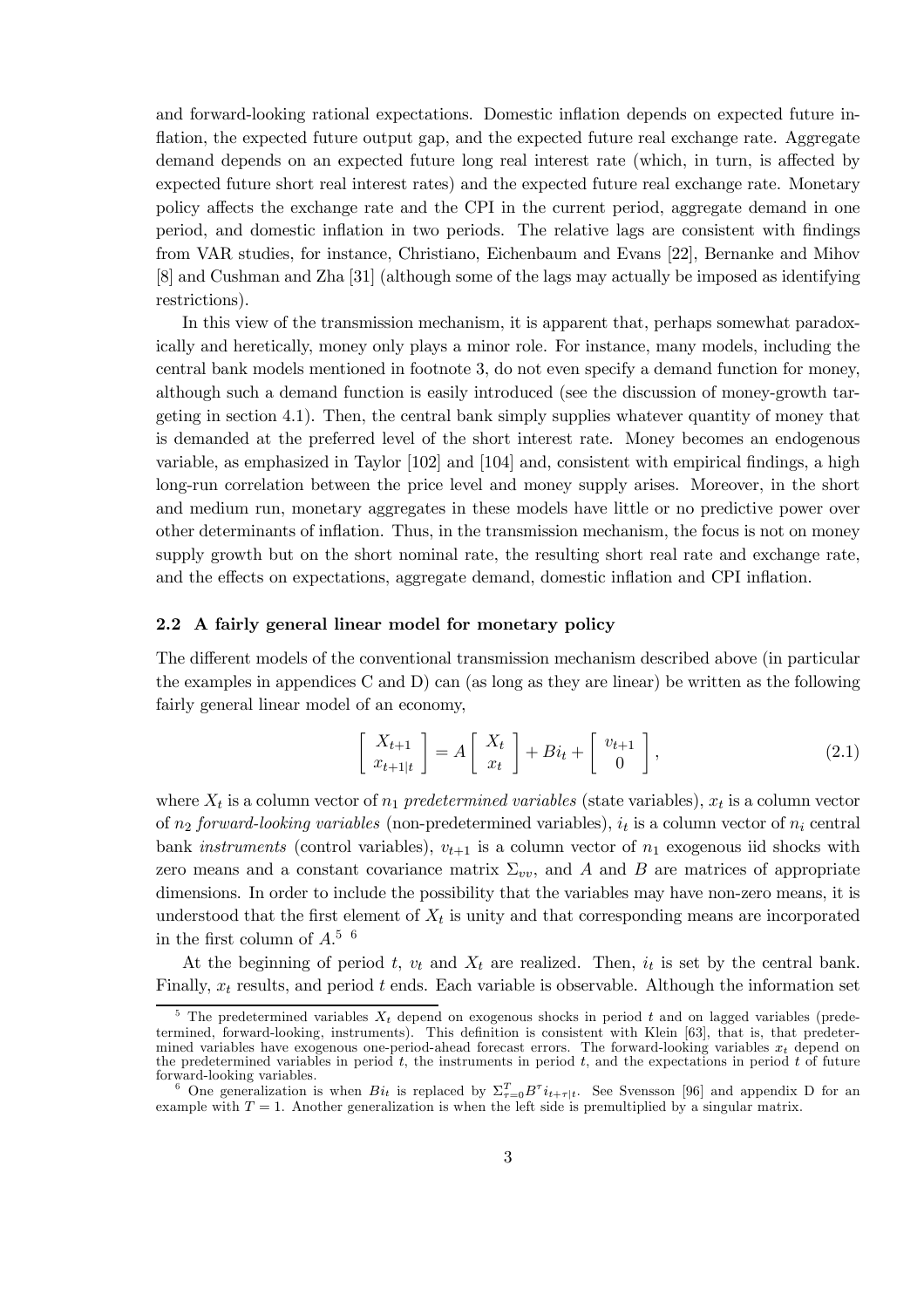and forward-looking rational expectations. Domestic inflation depends on expected future inflation, the expected future output gap, and the expected future real exchange rate. Aggregate demand depends on an expected future long real interest rate (which, in turn, is affected by expected future short real interest rates) and the expected future real exchange rate. Monetary policy affects the exchange rate and the CPI in the current period, aggregate demand in one period, and domestic inflation in two periods. The relative lags are consistent with findings from VAR studies, for instance, Christiano, Eichenbaum and Evans [22], Bernanke and Mihov [8] and Cushman and Zha [31] (although some of the lags may actually be imposed as identifying restrictions).

In this view of the transmission mechanism, it is apparent that, perhaps somewhat paradoxically and heretically, money only plays a minor role. For instance, many models, including the central bank models mentioned in footnote 3, do not even specify a demand function for money, although such a demand function is easily introduced (see the discussion of money-growth targeting in section 4.1). Then, the central bank simply supplies whatever quantity of money that is demanded at the preferred level of the short interest rate. Money becomes an endogenous variable, as emphasized in Taylor [102] and [104] and, consistent with empirical findings, a high long-run correlation between the price level and money supply arises. Moreover, in the short and medium run, monetary aggregates in these models have little or no predictive power over other determinants of inflation. Thus, in the transmission mechanism, the focus is not on money supply growth but on the short nominal rate, the resulting short real rate and exchange rate, and the effects on expectations, aggregate demand, domestic inflation and CPI inflation.

### 2.2 A fairly general linear model for monetary policy

The different models of the conventional transmission mechanism described above (in particular the examples in appendices C and D) can (as long as they are linear) be written as the following fairly general linear model of an economy,

$$\begin{bmatrix} X_{t+1} \\ x_{t+1|t} \end{bmatrix} = A \begin{bmatrix} X_t \\ x_t \end{bmatrix} + Bi_t + \begin{bmatrix} v_{t+1} \\ 0 \end{bmatrix}, \tag{2.1}$$

where $X_t$ is a column vector of $n_1$ *predetermined variables* (state variables), $x_t$ is a column vector of $n_2$ *forward-looking variables* (non-predetermined variables), $i_t$ is a column vector of $n_i$ central bank *instruments* (control variables), $v_{t+1}$ is a column vector of $n_1$ exogenous iid shocks with zero means and a constant covariance matrix $\Sigma_{vv}$, and $A$ and $B$ are matrices of appropriate dimensions. In order to include the possibility that the variables may have non-zero means, it is understood that the first element of $X_t$ is unity and that corresponding means are incorporated in the first column of $A$.[5] [6]

At the beginning of period $t$, $v_t$ and $X_t$ are realized. Then, $i_t$ is set by the central bank. Finally, $x_t$ results, and period $t$ ends. Each variable is observable. Although the information set

[5] The predetermined variables $X_t$ depend on exogenous shocks in period $t$ and on lagged variables (predetermined, forward-looking, instruments). This definition is consistent with Klein [63], that is, that predetermined variables have exogenous one-period-ahead forecast errors. The forward-looking variables $x_t$ depend on the predetermined variables in period $t$, the instruments in period $t$, and the expectations in period $t$ of future forward-looking variables.

[6] One generalization is when $Bi_t$ is replaced by $\Sigma_{\tau=0}^{T} B^{\tau} i_{t+\tau|t}$. See Svensson [96] and appendix D for an example with $T = 1$. Another generalization is when the left side is premultiplied by a singular matrix.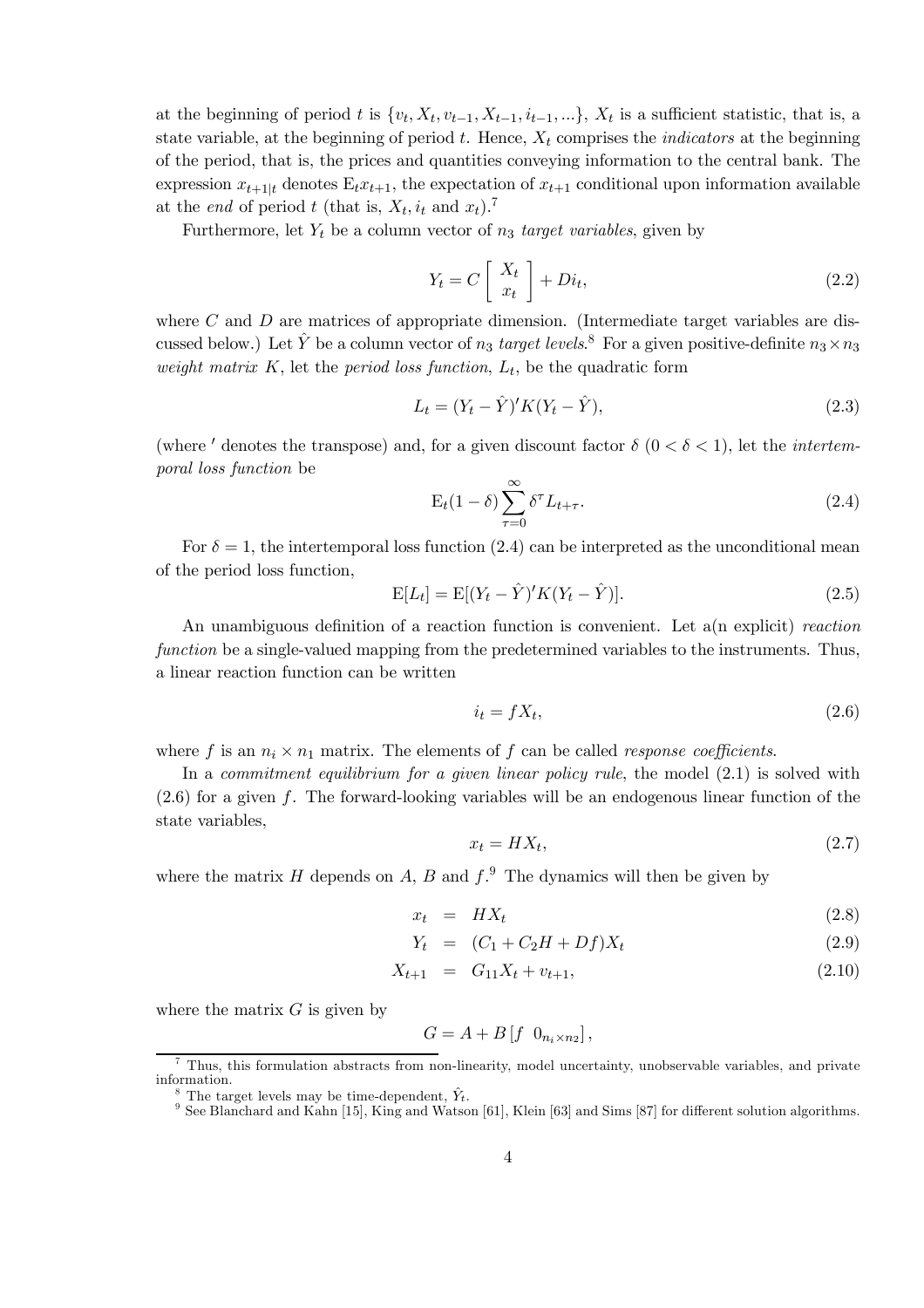at the beginning of period $t$ is $\{v_t, X_t, v_{t-1}, X_{t-1}, i_{t-1}, ...\}$, $X_t$ is a sufficient statistic, that is, a state variable, at the beginning of period $t$. Hence, $X_t$ comprises the *indicators* at the beginning of the period, that is, the prices and quantities conveying information to the central bank. The expression $x_{t+1|t}$ denotes $\mathrm{E}_t x_{t+1}$, the expectation of $x_{t+1}$ conditional upon information available at the *end* of period $t$ (that is, $X_t$, $i_t$ and $x_t$).[7]

Furthermore, let $Y_t$ be a column vector of $n_3$ *target variables*, given by

$$Y_t = C \begin{bmatrix} X_t \\ x_t \end{bmatrix} + Di_t, \tag{2.2}$$

where $C$ and $D$ are matrices of appropriate dimension. (Intermediate target variables are discussed below.) Let $\hat{Y}$ be a column vector of $n_3$ *target levels*.[8] For a given positive-definite $n_3 \times n_3$ *weight matrix* $K$, let the *period loss function*, $L_t$, be the quadratic form

$$L_t = (Y_t - \hat{Y})' K (Y_t - \hat{Y}), \tag{2.3}$$

(where $'$ denotes the transpose) and, for a given discount factor $\delta$ ($0 < \delta < 1$), let the *intertemporal loss function* be

$$\mathrm{E}_t (1 - \delta) \sum_{\tau=0}^{\infty} \delta^\tau L_{t+\tau}. \tag{2.4}$$

For $\delta = 1$, the intertemporal loss function (2.4) can be interpreted as the unconditional mean of the period loss function,

$$\mathrm{E}[L_t] = \mathrm{E}[(Y_t - \hat{Y})' K (Y_t - \hat{Y})]. \tag{2.5}$$

An unambiguous definition of a reaction function is convenient. Let a(n explicit) *reaction function* be a single-valued mapping from the predetermined variables to the instruments. Thus, a linear reaction function can be written

$$i_t = f X_t, \tag{2.6}$$

where $f$ is an $n_i \times n_1$ matrix. The elements of $f$ can be called *response coefficients*.

In a *commitment equilibrium for a given linear policy rule*, the model (2.1) is solved with (2.6) for a given $f$. The forward-looking variables will be an endogenous linear function of the state variables,

$$x_t = H X_t, \tag{2.7}$$

where the matrix $H$ depends on $A$, $B$ and $f$.[9] The dynamics will then be given by

$$\begin{aligned} x_t &= H X_t && (2.8) \\ Y_t &= (C_1 + C_2 H + D f) X_t && (2.9) \\ X_{t+1} &= G_{11} X_t + v_{t+1}, && (2.10) \end{aligned}$$

where the matrix $G$ is given by

$$G = A + B \begin{bmatrix} f & 0_{n_i \times n_2} \end{bmatrix},$$

---

[7] Thus, this formulation abstracts from non-linearity, model uncertainty, unobservable variables, and private information.

[8] The target levels may be time-dependent, $\hat{Y}_t$.

[9] See Blanchard and Kahn [15], King and Watson [61], Klein [63] and Sims [87] for different solution algorithms.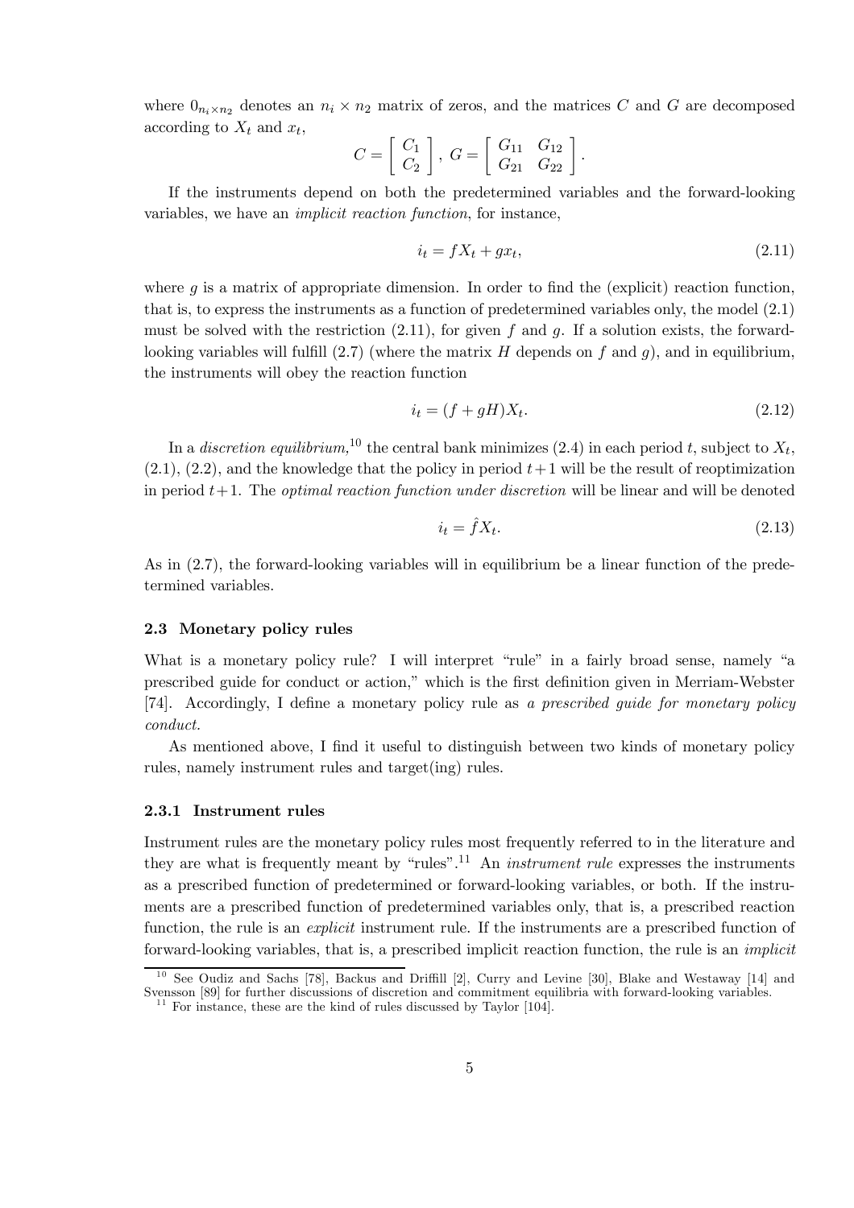where $0_{n_i \times n_2}$ denotes an $n_i \times n_2$ matrix of zeros, and the matrices $C$ and $G$ are decomposed according to $X_t$ and $x_t$,

$$C = \begin{bmatrix} C_1 \\ C_2 \end{bmatrix}, \; G = \begin{bmatrix} G_{11} & G_{12} \\ G_{21} & G_{22} \end{bmatrix}.$$

If the instruments depend on both the predetermined variables and the forward-looking variables, we have an *implicit reaction function*, for instance,

$$i_t = fX_t + gx_t, \tag{2.11}$$

where $g$ is a matrix of appropriate dimension. In order to find the (explicit) reaction function, that is, to express the instruments as a function of predetermined variables only, the model (2.1) must be solved with the restriction (2.11), for given $f$ and $g$. If a solution exists, the forward-looking variables will fulfill (2.7) (where the matrix $H$ depends on $f$ and $g$), and in equilibrium, the instruments will obey the reaction function

$$i_t = (f + gH)X_t. \tag{2.12}$$

In a *discretion equilibrium*,[10] the central bank minimizes (2.4) in each period $t$, subject to $X_t$, (2.1), (2.2), and the knowledge that the policy in period $t+1$ will be the result of reoptimization in period $t+1$. The *optimal reaction function under discretion* will be linear and will be denoted

$$i_t = \hat{f}X_t. \tag{2.13}$$

As in (2.7), the forward-looking variables will in equilibrium be a linear function of the predetermined variables.

### 2.3 Monetary policy rules

What is a monetary policy rule? I will interpret "rule" in a fairly broad sense, namely "a prescribed guide for conduct or action," which is the first definition given in Merriam-Webster [74]. Accordingly, I define a monetary policy rule as *a prescribed guide for monetary policy conduct.*

As mentioned above, I find it useful to distinguish between two kinds of monetary policy rules, namely instrument rules and target(ing) rules.

#### 2.3.1 Instrument rules

Instrument rules are the monetary policy rules most frequently referred to in the literature and they are what is frequently meant by "rules".[11] An *instrument rule* expresses the instruments as a prescribed function of predetermined or forward-looking variables, or both. If the instruments are a prescribed function of predetermined variables only, that is, a prescribed reaction function, the rule is an *explicit* instrument rule. If the instruments are a prescribed function of forward-looking variables, that is, a prescribed implicit reaction function, the rule is an *implicit*

[10] See Oudiz and Sachs [78], Backus and Driffill [2], Curry and Levine [30], Blake and Westaway [14] and Svensson [89] for further discussions of discretion and commitment equilibria with forward-looking variables.

[11] For instance, these are the kind of rules discussed by Taylor [104].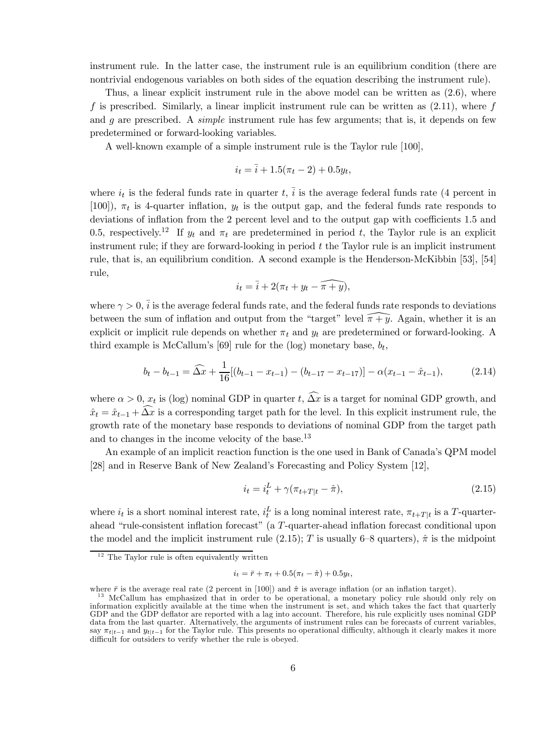instrument rule. In the latter case, the instrument rule is an equilibrium condition (there are nontrivial endogenous variables on both sides of the equation describing the instrument rule).

Thus, a linear explicit instrument rule in the above model can be written as (2.6), where $f$ is prescribed. Similarly, a linear implicit instrument rule can be written as (2.11), where $f$ and $g$ are prescribed. A *simple* instrument rule has few arguments; that is, it depends on few predetermined or forward-looking variables.

A well-known example of a simple instrument rule is the Taylor rule [100],

$$i_t = \bar{i} + 1.5(\pi_t - 2) + 0.5 y_t,$$

where $i_t$ is the federal funds rate in quarter $t$, $\bar{i}$ is the average federal funds rate (4 percent in [100]), $\pi_t$ is 4-quarter inflation, $y_t$ is the output gap, and the federal funds rate responds to deviations of inflation from the 2 percent level and to the output gap with coefficients 1.5 and 0.5, respectively.[12] If $y_t$ and $\pi_t$ are predetermined in period $t$, the Taylor rule is an explicit instrument rule; if they are forward-looking in period $t$ the Taylor rule is an implicit instrument rule, that is, an equilibrium condition. A second example is the Henderson-McKibbin [53], [54] rule,

$$i_t = \bar{i} + 2(\pi_t + y_t - \widehat{\pi + y}),$$

where $\gamma > 0$, $\bar{i}$ is the average federal funds rate, and the federal funds rate responds to deviations between the sum of inflation and output from the "target" level $\widehat{\pi + y}$. Again, whether it is an explicit or implicit rule depends on whether $\pi_t$ and $y_t$ are predetermined or forward-looking. A third example is McCallum's [69] rule for the (log) monetary base, $b_t$,

$$b_t - b_{t-1} = \widehat{\Delta x} + \frac{1}{16}[(b_{t-1} - x_{t-1}) - (b_{t-17} - x_{t-17})] - \alpha(x_{t-1} - \hat{x}_{t-1}), \tag{2.14}$$

where $\alpha > 0$, $x_t$ is (log) nominal GDP in quarter $t$, $\widehat{\Delta x}$ is a target for nominal GDP growth, and $\hat{x}_t = \hat{x}_{t-1} + \widehat{\Delta x}$ is a corresponding target path for the level. In this explicit instrument rule, the growth rate of the monetary base responds to deviations of nominal GDP from the target path and to changes in the income velocity of the base.[13]

An example of an implicit reaction function is the one used in Bank of Canada's QPM model [28] and in Reserve Bank of New Zealand's Forecasting and Policy System [12],

$$i_t = i_t^L + \gamma(\pi_{t+T|t} - \hat{\pi}), \tag{2.15}$$

where $i_t$ is a short nominal interest rate, $i_t^L$ is a long nominal interest rate, $\pi_{t+T|t}$ is a $T$-quarter-ahead "rule-consistent inflation forecast" (a $T$-quarter-ahead inflation forecast conditional upon the model and the implicit instrument rule (2.15); $T$ is usually 6–8 quarters), $\hat{\pi}$ is the midpoint

---

[12] The Taylor rule is often equivalently written

$$i_t = \bar{r} + \pi_t + 0.5(\pi_t - \hat{\pi}) + 0.5 y_t,$$

where $\bar{r}$ is the average real rate (2 percent in [100]) and $\hat{\pi}$ is average inflation (or an inflation target).

[13] McCallum has emphasized that in order to be operational, a monetary policy rule should only rely on information explicitly available at the time when the instrument is set, and which takes the fact that quarterly GDP and the GDP deflator are reported with a lag into account. Therefore, his rule explicitly uses nominal GDP data from the last quarter. Alternatively, the arguments of instrument rules can be forecasts of current variables, say $\pi_{t|t-1}$ and $y_{t|t-1}$ for the Taylor rule. This presents no operational difficulty, although it clearly makes it more difficult for outsiders to verify whether the rule is obeyed.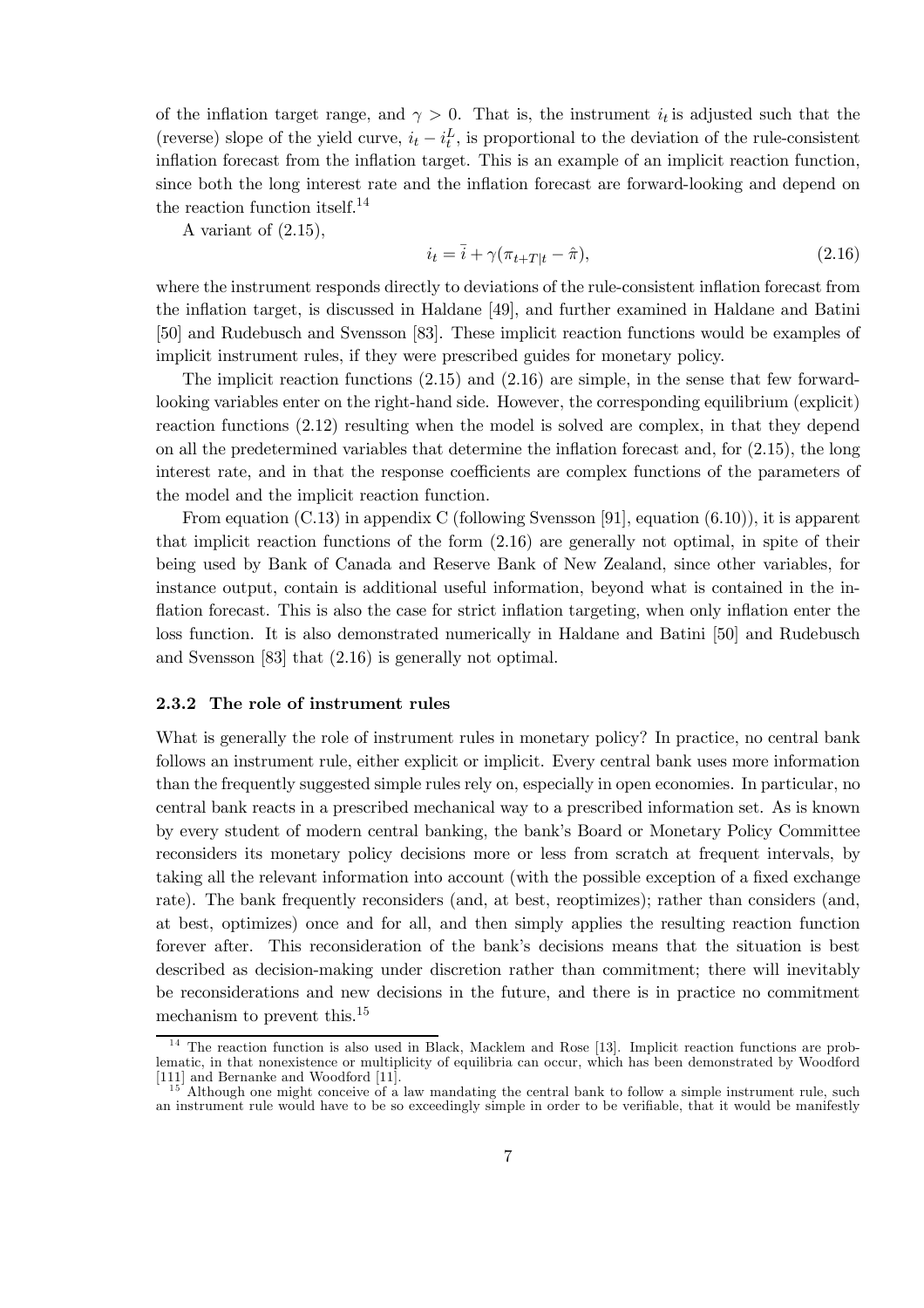of the inflation target range, and $\gamma > 0$. That is, the instrument $i_t$ is adjusted such that the (reverse) slope of the yield curve, $i_t - i_t^L$, is proportional to the deviation of the rule-consistent inflation forecast from the inflation target. This is an example of an implicit reaction function, since both the long interest rate and the inflation forecast are forward-looking and depend on the reaction function itself.[14]

A variant of (2.15),

$$i_t = \bar{\bar{i}} + \gamma(\pi_{t+T|t} - \hat{\pi}), \tag{2.16}$$

where the instrument responds directly to deviations of the rule-consistent inflation forecast from the inflation target, is discussed in Haldane [49], and further examined in Haldane and Batini [50] and Rudebusch and Svensson [83]. These implicit reaction functions would be examples of implicit instrument rules, if they were prescribed guides for monetary policy.

The implicit reaction functions (2.15) and (2.16) are simple, in the sense that few forward-looking variables enter on the right-hand side. However, the corresponding equilibrium (explicit) reaction functions (2.12) resulting when the model is solved are complex, in that they depend on all the predetermined variables that determine the inflation forecast and, for (2.15), the long interest rate, and in that the response coefficients are complex functions of the parameters of the model and the implicit reaction function.

From equation (C.13) in appendix C (following Svensson [91], equation (6.10)), it is apparent that implicit reaction functions of the form (2.16) are generally not optimal, in spite of their being used by Bank of Canada and Reserve Bank of New Zealand, since other variables, for instance output, contain is additional useful information, beyond what is contained in the inflation forecast. This is also the case for strict inflation targeting, when only inflation enter the loss function. It is also demonstrated numerically in Haldane and Batini [50] and Rudebusch and Svensson [83] that (2.16) is generally not optimal.

### 2.3.2 The role of instrument rules

What is generally the role of instrument rules in monetary policy? In practice, no central bank follows an instrument rule, either explicit or implicit. Every central bank uses more information than the frequently suggested simple rules rely on, especially in open economies. In particular, no central bank reacts in a prescribed mechanical way to a prescribed information set. As is known by every student of modern central banking, the bank's Board or Monetary Policy Committee reconsiders its monetary policy decisions more or less from scratch at frequent intervals, by taking all the relevant information into account (with the possible exception of a fixed exchange rate). The bank frequently reconsiders (and, at best, reoptimizes); rather than considers (and, at best, optimizes) once and for all, and then simply applies the resulting reaction function forever after. This reconsideration of the bank's decisions means that the situation is best described as decision-making under discretion rather than commitment; there will inevitably be reconsiderations and new decisions in the future, and there is in practice no commitment mechanism to prevent this.[15]

[14] The reaction function is also used in Black, Macklem and Rose [13]. Implicit reaction functions are problematic, in that nonexistence or multiplicity of equilibria can occur, which has been demonstrated by Woodford [111] and Bernanke and Woodford [11].

[15] Although one might conceive of a law mandating the central bank to follow a simple instrument rule, such an instrument rule would have to be so exceedingly simple in order to be verifiable, that it would be manifestly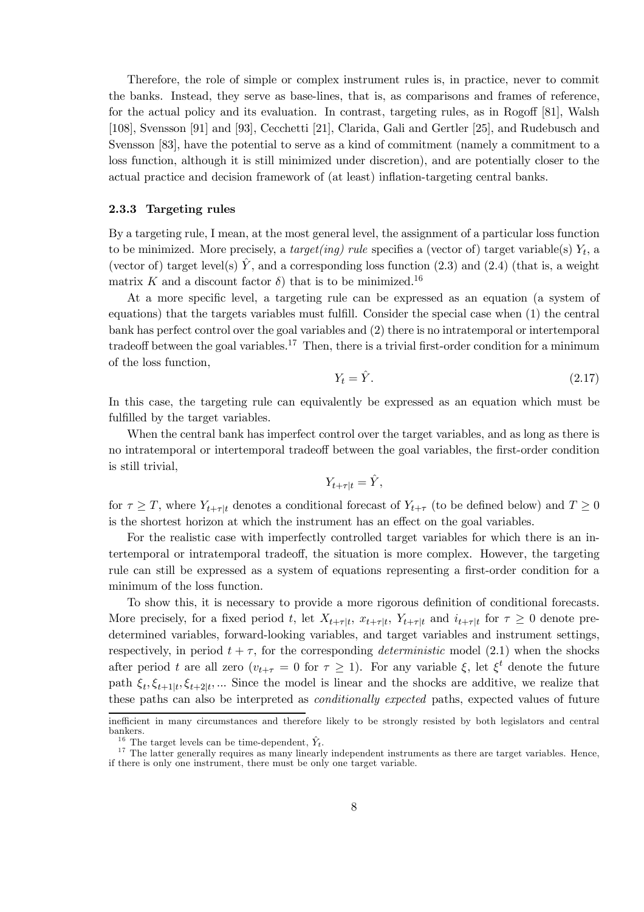Therefore, the role of simple or complex instrument rules is, in practice, never to commit the banks. Instead, they serve as base-lines, that is, as comparisons and frames of reference, for the actual policy and its evaluation. In contrast, targeting rules, as in Rogoff [81], Walsh [108], Svensson [91] and [93], Cecchetti [21], Clarida, Gali and Gertler [25], and Rudebusch and Svensson [83], have the potential to serve as a kind of commitment (namely a commitment to a loss function, although it is still minimized under discretion), and are potentially closer to the actual practice and decision framework of (at least) inflation-targeting central banks.

### 2.3.3 Targeting rules

By a targeting rule, I mean, at the most general level, the assignment of a particular loss function to be minimized. More precisely, a *target(ing) rule* specifies a (vector of) target variable(s) $Y_t$, a (vector of) target level(s) $\hat{Y}$, and a corresponding loss function (2.3) and (2.4) (that is, a weight matrix $K$ and a discount factor $\delta$) that is to be minimized.[16]

At a more specific level, a targeting rule can be expressed as an equation (a system of equations) that the targets variables must fulfill. Consider the special case when (1) the central bank has perfect control over the goal variables and (2) there is no intratemporal or intertemporal tradeoff between the goal variables.[17] Then, there is a trivial first-order condition for a minimum of the loss function,

$$Y_t = \hat{Y}. \tag{2.17}$$

In this case, the targeting rule can equivalently be expressed as an equation which must be fulfilled by the target variables.

When the central bank has imperfect control over the target variables, and as long as there is no intratemporal or intertemporal tradeoff between the goal variables, the first-order condition is still trivial,

$$Y_{t+\tau|t} = \hat{Y},$$

for $\tau \geq T$, where $Y_{t+\tau|t}$ denotes a conditional forecast of $Y_{t+\tau}$ (to be defined below) and $T \geq 0$ is the shortest horizon at which the instrument has an effect on the goal variables.

For the realistic case with imperfectly controlled target variables for which there is an intertemporal or intratemporal tradeoff, the situation is more complex. However, the targeting rule can still be expressed as a system of equations representing a first-order condition for a minimum of the loss function.

To show this, it is necessary to provide a more rigorous definition of conditional forecasts. More precisely, for a fixed period $t$, let $X_{t+\tau|t}$, $x_{t+\tau|t}$, $Y_{t+\tau|t}$ and $i_{t+\tau|t}$ for $\tau \geq 0$ denote predetermined variables, forward-looking variables, and target variables and instrument settings, respectively, in period $t+\tau$, for the corresponding *deterministic* model (2.1) when the shocks after period $t$ are all zero ($v_{t+\tau} = 0$ for $\tau \geq 1$). For any variable $\xi$, let $\xi^t$ denote the future path $\xi_t, \xi_{t+1|t}, \xi_{t+2|t}, \ldots$ Since the model is linear and the shocks are additive, we realize that these paths can also be interpreted as *conditionally expected* paths, expected values of future

inefficient in many circumstances and therefore likely to be strongly resisted by both legislators and central bankers.

[16] The target levels can be time-dependent, $\hat{Y}_t$.

[17] The latter generally requires as many linearly independent instruments as there are target variables. Hence, if there is only one instrument, there must be only one target variable.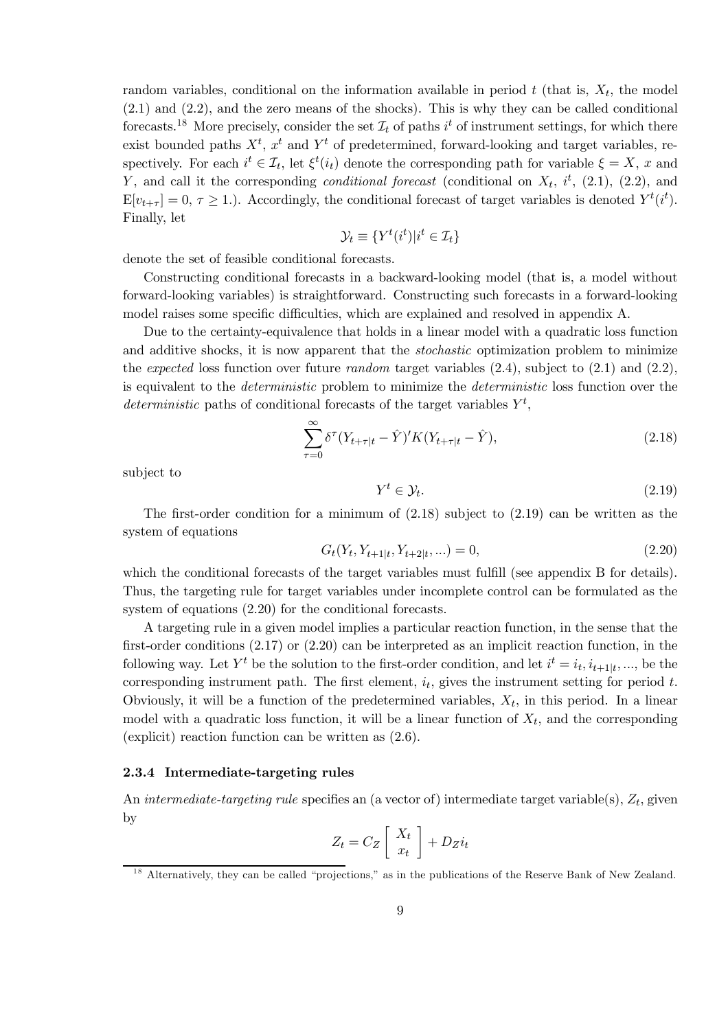random variables, conditional on the information available in period $t$ (that is, $X_t$, the model (2.1) and (2.2), and the zero means of the shocks). This is why they can be called conditional forecasts.[18] More precisely, consider the set $\mathcal{I}_t$ of paths $i^t$ of instrument settings, for which there exist bounded paths $X^t$, $x^t$ and $Y^t$ of predetermined, forward-looking and target variables, respectively. For each $i^t \in \mathcal{I}_t$, let $\xi^t(i_t)$ denote the corresponding path for variable $\xi = X$, $x$ and $Y$, and call it the corresponding *conditional forecast* (conditional on $X_t$, $i^t$, (2.1), (2.2), and $\mathrm{E}[v_{t+\tau}] = 0$, $\tau \geq 1$.). Accordingly, the conditional forecast of target variables is denoted $Y^t(i^t)$. Finally, let

$$\mathcal{Y}_t \equiv \{Y^t(i^t) | i^t \in \mathcal{I}_t\}$$

denote the set of feasible conditional forecasts.

Constructing conditional forecasts in a backward-looking model (that is, a model without forward-looking variables) is straightforward. Constructing such forecasts in a forward-looking model raises some specific difficulties, which are explained and resolved in appendix A.

Due to the certainty-equivalence that holds in a linear model with a quadratic loss function and additive shocks, it is now apparent that the *stochastic* optimization problem to minimize the *expected* loss function over future *random* target variables (2.4), subject to (2.1) and (2.2), is equivalent to the *deterministic* problem to minimize the *deterministic* loss function over the *deterministic* paths of conditional forecasts of the target variables $Y^t$,

$$\sum_{\tau=0}^{\infty} \delta^\tau (Y_{t+\tau|t} - \hat{Y})' K (Y_{t+\tau|t} - \hat{Y}), \tag{2.18}$$

subject to

$$Y^t \in \mathcal{Y}_t. \tag{2.19}$$

The first-order condition for a minimum of (2.18) subject to (2.19) can be written as the system of equations

$$G_t(Y_t, Y_{t+1|t}, Y_{t+2|t}, ...) = 0, \tag{2.20}$$

which the conditional forecasts of the target variables must fulfill (see appendix B for details). Thus, the targeting rule for target variables under incomplete control can be formulated as the system of equations (2.20) for the conditional forecasts.

A targeting rule in a given model implies a particular reaction function, in the sense that the first-order conditions (2.17) or (2.20) can be interpreted as an implicit reaction function, in the following way. Let $Y^t$ be the solution to the first-order condition, and let $i^t = i_t, i_{t+1|t}, ...$, be the corresponding instrument path. The first element, $i_t$, gives the instrument setting for period $t$. Obviously, it will be a function of the predetermined variables, $X_t$, in this period. In a linear model with a quadratic loss function, it will be a linear function of $X_t$, and the corresponding (explicit) reaction function can be written as (2.6).

#### 2.3.4 Intermediate-targeting rules

An *intermediate-targeting rule* specifies an (a vector of) intermediate target variable(s), $Z_t$, given by

$$Z_t = C_Z \begin{bmatrix} X_t \\ x_t \end{bmatrix} + D_Z i_t$$

[18] Alternatively, they can be called "projections," as in the publications of the Reserve Bank of New Zealand.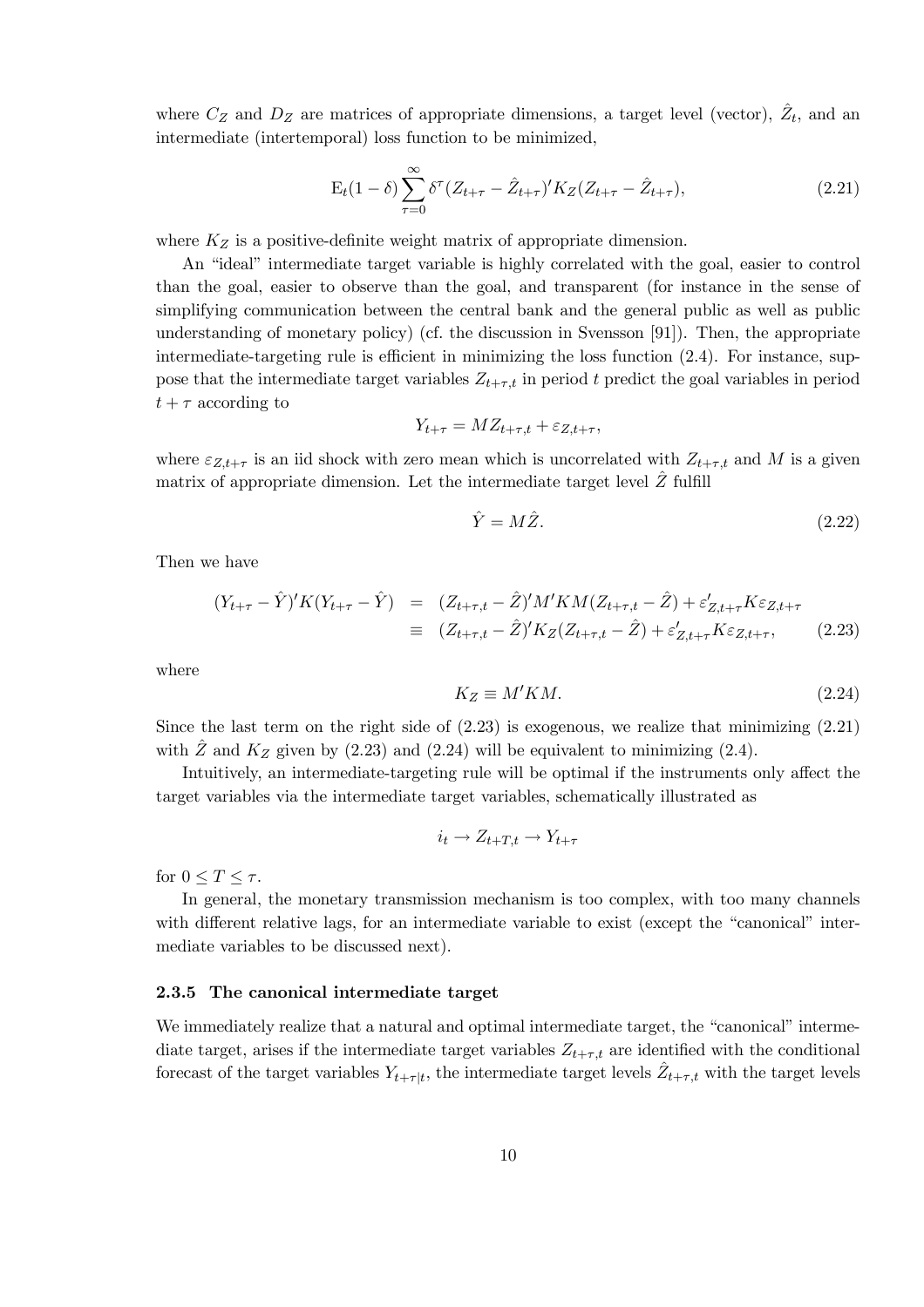where $C_Z$ and $D_Z$ are matrices of appropriate dimensions, a target level (vector), $\hat{Z}_t$, and an intermediate (intertemporal) loss function to be minimized,

$$\mathrm{E}_t(1-\delta)\sum_{\tau=0}^{\infty}\delta^{\tau}(Z_{t+\tau}-\hat{Z}_{t+\tau})'K_Z(Z_{t+\tau}-\hat{Z}_{t+\tau}), \tag{2.21}$$

where $K_Z$ is a positive-definite weight matrix of appropriate dimension.

An "ideal" intermediate target variable is highly correlated with the goal, easier to control than the goal, easier to observe than the goal, and transparent (for instance in the sense of simplifying communication between the central bank and the general public as well as public understanding of monetary policy) (cf. the discussion in Svensson [91]). Then, the appropriate intermediate-targeting rule is efficient in minimizing the loss function (2.4). For instance, suppose that the intermediate target variables $Z_{t+\tau,t}$ in period $t$ predict the goal variables in period $t+\tau$ according to

$$Y_{t+\tau} = MZ_{t+\tau,t} + \varepsilon_{Z,t+\tau},$$

where $\varepsilon_{Z,t+\tau}$ is an iid shock with zero mean which is uncorrelated with $Z_{t+\tau,t}$ and $M$ is a given matrix of appropriate dimension. Let the intermediate target level $\hat{Z}$ fulfill

$$\hat{Y} = M\hat{Z}. \tag{2.22}$$

Then we have

$$\begin{aligned}
(Y_{t+\tau}-\hat{Y})'K(Y_{t+\tau}-\hat{Y}) &= (Z_{t+\tau,t}-\hat{Z})'M'KM(Z_{t+\tau,t}-\hat{Z}) + \varepsilon_{Z,t+\tau}'K\varepsilon_{Z,t+\tau} \\
&\equiv (Z_{t+\tau,t}-\hat{Z})'K_Z(Z_{t+\tau,t}-\hat{Z}) + \varepsilon_{Z,t+\tau}'K\varepsilon_{Z,t+\tau},
\end{aligned} \tag{2.23}$$

where

$$K_Z \equiv M'KM. \tag{2.24}$$

Since the last term on the right side of (2.23) is exogenous, we realize that minimizing (2.21) with $\hat{Z}$ and $K_Z$ given by (2.23) and (2.24) will be equivalent to minimizing (2.4).

Intuitively, an intermediate-targeting rule will be optimal if the instruments only affect the target variables via the intermediate target variables, schematically illustrated as

$$i_t \rightarrow Z_{t+T,t} \rightarrow Y_{t+\tau}$$

for $0 \leq T \leq \tau$.

In general, the monetary transmission mechanism is too complex, with too many channels with different relative lags, for an intermediate variable to exist (except the "canonical" intermediate variables to be discussed next).

### 2.3.5 The canonical intermediate target

We immediately realize that a natural and optimal intermediate target, the "canonical" intermediate target, arises if the intermediate target variables $Z_{t+\tau,t}$ are identified with the conditional forecast of the target variables $Y_{t+\tau|t}$, the intermediate target levels $\hat{Z}_{t+\tau,t}$ with the target levels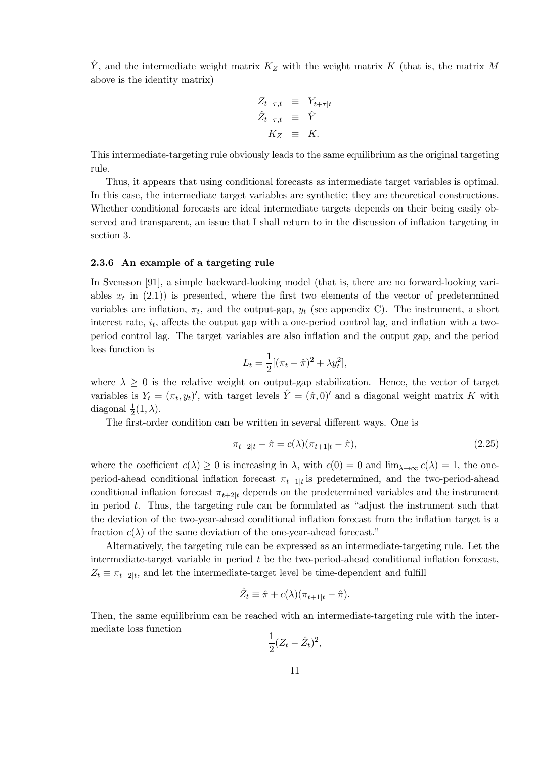$\hat{Y}$, and the intermediate weight matrix $K_Z$ with the weight matrix $K$ (that is, the matrix $M$ above is the identity matrix)

$$
\begin{aligned}
Z_{t+\tau,t} &\equiv Y_{t+\tau|t} \\
\hat{Z}_{t+\tau,t} &\equiv \hat{Y} \\
K_Z &\equiv K.
\end{aligned}
$$

This intermediate-targeting rule obviously leads to the same equilibrium as the original targeting rule.

Thus, it appears that using conditional forecasts as intermediate target variables is optimal. In this case, the intermediate target variables are synthetic; they are theoretical constructions. Whether conditional forecasts are ideal intermediate targets depends on their being easily observed and transparent, an issue that I shall return to in the discussion of inflation targeting in section 3.

### 2.3.6 An example of a targeting rule

In Svensson [91], a simple backward-looking model (that is, there are no forward-looking variables $x_t$ in (2.1)) is presented, where the first two elements of the vector of predetermined variables are inflation, $\pi_t$, and the output-gap, $y_t$ (see appendix C). The instrument, a short interest rate, $i_t$, affects the output gap with a one-period control lag, and inflation with a two-period control lag. The target variables are also inflation and the output gap, and the period loss function is

$$
L_t = \frac{1}{2}[(\pi_t - \hat{\pi})^2 + \lambda y_t^2],
$$

where $\lambda \geq 0$ is the relative weight on output-gap stabilization. Hence, the vector of target variables is $Y_t = (\pi_t, y_t)'$, with target levels $\hat{Y} = (\hat{\pi}, 0)'$ and a diagonal weight matrix $K$ with diagonal $\frac{1}{2}(1, \lambda)$.

The first-order condition can be written in several different ways. One is

$$
\pi_{t+2|t} - \hat{\pi} = c(\lambda)(\pi_{t+1|t} - \hat{\pi}), \tag{2.25}
$$

where the coefficient $c(\lambda) \geq 0$ is increasing in $\lambda$, with $c(0) = 0$ and $\lim_{\lambda \to \infty} c(\lambda) = 1$, the one-period-ahead conditional inflation forecast $\pi_{t+1|t}$ is predetermined, and the two-period-ahead conditional inflation forecast $\pi_{t+2|t}$ depends on the predetermined variables and the instrument in period $t$. Thus, the targeting rule can be formulated as "adjust the instrument such that the deviation of the two-year-ahead conditional inflation forecast from the inflation target is a fraction $c(\lambda)$ of the same deviation of the one-year-ahead forecast."

Alternatively, the targeting rule can be expressed as an intermediate-targeting rule. Let the intermediate-target variable in period $t$ be the two-period-ahead conditional inflation forecast, $Z_t \equiv \pi_{t+2|t}$, and let the intermediate-target level be time-dependent and fulfill

$$
\hat{Z}_t \equiv \hat{\pi} + c(\lambda)(\pi_{t+1|t} - \hat{\pi}).
$$

Then, the same equilibrium can be reached with an intermediate-targeting rule with the intermediate loss function

$$
\frac{1}{2}(Z_t - \hat{Z}_t)^2,
$$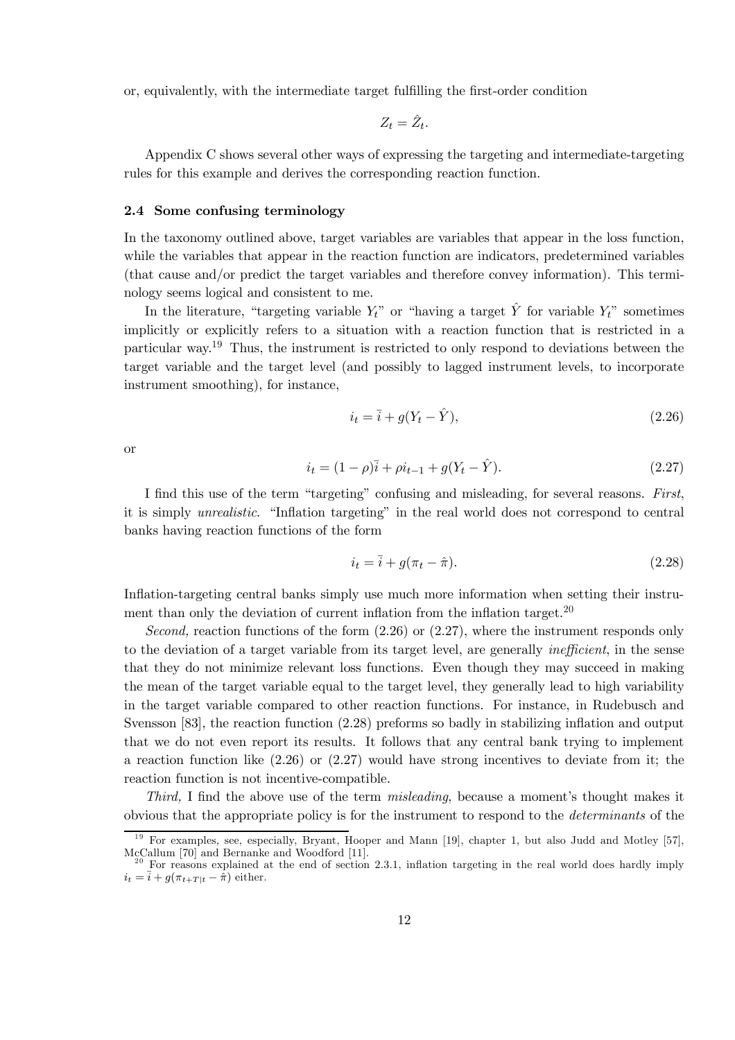or, equivalently, with the intermediate target fulfilling the first-order condition

$$Z_t = \hat{Z}_t.$$

Appendix C shows several other ways of expressing the targeting and intermediate-targeting rules for this example and derives the corresponding reaction function.

### 2.4 Some confusing terminology

In the taxonomy outlined above, target variables are variables that appear in the loss function, while the variables that appear in the reaction function are indicators, predetermined variables (that cause and/or predict the target variables and therefore convey information). This terminology seems logical and consistent to me.

In the literature, "targeting variable $Y_t$" or "having a target $\hat{Y}$ for variable $Y_t$" sometimes implicitly or explicitly refers to a situation with a reaction function that is restricted in a particular way.[19] Thus, the instrument is restricted to only respond to deviations between the target variable and the target level (and possibly to lagged instrument levels, to incorporate instrument smoothing), for instance,

$$i_t = \bar{i} + g(Y_t - \hat{Y}), \tag{2.26}$$

or

$$i_t = (1 - \rho)\bar{i} + \rho i_{t-1} + g(Y_t - \hat{Y}). \tag{2.27}$$

I find this use of the term "targeting" confusing and misleading, for several reasons. *First*, it is simply *unrealistic*. "Inflation targeting" in the real world does not correspond to central banks having reaction functions of the form

$$i_t = \bar{i} + g(\pi_t - \hat{\pi}). \tag{2.28}$$

Inflation-targeting central banks simply use much more information when setting their instrument than only the deviation of current inflation from the inflation target.[20]

*Second,* reaction functions of the form (2.26) or (2.27), where the instrument responds only to the deviation of a target variable from its target level, are generally *inefficient*, in the sense that they do not minimize relevant loss functions. Even though they may succeed in making the mean of the target variable equal to the target level, they generally lead to high variability in the target variable compared to other reaction functions. For instance, in Rudebusch and Svensson [83], the reaction function (2.28) preforms so badly in stabilizing inflation and output that we do not even report its results. It follows that any central bank trying to implement a reaction function like (2.26) or (2.27) would have strong incentives to deviate from it; the reaction function is not incentive-compatible.

*Third,* I find the above use of the term *misleading*, because a moment's thought makes it obvious that the appropriate policy is for the instrument to respond to the *determinants* of the

---

[19] For examples, see, especially, Bryant, Hooper and Mann [19], chapter 1, but also Judd and Motley [57], McCallum [70] and Bernanke and Woodford [11].

[20] For reasons explained at the end of section 2.3.1, inflation targeting in the real world does hardly imply $i_t = \bar{i} + g(\pi_{t+T|t} - \hat{\pi})$ either.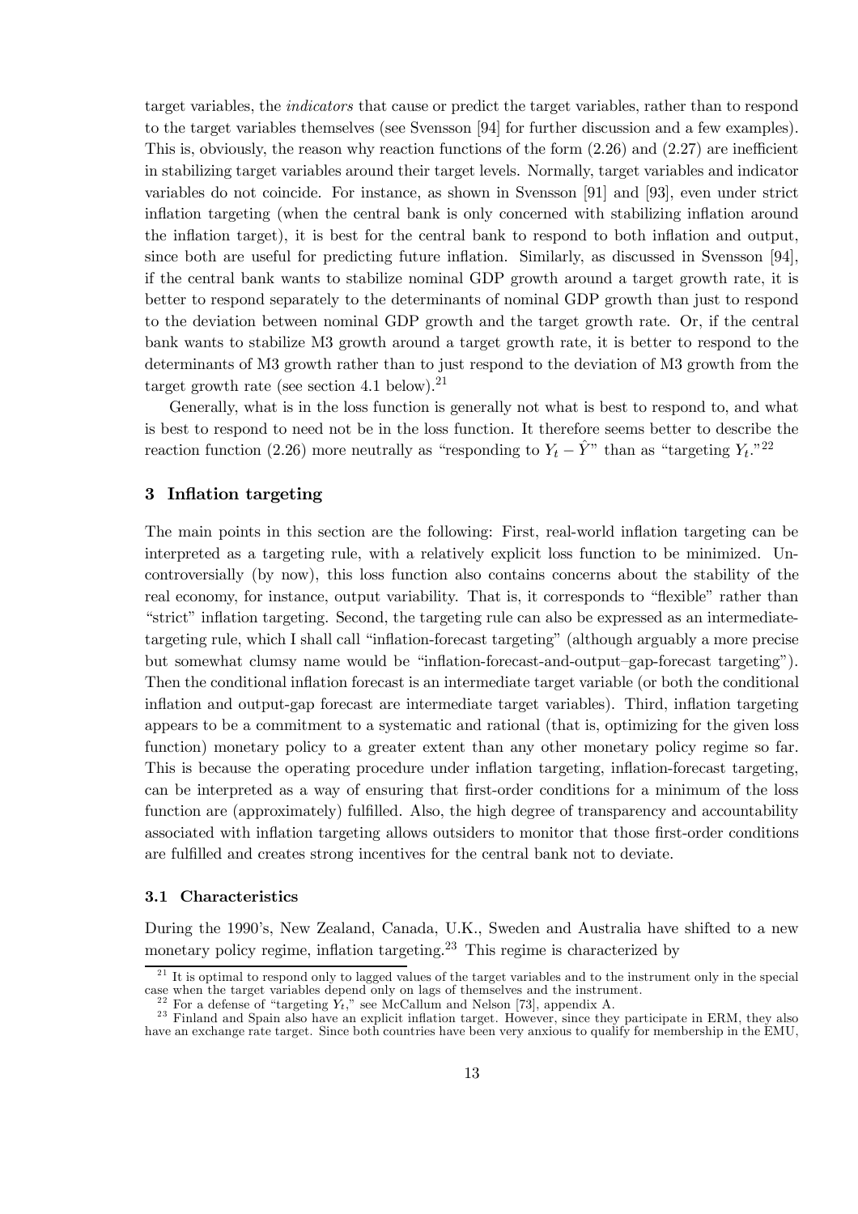target variables, the *indicators* that cause or predict the target variables, rather than to respond to the target variables themselves (see Svensson [94] for further discussion and a few examples). This is, obviously, the reason why reaction functions of the form (2.26) and (2.27) are inefficient in stabilizing target variables around their target levels. Normally, target variables and indicator variables do not coincide. For instance, as shown in Svensson [91] and [93], even under strict inflation targeting (when the central bank is only concerned with stabilizing inflation around the inflation target), it is best for the central bank to respond to both inflation and output, since both are useful for predicting future inflation. Similarly, as discussed in Svensson [94], if the central bank wants to stabilize nominal GDP growth around a target growth rate, it is better to respond separately to the determinants of nominal GDP growth than just to respond to the deviation between nominal GDP growth and the target growth rate. Or, if the central bank wants to stabilize M3 growth around a target growth rate, it is better to respond to the determinants of M3 growth rather than to just respond to the deviation of M3 growth from the target growth rate (see section 4.1 below).[21]

Generally, what is in the loss function is generally not what is best to respond to, and what is best to respond to need not be in the loss function. It therefore seems better to describe the reaction function (2.26) more neutrally as "responding to $Y_t - \hat{Y}$" than as "targeting $Y_t$."[22]

## 3 Inflation targeting

The main points in this section are the following: First, real-world inflation targeting can be interpreted as a targeting rule, with a relatively explicit loss function to be minimized. Uncontroversially (by now), this loss function also contains concerns about the stability of the real economy, for instance, output variability. That is, it corresponds to "flexible" rather than "strict" inflation targeting. Second, the targeting rule can also be expressed as an intermediate-targeting rule, which I shall call "inflation-forecast targeting" (although arguably a more precise but somewhat clumsy name would be "inflation-forecast-and-output–gap-forecast targeting"). Then the conditional inflation forecast is an intermediate target variable (or both the conditional inflation and output-gap forecast are intermediate target variables). Third, inflation targeting appears to be a commitment to a systematic and rational (that is, optimizing for the given loss function) monetary policy to a greater extent than any other monetary policy regime so far. This is because the operating procedure under inflation targeting, inflation-forecast targeting, can be interpreted as a way of ensuring that first-order conditions for a minimum of the loss function are (approximately) fulfilled. Also, the high degree of transparency and accountability associated with inflation targeting allows outsiders to monitor that those first-order conditions are fulfilled and creates strong incentives for the central bank not to deviate.

### 3.1 Characteristics

During the 1990's, New Zealand, Canada, U.K., Sweden and Australia have shifted to a new monetary policy regime, inflation targeting.[23] This regime is characterized by

[21] It is optimal to respond only to lagged values of the target variables and to the instrument only in the special case when the target variables depend only on lags of themselves and the instrument.

[22] For a defense of "targeting $Y_t$," see McCallum and Nelson [73], appendix A.

[23] Finland and Spain also have an explicit inflation target. However, since they participate in ERM, they also have an exchange rate target. Since both countries have been very anxious to qualify for membership in the EMU,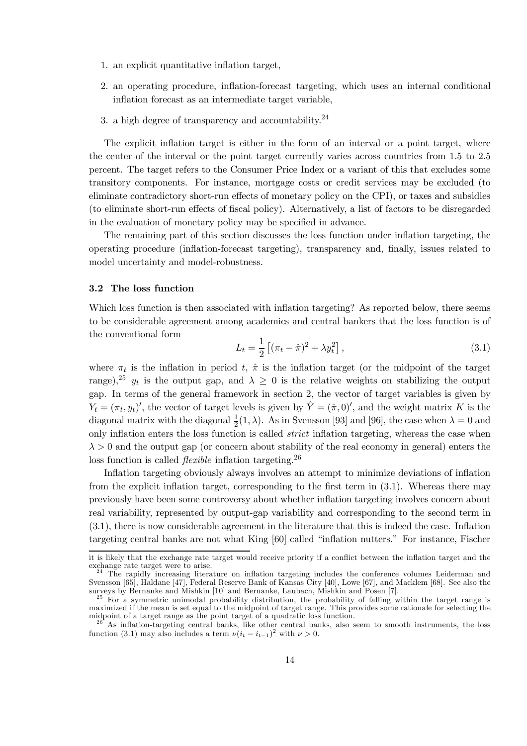1. an explicit quantitative inflation target,
2. an operating procedure, inflation-forecast targeting, which uses an internal conditional inflation forecast as an intermediate target variable,
3. a high degree of transparency and accountability.[24]

The explicit inflation target is either in the form of an interval or a point target, where the center of the interval or the point target currently varies across countries from 1.5 to 2.5 percent. The target refers to the Consumer Price Index or a variant of this that excludes some transitory components. For instance, mortgage costs or credit services may be excluded (to eliminate contradictory short-run effects of monetary policy on the CPI), or taxes and subsidies (to eliminate short-run effects of fiscal policy). Alternatively, a list of factors to be disregarded in the evaluation of monetary policy may be specified in advance.

The remaining part of this section discusses the loss function under inflation targeting, the operating procedure (inflation-forecast targeting), transparency and, finally, issues related to model uncertainty and model-robustness.

### 3.2 The loss function

Which loss function is then associated with inflation targeting? As reported below, there seems to be considerable agreement among academics and central bankers that the loss function is of the conventional form

$$L_t = \frac{1}{2}\left[(\pi_t - \hat{\pi})^2 + \lambda y_t^2\right], \tag{3.1}$$

where $\pi_t$ is the inflation in period $t$, $\hat{\pi}$ is the inflation target (or the midpoint of the target range),[25] $y_t$ is the output gap, and $\lambda \geq 0$ is the relative weights on stabilizing the output gap. In terms of the general framework in section 2, the vector of target variables is given by $Y_t = (\pi_t, y_t)'$, the vector of target levels is given by $\hat{Y} = (\hat{\pi}, 0)'$, and the weight matrix $K$ is the diagonal matrix with the diagonal $\frac{1}{2}(1, \lambda)$. As in Svensson [93] and [96], the case when $\lambda = 0$ and only inflation enters the loss function is called *strict* inflation targeting, whereas the case when $\lambda > 0$ and the output gap (or concern about stability of the real economy in general) enters the loss function is called *flexible* inflation targeting.[26]

Inflation targeting obviously always involves an attempt to minimize deviations of inflation from the explicit inflation target, corresponding to the first term in (3.1). Whereas there may previously have been some controversy about whether inflation targeting involves concern about real variability, represented by output-gap variability and corresponding to the second term in (3.1), there is now considerable agreement in the literature that this is indeed the case. Inflation targeting central banks are not what King [60] called "inflation nutters." For instance, Fischer

---

it is likely that the exchange rate target would receive priority if a conflict between the inflation target and the exchange rate target were to arise.

[24] The rapidly increasing literature on inflation targeting includes the conference volumes Leiderman and Svensson [65], Haldane [47], Federal Reserve Bank of Kansas City [40], Lowe [67], and Macklem [68]. See also the surveys by Bernanke and Mishkin [10] and Bernanke, Laubach, Mishkin and Posen [7].

[25] For a symmetric unimodal probability distribution, the probability of falling within the target range is maximized if the mean is set equal to the midpoint of target range. This provides some rationale for selecting the midpoint of a target range as the point target of a quadratic loss function.

[26] As inflation-targeting central banks, like other central banks, also seem to smooth instruments, the loss function (3.1) may also includes a term $\nu(i_t - i_{t-1})^2$ with $\nu > 0$.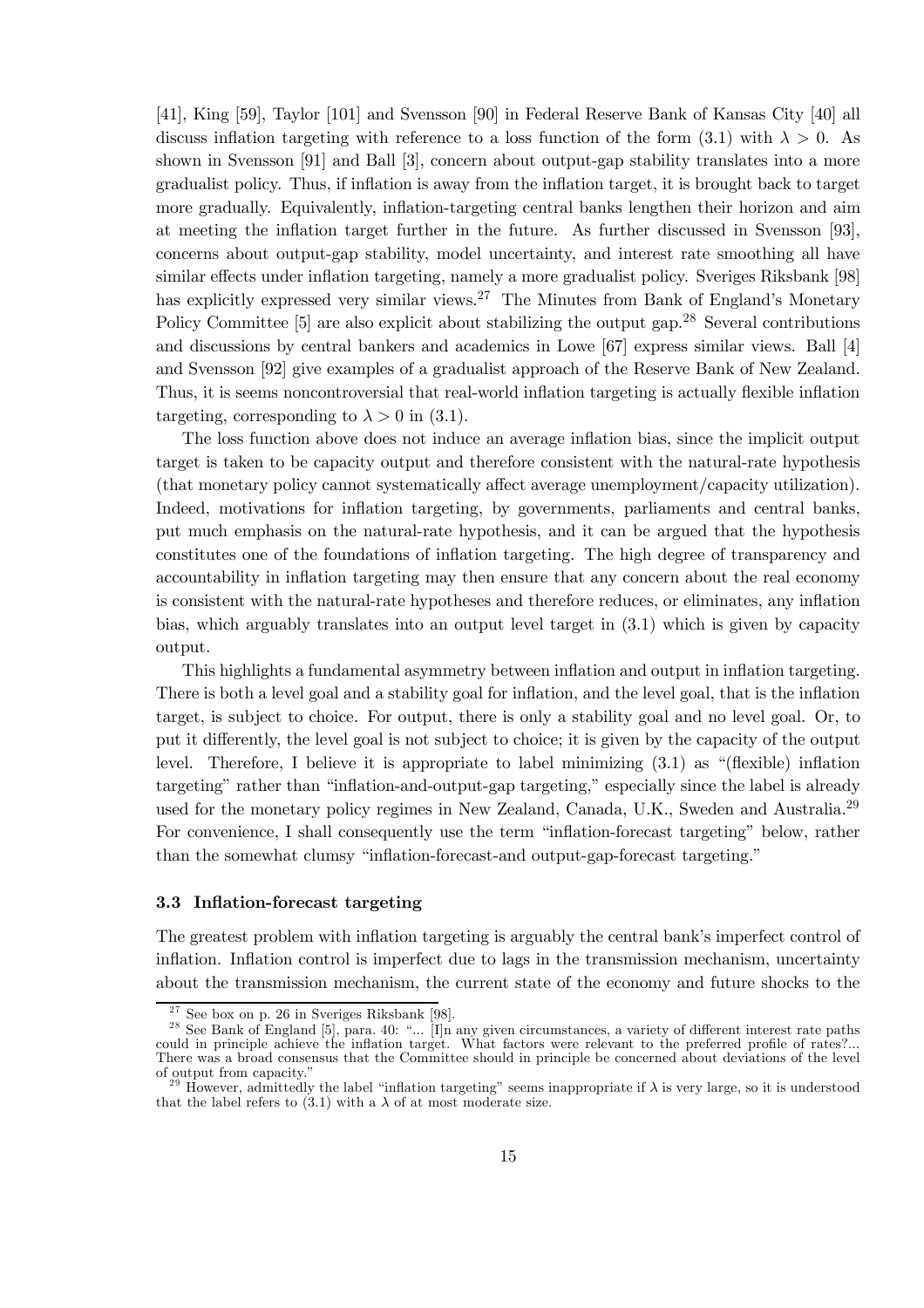[41], King [59], Taylor [101] and Svensson [90] in Federal Reserve Bank of Kansas City [40] all discuss inflation targeting with reference to a loss function of the form (3.1) with $\lambda > 0$. As shown in Svensson [91] and Ball [3], concern about output-gap stability translates into a more gradualist policy. Thus, if inflation is away from the inflation target, it is brought back to target more gradually. Equivalently, inflation-targeting central banks lengthen their horizon and aim at meeting the inflation target further in the future. As further discussed in Svensson [93], concerns about output-gap stability, model uncertainty, and interest rate smoothing all have similar effects under inflation targeting, namely a more gradualist policy. Sveriges Riksbank [98] has explicitly expressed very similar views.[27] The Minutes from Bank of England's Monetary Policy Committee [5] are also explicit about stabilizing the output gap.[28] Several contributions and discussions by central bankers and academics in Lowe [67] express similar views. Ball [4] and Svensson [92] give examples of a gradualist approach of the Reserve Bank of New Zealand. Thus, it is seems noncontroversial that real-world inflation targeting is actually flexible inflation targeting, corresponding to $\lambda > 0$ in (3.1).

The loss function above does not induce an average inflation bias, since the implicit output target is taken to be capacity output and therefore consistent with the natural-rate hypothesis (that monetary policy cannot systematically affect average unemployment/capacity utilization). Indeed, motivations for inflation targeting, by governments, parliaments and central banks, put much emphasis on the natural-rate hypothesis, and it can be argued that the hypothesis constitutes one of the foundations of inflation targeting. The high degree of transparency and accountability in inflation targeting may then ensure that any concern about the real economy is consistent with the natural-rate hypotheses and therefore reduces, or eliminates, any inflation bias, which arguably translates into an output level target in (3.1) which is given by capacity output.

This highlights a fundamental asymmetry between inflation and output in inflation targeting. There is both a level goal and a stability goal for inflation, and the level goal, that is the inflation target, is subject to choice. For output, there is only a stability goal and no level goal. Or, to put it differently, the level goal is not subject to choice; it is given by the capacity of the output level. Therefore, I believe it is appropriate to label minimizing (3.1) as "(flexible) inflation targeting" rather than "inflation-and-output-gap targeting," especially since the label is already used for the monetary policy regimes in New Zealand, Canada, U.K., Sweden and Australia.[29] For convenience, I shall consequently use the term "inflation-forecast targeting" below, rather than the somewhat clumsy "inflation-forecast-and output-gap-forecast targeting."

### 3.3 Inflation-forecast targeting

The greatest problem with inflation targeting is arguably the central bank's imperfect control of inflation. Inflation control is imperfect due to lags in the transmission mechanism, uncertainty about the transmission mechanism, the current state of the economy and future shocks to the

[27] See box on p. 26 in Sveriges Riksbank [98].

[28] See Bank of England [5], para. 40: "... [I]n any given circumstances, a variety of different interest rate paths could in principle achieve the inflation target. What factors were relevant to the preferred profile of rates?... There was a broad consensus that the Committee should in principle be concerned about deviations of the level of output from capacity."

[29] However, admittedly the label "inflation targeting" seems inappropriate if $\lambda$ is very large, so it is understood that the label refers to (3.1) with a $\lambda$ of at most moderate size.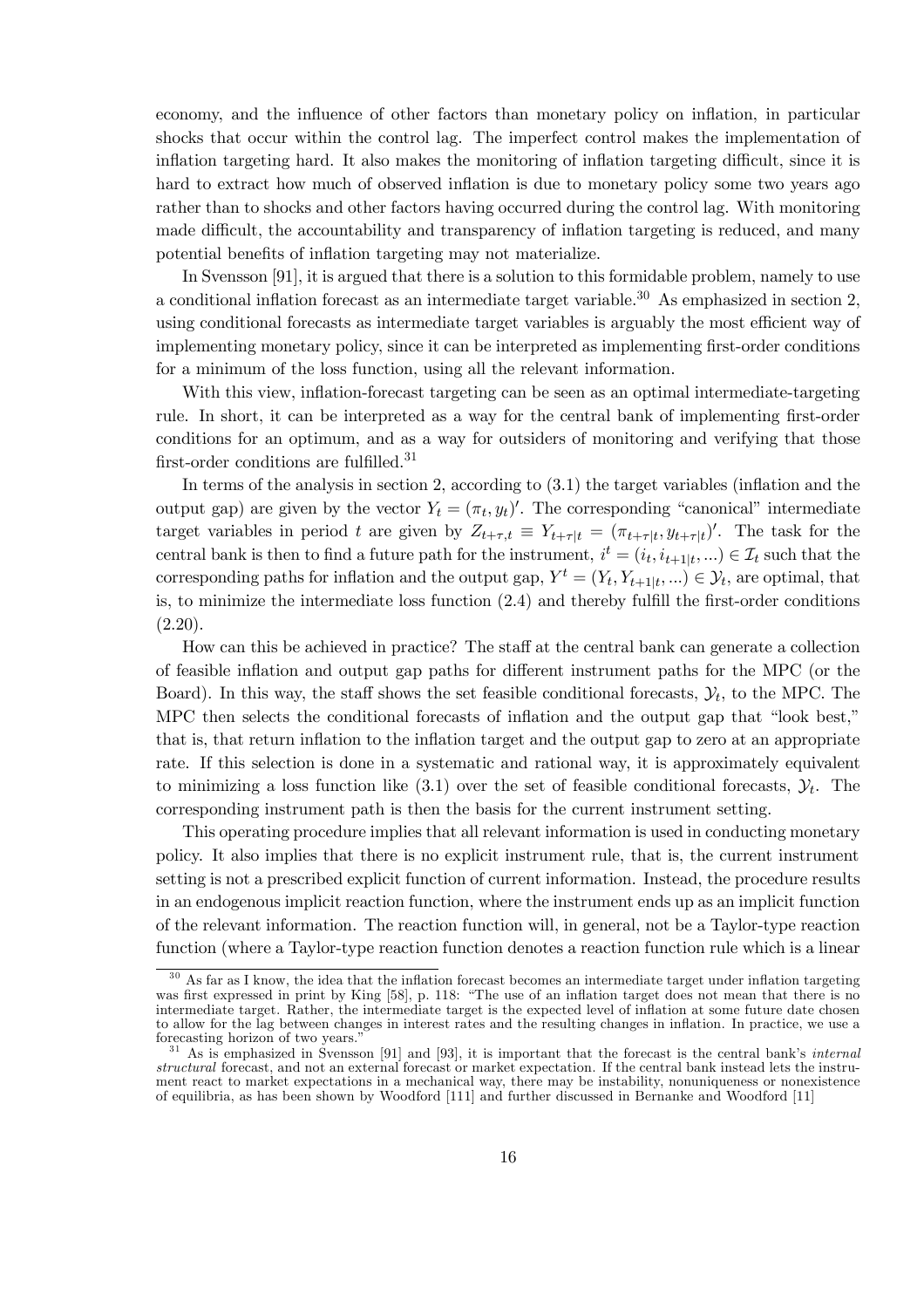economy, and the influence of other factors than monetary policy on inflation, in particular shocks that occur within the control lag. The imperfect control makes the implementation of inflation targeting hard. It also makes the monitoring of inflation targeting difficult, since it is hard to extract how much of observed inflation is due to monetary policy some two years ago rather than to shocks and other factors having occurred during the control lag. With monitoring made difficult, the accountability and transparency of inflation targeting is reduced, and many potential benefits of inflation targeting may not materialize.

In Svensson [91], it is argued that there is a solution to this formidable problem, namely to use a conditional inflation forecast as an intermediate target variable.[30] As emphasized in section 2, using conditional forecasts as intermediate target variables is arguably the most efficient way of implementing monetary policy, since it can be interpreted as implementing first-order conditions for a minimum of the loss function, using all the relevant information.

With this view, inflation-forecast targeting can be seen as an optimal intermediate-targeting rule. In short, it can be interpreted as a way for the central bank of implementing first-order conditions for an optimum, and as a way for outsiders of monitoring and verifying that those first-order conditions are fulfilled.[31]

In terms of the analysis in section 2, according to (3.1) the target variables (inflation and the output gap) are given by the vector $Y_t = (\pi_t, y_t)'$. The corresponding "canonical" intermediate target variables in period $t$ are given by $Z_{t+\tau,t} \equiv Y_{t+\tau|t} = (\pi_{t+\tau|t}, y_{t+\tau|t})'$. The task for the central bank is then to find a future path for the instrument, $i^t = (i_t, i_{t+1|t}, ...) \in \mathcal{I}_t$ such that the corresponding paths for inflation and the output gap, $Y^t = (Y_t, Y_{t+1|t}, ...) \in \mathcal{Y}_t$, are optimal, that is, to minimize the intermediate loss function (2.4) and thereby fulfill the first-order conditions (2.20).

How can this be achieved in practice? The staff at the central bank can generate a collection of feasible inflation and output gap paths for different instrument paths for the MPC (or the Board). In this way, the staff shows the set feasible conditional forecasts, $\mathcal{Y}_t$, to the MPC. The MPC then selects the conditional forecasts of inflation and the output gap that "look best," that is, that return inflation to the inflation target and the output gap to zero at an appropriate rate. If this selection is done in a systematic and rational way, it is approximately equivalent to minimizing a loss function like (3.1) over the set of feasible conditional forecasts, $\mathcal{Y}_t$. The corresponding instrument path is then the basis for the current instrument setting.

This operating procedure implies that all relevant information is used in conducting monetary policy. It also implies that there is no explicit instrument rule, that is, the current instrument setting is not a prescribed explicit function of current information. Instead, the procedure results in an endogenous implicit reaction function, where the instrument ends up as an implicit function of the relevant information. The reaction function will, in general, not be a Taylor-type reaction function (where a Taylor-type reaction function denotes a reaction function rule which is a linear

[30] As far as I know, the idea that the inflation forecast becomes an intermediate target under inflation targeting was first expressed in print by King [58], p. 118: "The use of an inflation target does not mean that there is no intermediate target. Rather, the intermediate target is the expected level of inflation at some future date chosen to allow for the lag between changes in interest rates and the resulting changes in inflation. In practice, we use a forecasting horizon of two years."

[31] As is emphasized in Svensson [91] and [93], it is important that the forecast is the central bank's *internal structural* forecast, and not an external forecast or market expectation. If the central bank instead lets the instrument react to market expectations in a mechanical way, there may be instability, nonuniqueness or nonexistence of equilibria, as has been shown by Woodford [111] and further discussed in Bernanke and Woodford [11]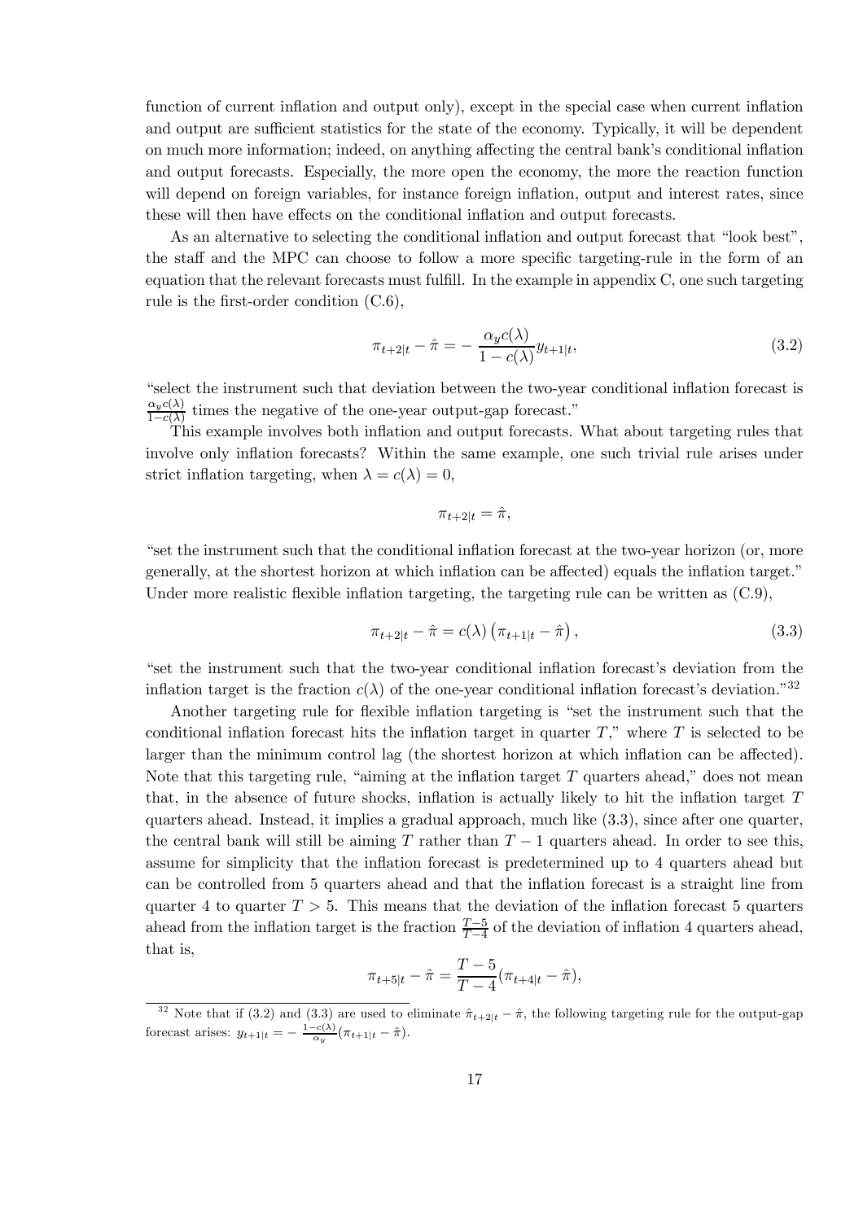function of current inflation and output only), except in the special case when current inflation and output are sufficient statistics for the state of the economy. Typically, it will be dependent on much more information; indeed, on anything affecting the central bank's conditional inflation and output forecasts. Especially, the more open the economy, the more the reaction function will depend on foreign variables, for instance foreign inflation, output and interest rates, since these will then have effects on the conditional inflation and output forecasts.

As an alternative to selecting the conditional inflation and output forecast that "look best", the staff and the MPC can choose to follow a more specific targeting-rule in the form of an equation that the relevant forecasts must fulfill. In the example in appendix C, one such targeting rule is the first-order condition (C.6),

$$\pi_{t+2|t} - \hat{\pi} = -\frac{\alpha_y c(\lambda)}{1 - c(\lambda)} y_{t+1|t}, \tag{3.2}$$

"select the instrument such that deviation between the two-year conditional inflation forecast is $\frac{\alpha_y c(\lambda)}{1-c(\lambda)}$ times the negative of the one-year output-gap forecast."

This example involves both inflation and output forecasts. What about targeting rules that involve only inflation forecasts? Within the same example, one such trivial rule arises under strict inflation targeting, when $\lambda = c(\lambda) = 0$,

$$\pi_{t+2|t} = \hat{\pi},$$

"set the instrument such that the conditional inflation forecast at the two-year horizon (or, more generally, at the shortest horizon at which inflation can be affected) equals the inflation target." Under more realistic flexible inflation targeting, the targeting rule can be written as (C.9),

$$\pi_{t+2|t} - \hat{\pi} = c(\lambda) \left( \pi_{t+1|t} - \hat{\pi} \right), \tag{3.3}$$

"set the instrument such that the two-year conditional inflation forecast's deviation from the inflation target is the fraction $c(\lambda)$ of the one-year conditional inflation forecast's deviation."[32]

Another targeting rule for flexible inflation targeting is "set the instrument such that the conditional inflation forecast hits the inflation target in quarter $T$," where $T$ is selected to be larger than the minimum control lag (the shortest horizon at which inflation can be affected). Note that this targeting rule, "aiming at the inflation target $T$ quarters ahead," does not mean that, in the absence of future shocks, inflation is actually likely to hit the inflation target $T$ quarters ahead. Instead, it implies a gradual approach, much like (3.3), since after one quarter, the central bank will still be aiming $T$ rather than $T - 1$ quarters ahead. In order to see this, assume for simplicity that the inflation forecast is predetermined up to 4 quarters ahead but can be controlled from 5 quarters ahead and that the inflation forecast is a straight line from quarter 4 to quarter $T > 5$. This means that the deviation of the inflation forecast 5 quarters ahead from the inflation target is the fraction $\frac{T-5}{T-4}$ of the deviation of inflation 4 quarters ahead, that is,

$$\pi_{t+5|t} - \hat{\pi} = \frac{T-5}{T-4}(\pi_{t+4|t} - \hat{\pi}),$$

[32] Note that if (3.2) and (3.3) are used to eliminate $\hat{\pi}_{t+2|t} - \hat{\pi}$, the following targeting rule for the output-gap forecast arises: $y_{t+1|t} = -\frac{1-c(\lambda)}{\alpha_y}(\pi_{t+1|t} - \hat{\pi})$.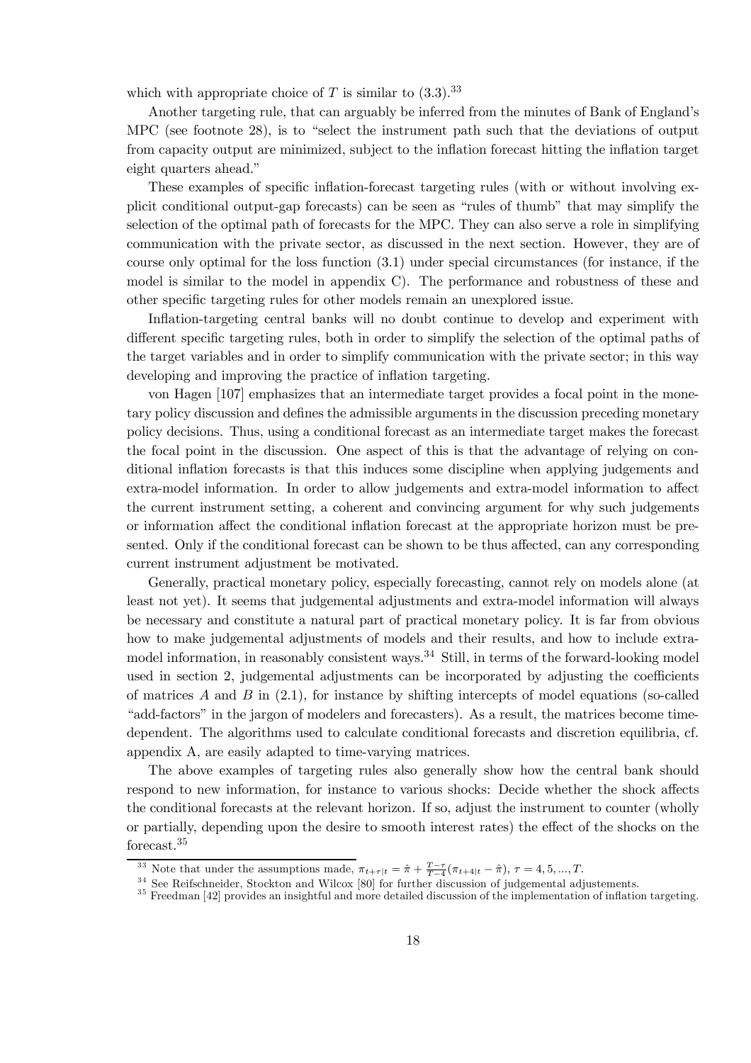which with appropriate choice of $T$ is similar to (3.3).[33]

Another targeting rule, that can arguably be inferred from the minutes of Bank of England's MPC (see footnote 28), is to "select the instrument path such that the deviations of output from capacity output are minimized, subject to the inflation forecast hitting the inflation target eight quarters ahead."

These examples of specific inflation-forecast targeting rules (with or without involving explicit conditional output-gap forecasts) can be seen as "rules of thumb" that may simplify the selection of the optimal path of forecasts for the MPC. They can also serve a role in simplifying communication with the private sector, as discussed in the next section. However, they are of course only optimal for the loss function (3.1) under special circumstances (for instance, if the model is similar to the model in appendix C). The performance and robustness of these and other specific targeting rules for other models remain an unexplored issue.

Inflation-targeting central banks will no doubt continue to develop and experiment with different specific targeting rules, both in order to simplify the selection of the optimal paths of the target variables and in order to simplify communication with the private sector; in this way developing and improving the practice of inflation targeting.

von Hagen [107] emphasizes that an intermediate target provides a focal point in the monetary policy discussion and defines the admissible arguments in the discussion preceding monetary policy decisions. Thus, using a conditional forecast as an intermediate target makes the forecast the focal point in the discussion. One aspect of this is that the advantage of relying on conditional inflation forecasts is that this induces some discipline when applying judgements and extra-model information. In order to allow judgements and extra-model information to affect the current instrument setting, a coherent and convincing argument for why such judgements or information affect the conditional inflation forecast at the appropriate horizon must be presented. Only if the conditional forecast can be shown to be thus affected, can any corresponding current instrument adjustment be motivated.

Generally, practical monetary policy, especially forecasting, cannot rely on models alone (at least not yet). It seems that judgemental adjustments and extra-model information will always be necessary and constitute a natural part of practical monetary policy. It is far from obvious how to make judgemental adjustments of models and their results, and how to include extra-model information, in reasonably consistent ways.[34] Still, in terms of the forward-looking model used in section 2, judgemental adjustments can be incorporated by adjusting the coefficients of matrices $A$ and $B$ in (2.1), for instance by shifting intercepts of model equations (so-called "add-factors" in the jargon of modelers and forecasters). As a result, the matrices become time-dependent. The algorithms used to calculate conditional forecasts and discretion equilibria, cf. appendix A, are easily adapted to time-varying matrices.

The above examples of targeting rules also generally show how the central bank should respond to new information, for instance to various shocks: Decide whether the shock affects the conditional forecasts at the relevant horizon. If so, adjust the instrument to counter (wholly or partially, depending upon the desire to smooth interest rates) the effect of the shocks on the forecast.[35]

---

[33] Note that under the assumptions made, $\pi_{t+\tau|t} = \hat{\pi} + \frac{T-\tau}{T-4}(\pi_{t+4|t} - \hat{\pi})$, $\tau = 4, 5, ..., T$.

[34] See Reifschneider, Stockton and Wilcox [80] for further discussion of judgemental adjustements.

[35] Freedman [42] provides an insightful and more detailed discussion of the implementation of inflation targeting.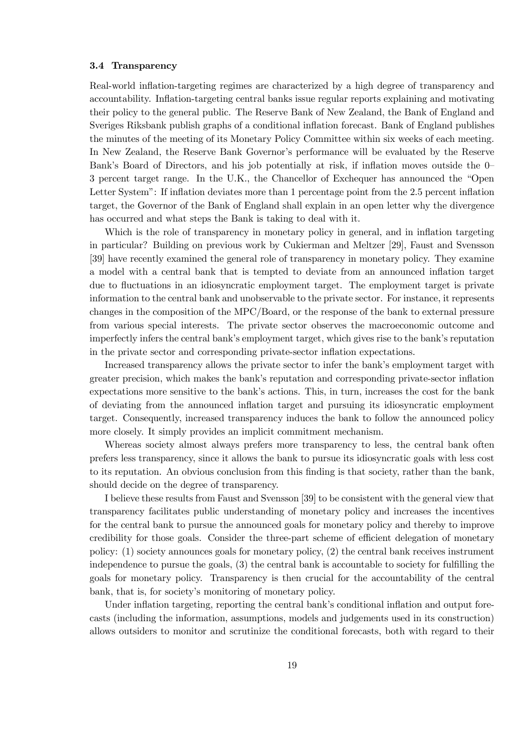### 3.4 Transparency

Real-world inflation-targeting regimes are characterized by a high degree of transparency and accountability. Inflation-targeting central banks issue regular reports explaining and motivating their policy to the general public. The Reserve Bank of New Zealand, the Bank of England and Sveriges Riksbank publish graphs of a conditional inflation forecast. Bank of England publishes the minutes of the meeting of its Monetary Policy Committee within six weeks of each meeting. In New Zealand, the Reserve Bank Governor's performance will be evaluated by the Reserve Bank's Board of Directors, and his job potentially at risk, if inflation moves outside the 0–3 percent target range. In the U.K., the Chancellor of Exchequer has announced the "Open Letter System": If inflation deviates more than 1 percentage point from the 2.5 percent inflation target, the Governor of the Bank of England shall explain in an open letter why the divergence has occurred and what steps the Bank is taking to deal with it.

Which is the role of transparency in monetary policy in general, and in inflation targeting in particular? Building on previous work by Cukierman and Meltzer [29], Faust and Svensson [39] have recently examined the general role of transparency in monetary policy. They examine a model with a central bank that is tempted to deviate from an announced inflation target due to fluctuations in an idiosyncratic employment target. The employment target is private information to the central bank and unobservable to the private sector. For instance, it represents changes in the composition of the MPC/Board, or the response of the bank to external pressure from various special interests. The private sector observes the macroeconomic outcome and imperfectly infers the central bank's employment target, which gives rise to the bank's reputation in the private sector and corresponding private-sector inflation expectations.

Increased transparency allows the private sector to infer the bank's employment target with greater precision, which makes the bank's reputation and corresponding private-sector inflation expectations more sensitive to the bank's actions. This, in turn, increases the cost for the bank of deviating from the announced inflation target and pursuing its idiosyncratic employment target. Consequently, increased transparency induces the bank to follow the announced policy more closely. It simply provides an implicit commitment mechanism.

Whereas society almost always prefers more transparency to less, the central bank often prefers less transparency, since it allows the bank to pursue its idiosyncratic goals with less cost to its reputation. An obvious conclusion from this finding is that society, rather than the bank, should decide on the degree of transparency.

I believe these results from Faust and Svensson [39] to be consistent with the general view that transparency facilitates public understanding of monetary policy and increases the incentives for the central bank to pursue the announced goals for monetary policy and thereby to improve credibility for those goals. Consider the three-part scheme of efficient delegation of monetary policy: (1) society announces goals for monetary policy, (2) the central bank receives instrument independence to pursue the goals, (3) the central bank is accountable to society for fulfilling the goals for monetary policy. Transparency is then crucial for the accountability of the central bank, that is, for society's monitoring of monetary policy.

Under inflation targeting, reporting the central bank's conditional inflation and output forecasts (including the information, assumptions, models and judgements used in its construction) allows outsiders to monitor and scrutinize the conditional forecasts, both with regard to their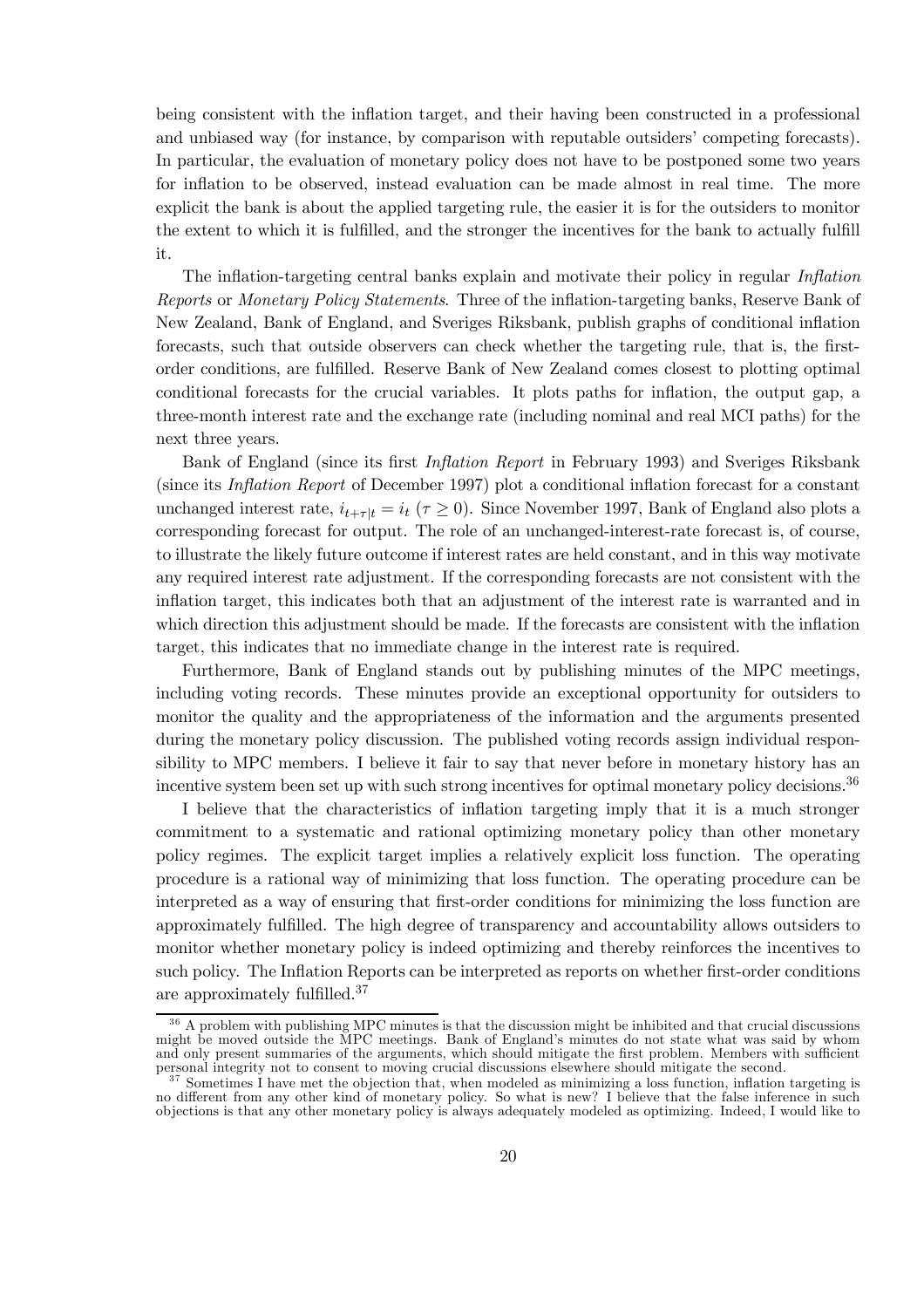being consistent with the inflation target, and their having been constructed in a professional and unbiased way (for instance, by comparison with reputable outsiders' competing forecasts). In particular, the evaluation of monetary policy does not have to be postponed some two years for inflation to be observed, instead evaluation can be made almost in real time. The more explicit the bank is about the applied targeting rule, the easier it is for the outsiders to monitor the extent to which it is fulfilled, and the stronger the incentives for the bank to actually fulfill it.

The inflation-targeting central banks explain and motivate their policy in regular *Inflation Reports* or *Monetary Policy Statements*. Three of the inflation-targeting banks, Reserve Bank of New Zealand, Bank of England, and Sveriges Riksbank, publish graphs of conditional inflation forecasts, such that outside observers can check whether the targeting rule, that is, the first-order conditions, are fulfilled. Reserve Bank of New Zealand comes closest to plotting optimal conditional forecasts for the crucial variables. It plots paths for inflation, the output gap, a three-month interest rate and the exchange rate (including nominal and real MCI paths) for the next three years.

Bank of England (since its first *Inflation Report* in February 1993) and Sveriges Riksbank (since its *Inflation Report* of December 1997) plot a conditional inflation forecast for a constant unchanged interest rate, $i_{t+\tau|t} = i_t$ ($\tau \geq 0$). Since November 1997, Bank of England also plots a corresponding forecast for output. The role of an unchanged-interest-rate forecast is, of course, to illustrate the likely future outcome if interest rates are held constant, and in this way motivate any required interest rate adjustment. If the corresponding forecasts are not consistent with the inflation target, this indicates both that an adjustment of the interest rate is warranted and in which direction this adjustment should be made. If the forecasts are consistent with the inflation target, this indicates that no immediate change in the interest rate is required.

Furthermore, Bank of England stands out by publishing minutes of the MPC meetings, including voting records. These minutes provide an exceptional opportunity for outsiders to monitor the quality and the appropriateness of the information and the arguments presented during the monetary policy discussion. The published voting records assign individual responsibility to MPC members. I believe it fair to say that never before in monetary history has an incentive system been set up with such strong incentives for optimal monetary policy decisions.[36]

I believe that the characteristics of inflation targeting imply that it is a much stronger commitment to a systematic and rational optimizing monetary policy than other monetary policy regimes. The explicit target implies a relatively explicit loss function. The operating procedure is a rational way of minimizing that loss function. The operating procedure can be interpreted as a way of ensuring that first-order conditions for minimizing the loss function are approximately fulfilled. The high degree of transparency and accountability allows outsiders to monitor whether monetary policy is indeed optimizing and thereby reinforces the incentives to such policy. The Inflation Reports can be interpreted as reports on whether first-order conditions are approximately fulfilled.[37]

[36] A problem with publishing MPC minutes is that the discussion might be inhibited and that crucial discussions might be moved outside the MPC meetings. Bank of England's minutes do not state what was said by whom and only present summaries of the arguments, which should mitigate the first problem. Members with sufficient personal integrity not to consent to moving crucial discussions elsewhere should mitigate the second.

[37] Sometimes I have met the objection that, when modeled as minimizing a loss function, inflation targeting is no different from any other kind of monetary policy. So what is new? I believe that the false inference in such objections is that any other monetary policy is always adequately modeled as optimizing. Indeed, I would like to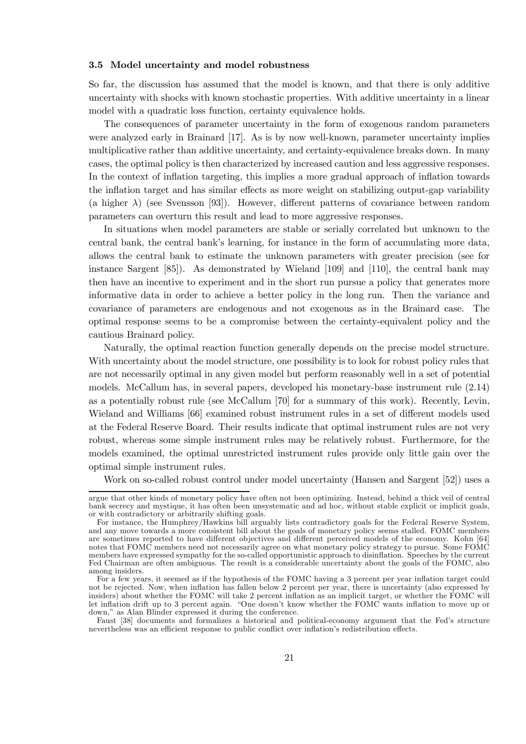### 3.5 Model uncertainty and model robustness

So far, the discussion has assumed that the model is known, and that there is only additive uncertainty with shocks with known stochastic properties. With additive uncertainty in a linear model with a quadratic loss function, certainty equivalence holds.

The consequences of parameter uncertainty in the form of exogenous random parameters were analyzed early in Brainard [17]. As is by now well-known, parameter uncertainty implies multiplicative rather than additive uncertainty, and certainty-equivalence breaks down. In many cases, the optimal policy is then characterized by increased caution and less aggressive responses. In the context of inflation targeting, this implies a more gradual approach of inflation towards the inflation target and has similar effects as more weight on stabilizing output-gap variability (a higher $\lambda$) (see Svensson [93]). However, different patterns of covariance between random parameters can overturn this result and lead to more aggressive responses.

In situations when model parameters are stable or serially correlated but unknown to the central bank, the central bank's learning, for instance in the form of accumulating more data, allows the central bank to estimate the unknown parameters with greater precision (see for instance Sargent [85]). As demonstrated by Wieland [109] and [110], the central bank may then have an incentive to experiment and in the short run pursue a policy that generates more informative data in order to achieve a better policy in the long run. Then the variance and covariance of parameters are endogenous and not exogenous as in the Brainard case. The optimal response seems to be a compromise between the certainty-equivalent policy and the cautious Brainard policy.

Naturally, the optimal reaction function generally depends on the precise model structure. With uncertainty about the model structure, one possibility is to look for robust policy rules that are not necessarily optimal in any given model but perform reasonably well in a set of potential models. McCallum has, in several papers, developed his monetary-base instrument rule (2.14) as a potentially robust rule (see McCallum [70] for a summary of this work). Recently, Levin, Wieland and Williams [66] examined robust instrument rules in a set of different models used at the Federal Reserve Board. Their results indicate that optimal instrument rules are not very robust, whereas some simple instrument rules may be relatively robust. Furthermore, for the models examined, the optimal unrestricted instrument rules provide only little gain over the optimal simple instrument rules.

Work on so-called robust control under model uncertainty (Hansen and Sargent [52]) uses a

---

argue that other kinds of monetary policy have often not been optimizing. Instead, behind a thick veil of central bank secrecy and mystique, it has often been unsystematic and ad hoc, without stable explicit or implicit goals, or with contradictory or arbitrarily shifting goals.

For instance, the Humphrey/Hawkins bill arguably lists contradictory goals for the Federal Reserve System, and any move towards a more consistent bill about the goals of monetary policy seems stalled. FOMC members are sometimes reported to have different objectives and different perceived models of the economy. Kohn [64] notes that FOMC members need not necessarily agree on what monetary policy strategy to pursue. Some FOMC members have expressed sympathy for the so-called opportunistic approach to disinflation. Speeches by the current Fed Chairman are often ambiguous. The result is a considerable uncertainty about the goals of the FOMC, also among insiders.

For a few years, it seemed as if the hypothesis of the FOMC having a 3 percent per year inflation target could not be rejected. Now, when inflation has fallen below 2 percent per year, there is uncertainty (also expressed by insiders) about whether the FOMC will take 2 percent inflation as an implicit target, or whether the FOMC will let inflation drift up to 3 percent again. "One doesn't know whether the FOMC wants inflation to move up or down," as Alan Blinder expressed it during the conference.

Faust [38] documents and formalizes a historical and political-economy argument that the Fed's structure nevertheless was an efficient response to public conflict over inflation's redistribution effects.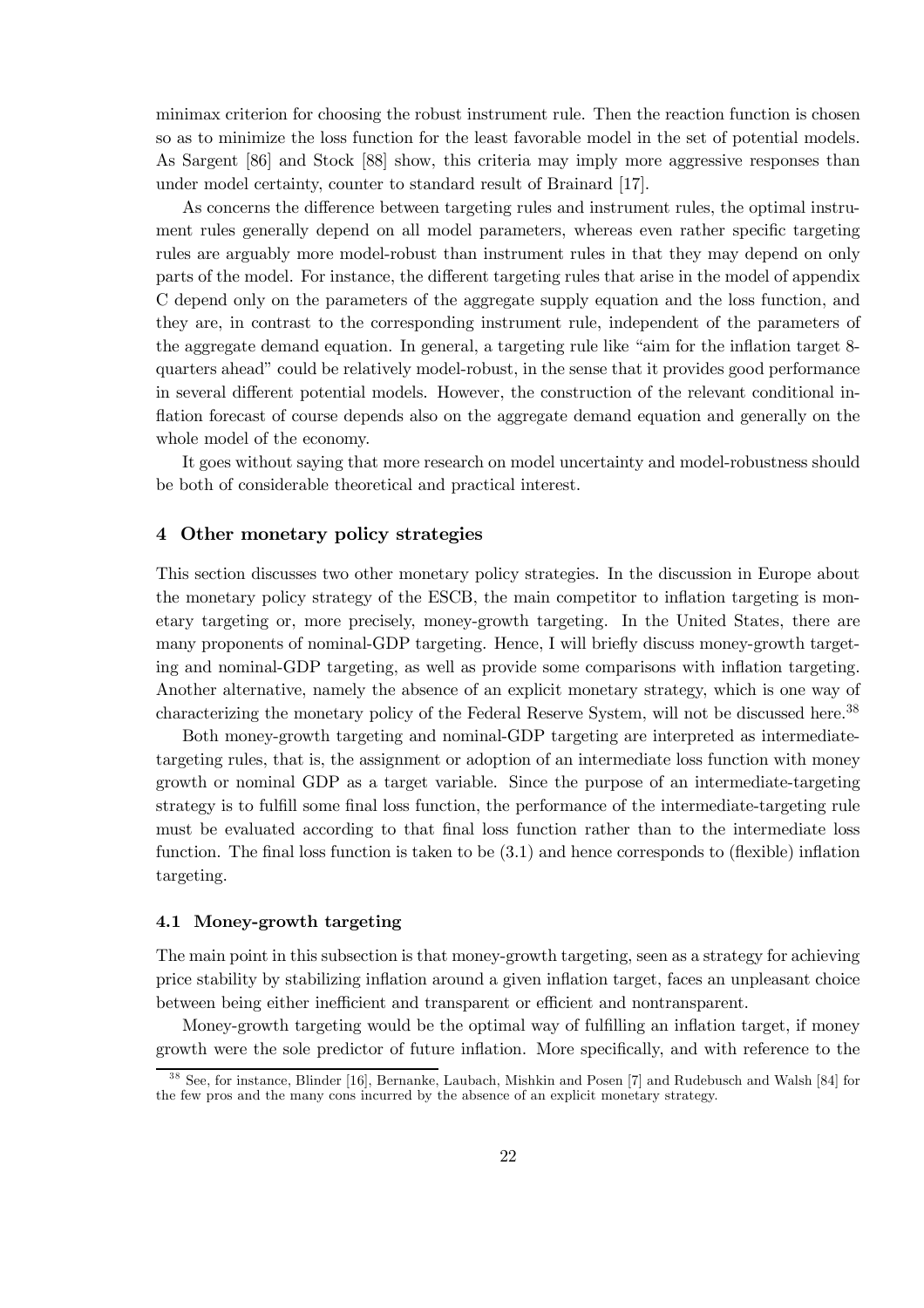minimax criterion for choosing the robust instrument rule. Then the reaction function is chosen so as to minimize the loss function for the least favorable model in the set of potential models. As Sargent [86] and Stock [88] show, this criteria may imply more aggressive responses than under model certainty, counter to standard result of Brainard [17].

As concerns the difference between targeting rules and instrument rules, the optimal instrument rules generally depend on all model parameters, whereas even rather specific targeting rules are arguably more model-robust than instrument rules in that they may depend on only parts of the model. For instance, the different targeting rules that arise in the model of appendix C depend only on the parameters of the aggregate supply equation and the loss function, and they are, in contrast to the corresponding instrument rule, independent of the parameters of the aggregate demand equation. In general, a targeting rule like "aim for the inflation target 8-quarters ahead" could be relatively model-robust, in the sense that it provides good performance in several different potential models. However, the construction of the relevant conditional inflation forecast of course depends also on the aggregate demand equation and generally on the whole model of the economy.

It goes without saying that more research on model uncertainty and model-robustness should be both of considerable theoretical and practical interest.

## 4 Other monetary policy strategies

This section discusses two other monetary policy strategies. In the discussion in Europe about the monetary policy strategy of the ESCB, the main competitor to inflation targeting is monetary targeting or, more precisely, money-growth targeting. In the United States, there are many proponents of nominal-GDP targeting. Hence, I will briefly discuss money-growth targeting and nominal-GDP targeting, as well as provide some comparisons with inflation targeting. Another alternative, namely the absence of an explicit monetary strategy, which is one way of characterizing the monetary policy of the Federal Reserve System, will not be discussed here.[38]

Both money-growth targeting and nominal-GDP targeting are interpreted as intermediate-targeting rules, that is, the assignment or adoption of an intermediate loss function with money growth or nominal GDP as a target variable. Since the purpose of an intermediate-targeting strategy is to fulfill some final loss function, the performance of the intermediate-targeting rule must be evaluated according to that final loss function rather than to the intermediate loss function. The final loss function is taken to be (3.1) and hence corresponds to (flexible) inflation targeting.

### 4.1 Money-growth targeting

The main point in this subsection is that money-growth targeting, seen as a strategy for achieving price stability by stabilizing inflation around a given inflation target, faces an unpleasant choice between being either inefficient and transparent or efficient and nontransparent.

Money-growth targeting would be the optimal way of fulfilling an inflation target, if money growth were the sole predictor of future inflation. More specifically, and with reference to the

[38] See, for instance, Blinder [16], Bernanke, Laubach, Mishkin and Posen [7] and Rudebusch and Walsh [84] for the few pros and the many cons incurred by the absence of an explicit monetary strategy.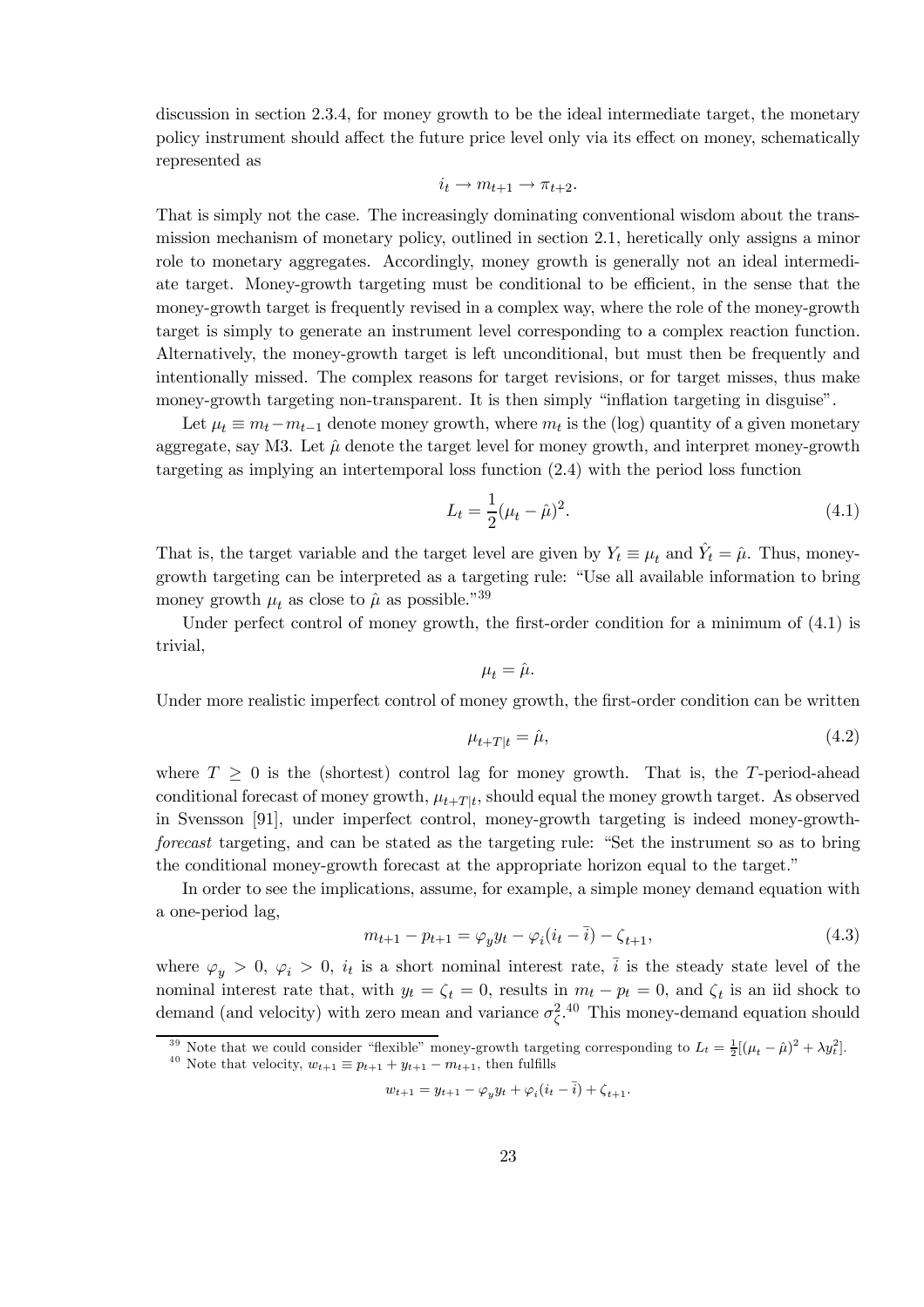discussion in section 2.3.4, for money growth to be the ideal intermediate target, the monetary policy instrument should affect the future price level only via its effect on money, schematically represented as

$$i_t \to m_{t+1} \to \pi_{t+2}.$$

That is simply not the case. The increasingly dominating conventional wisdom about the transmission mechanism of monetary policy, outlined in section 2.1, heretically only assigns a minor role to monetary aggregates. Accordingly, money growth is generally not an ideal intermediate target. Money-growth targeting must be conditional to be efficient, in the sense that the money-growth target is frequently revised in a complex way, where the role of the money-growth target is simply to generate an instrument level corresponding to a complex reaction function. Alternatively, the money-growth target is left unconditional, but must then be frequently and intentionally missed. The complex reasons for target revisions, or for target misses, thus make money-growth targeting non-transparent. It is then simply "inflation targeting in disguise".

Let $\mu_t \equiv m_t - m_{t-1}$ denote money growth, where $m_t$ is the (log) quantity of a given monetary aggregate, say M3. Let $\hat{\mu}$ denote the target level for money growth, and interpret money-growth targeting as implying an intertemporal loss function (2.4) with the period loss function

$$L_t = \frac{1}{2}(\mu_t - \hat{\mu})^2. \tag{4.1}$$

That is, the target variable and the target level are given by $Y_t \equiv \mu_t$ and $\hat{Y}_t = \hat{\mu}$. Thus, money-growth targeting can be interpreted as a targeting rule: "Use all available information to bring money growth $\mu_t$ as close to $\hat{\mu}$ as possible."[39]

Under perfect control of money growth, the first-order condition for a minimum of (4.1) is trivial,

$$\mu_t = \hat{\mu}.$$

Under more realistic imperfect control of money growth, the first-order condition can be written

$$\mu_{t+T|t} = \hat{\mu}, \tag{4.2}$$

where $T \geq 0$ is the (shortest) control lag for money growth. That is, the $T$-period-ahead conditional forecast of money growth, $\mu_{t+T|t}$, should equal the money growth target. As observed in Svensson [91], under imperfect control, money-growth targeting is indeed money-growth-*forecast* targeting, and can be stated as the targeting rule: "Set the instrument so as to bring the conditional money-growth forecast at the appropriate horizon equal to the target."

In order to see the implications, assume, for example, a simple money demand equation with a one-period lag,

$$m_{t+1} - p_{t+1} = \varphi_y y_t - \varphi_i (i_t - \bar{i}) - \zeta_{t+1}, \tag{4.3}$$

where $\varphi_y > 0$, $\varphi_i > 0$, $i_t$ is a short nominal interest rate, $\bar{i}$ is the steady state level of the nominal interest rate that, with $y_t = \zeta_t = 0$, results in $m_t - p_t = 0$, and $\zeta_t$ is an iid shock to demand (and velocity) with zero mean and variance $\sigma_\zeta^2$.[40] This money-demand equation should

[39] Note that we could consider "flexible" money-growth targeting corresponding to $L_t = \frac{1}{2}[(\mu_t - \hat{\mu})^2 + \lambda y_t^2]$.

[40] Note that velocity, $w_{t+1} \equiv p_{t+1} + y_{t+1} - m_{t+1}$, then fulfills

$$w_{t+1} = y_{t+1} - \varphi_y y_t + \varphi_i (i_t - \bar{i}) + \zeta_{t+1}.$$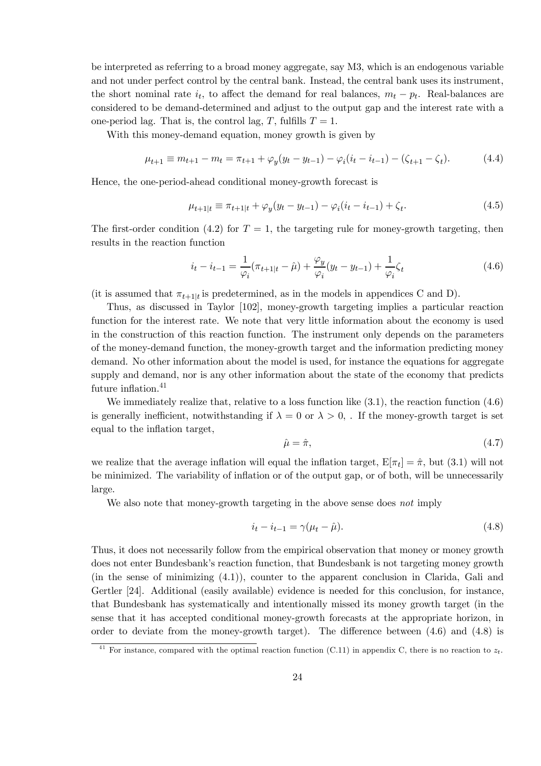be interpreted as referring to a broad money aggregate, say M3, which is an endogenous variable and not under perfect control by the central bank. Instead, the central bank uses its instrument, the short nominal rate $i_t$, to affect the demand for real balances, $m_t - p_t$. Real-balances are considered to be demand-determined and adjust to the output gap and the interest rate with a one-period lag. That is, the control lag, $T$, fulfills $T = 1$.

With this money-demand equation, money growth is given by

$$\mu_{t+1} \equiv m_{t+1} - m_t = \pi_{t+1} + \varphi_y(y_t - y_{t-1}) - \varphi_i(i_t - i_{t-1}) - (\zeta_{t+1} - \zeta_t). \tag{4.4}$$

Hence, the one-period-ahead conditional money-growth forecast is

$$\mu_{t+1|t} \equiv \pi_{t+1|t} + \varphi_y(y_t - y_{t-1}) - \varphi_i(i_t - i_{t-1}) + \zeta_t. \tag{4.5}$$

The first-order condition (4.2) for $T = 1$, the targeting rule for money-growth targeting, then results in the reaction function

$$i_t - i_{t-1} = \frac{1}{\varphi_i}(\pi_{t+1|t} - \hat{\mu}) + \frac{\varphi_y}{\varphi_i}(y_t - y_{t-1}) + \frac{1}{\varphi_i}\zeta_t \tag{4.6}$$

(it is assumed that $\pi_{t+1|t}$ is predetermined, as in the models in appendices C and D).

Thus, as discussed in Taylor [102], money-growth targeting implies a particular reaction function for the interest rate. We note that very little information about the economy is used in the construction of this reaction function. The instrument only depends on the parameters of the money-demand function, the money-growth target and the information predicting money demand. No other information about the model is used, for instance the equations for aggregate supply and demand, nor is any other information about the state of the economy that predicts future inflation.[41]

We immediately realize that, relative to a loss function like (3.1), the reaction function (4.6) is generally inefficient, notwithstanding if $\lambda = 0$ or $\lambda > 0$, . If the money-growth target is set equal to the inflation target,

$$\hat{\mu} = \hat{\pi}, \tag{4.7}$$

we realize that the average inflation will equal the inflation target, $\mathrm{E}[\pi_t] = \hat{\pi}$, but (3.1) will not be minimized. The variability of inflation or of the output gap, or of both, will be unnecessarily large.

We also note that money-growth targeting in the above sense does *not* imply

$$i_t - i_{t-1} = \gamma(\mu_t - \hat{\mu}). \tag{4.8}$$

Thus, it does not necessarily follow from the empirical observation that money or money growth does not enter Bundesbank's reaction function, that Bundesbank is not targeting money growth (in the sense of minimizing (4.1)), counter to the apparent conclusion in Clarida, Gali and Gertler [24]. Additional (easily available) evidence is needed for this conclusion, for instance, that Bundesbank has systematically and intentionally missed its money growth target (in the sense that it has accepted conditional money-growth forecasts at the appropriate horizon, in order to deviate from the money-growth target). The difference between (4.6) and (4.8) is

[41] For instance, compared with the optimal reaction function (C.11) in appendix C, there is no reaction to $z_t$.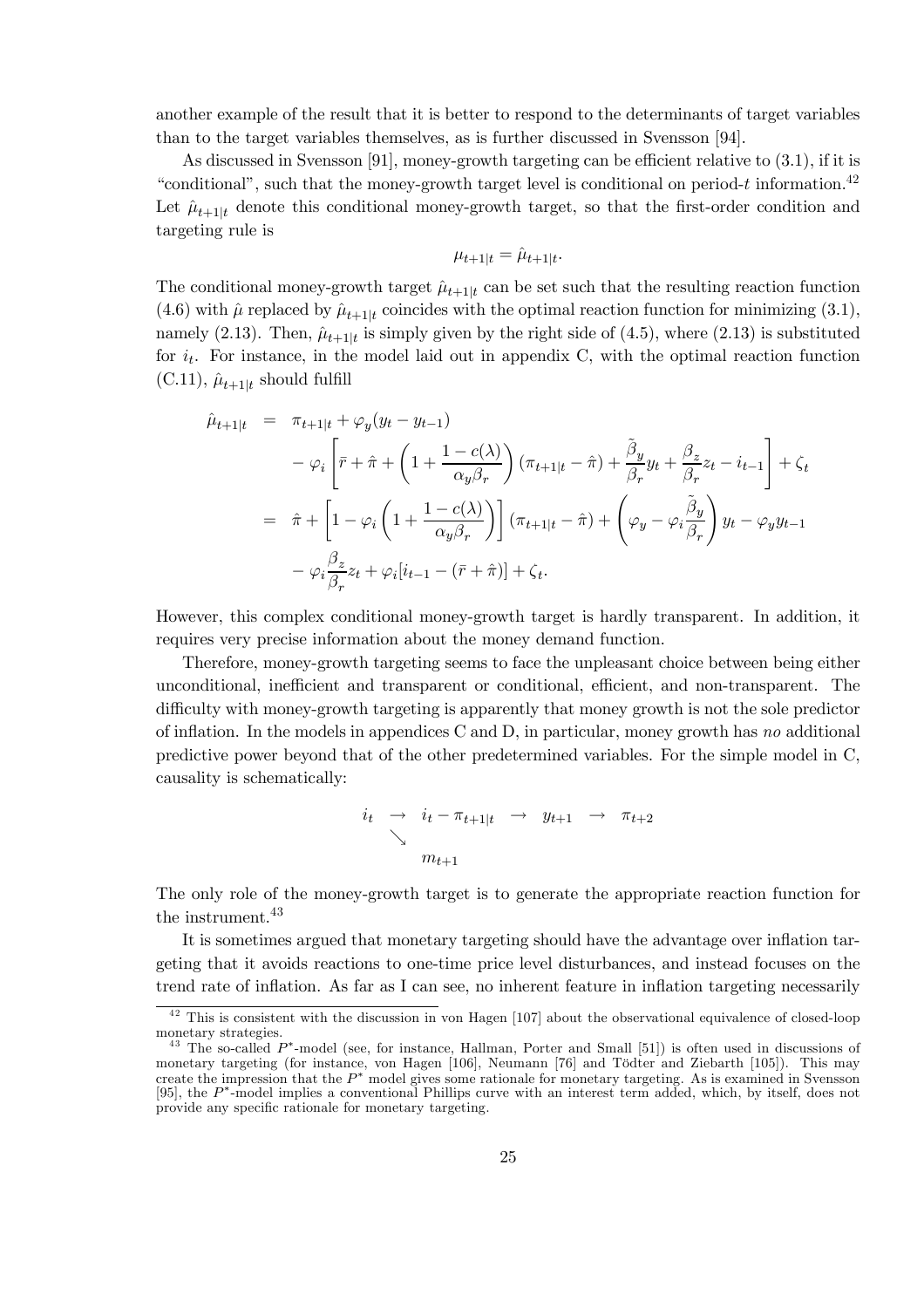another example of the result that it is better to respond to the determinants of target variables than to the target variables themselves, as is further discussed in Svensson [94].

As discussed in Svensson [91], money-growth targeting can be efficient relative to (3.1), if it is "conditional", such that the money-growth target level is conditional on period-$t$ information.[42] Let $\hat{\mu}_{t+1|t}$ denote this conditional money-growth target, so that the first-order condition and targeting rule is

$$\mu_{t+1|t} = \hat{\mu}_{t+1|t}.$$

The conditional money-growth target $\hat{\mu}_{t+1|t}$ can be set such that the resulting reaction function (4.6) with $\hat{\mu}$ replaced by $\hat{\mu}_{t+1|t}$ coincides with the optimal reaction function for minimizing (3.1), namely (2.13). Then, $\hat{\mu}_{t+1|t}$ is simply given by the right side of (4.5), where (2.13) is substituted for $i_t$. For instance, in the model laid out in appendix C, with the optimal reaction function (C.11), $\hat{\mu}_{t+1|t}$ should fulfill

$$\begin{aligned}
\hat{\mu}_{t+1|t} &= \pi_{t+1|t} + \varphi_y(y_t - y_{t-1}) \\
&\quad - \varphi_i \left[ \bar{r} + \hat{\pi} + \left(1 + \frac{1 - c(\lambda)}{\alpha_y \beta_r}\right)(\pi_{t+1|t} - \hat{\pi}) + \frac{\tilde{\beta}_y}{\beta_r} y_t + \frac{\beta_z}{\beta_r} z_t - i_{t-1} \right] + \zeta_t \\
&= \hat{\pi} + \left[1 - \varphi_i \left(1 + \frac{1 - c(\lambda)}{\alpha_y \beta_r}\right)\right](\pi_{t+1|t} - \hat{\pi}) + \left(\varphi_y - \varphi_i \frac{\tilde{\beta}_y}{\beta_r}\right) y_t - \varphi_y y_{t-1} \\
&\quad - \varphi_i \frac{\beta_z}{\beta_r} z_t + \varphi_i [i_{t-1} - (\bar{r} + \hat{\pi})] + \zeta_t.
\end{aligned}$$

However, this complex conditional money-growth target is hardly transparent. In addition, it requires very precise information about the money demand function.

Therefore, money-growth targeting seems to face the unpleasant choice between being either unconditional, inefficient and transparent or conditional, efficient, and non-transparent. The difficulty with money-growth targeting is apparently that money growth is not the sole predictor of inflation. In the models in appendices C and D, in particular, money growth has *no* additional predictive power beyond that of the other predetermined variables. For the simple model in C, causality is schematically:

$$\begin{array}{ccccccc}
i_t & \rightarrow & i_t - \pi_{t+1|t} & \rightarrow & y_{t+1} & \rightarrow & \pi_{t+2} \\
& \searrow & & & & & \\
& & m_{t+1} & & & &
\end{array}$$

The only role of the money-growth target is to generate the appropriate reaction function for the instrument.[43]

It is sometimes argued that monetary targeting should have the advantage over inflation targeting that it avoids reactions to one-time price level disturbances, and instead focuses on the trend rate of inflation. As far as I can see, no inherent feature in inflation targeting necessarily

[42] This is consistent with the discussion in von Hagen [107] about the observational equivalence of closed-loop monetary strategies.

[43] The so-called $P^*$-model (see, for instance, Hallman, Porter and Small [51]) is often used in discussions of monetary targeting (for instance, von Hagen [106], Neumann [76] and Tödter and Ziebarth [105]). This may create the impression that the $P^*$ model gives some rationale for monetary targeting. As is examined in Svensson [95], the $P^*$-model implies a conventional Phillips curve with an interest term added, which, by itself, does not provide any specific rationale for monetary targeting.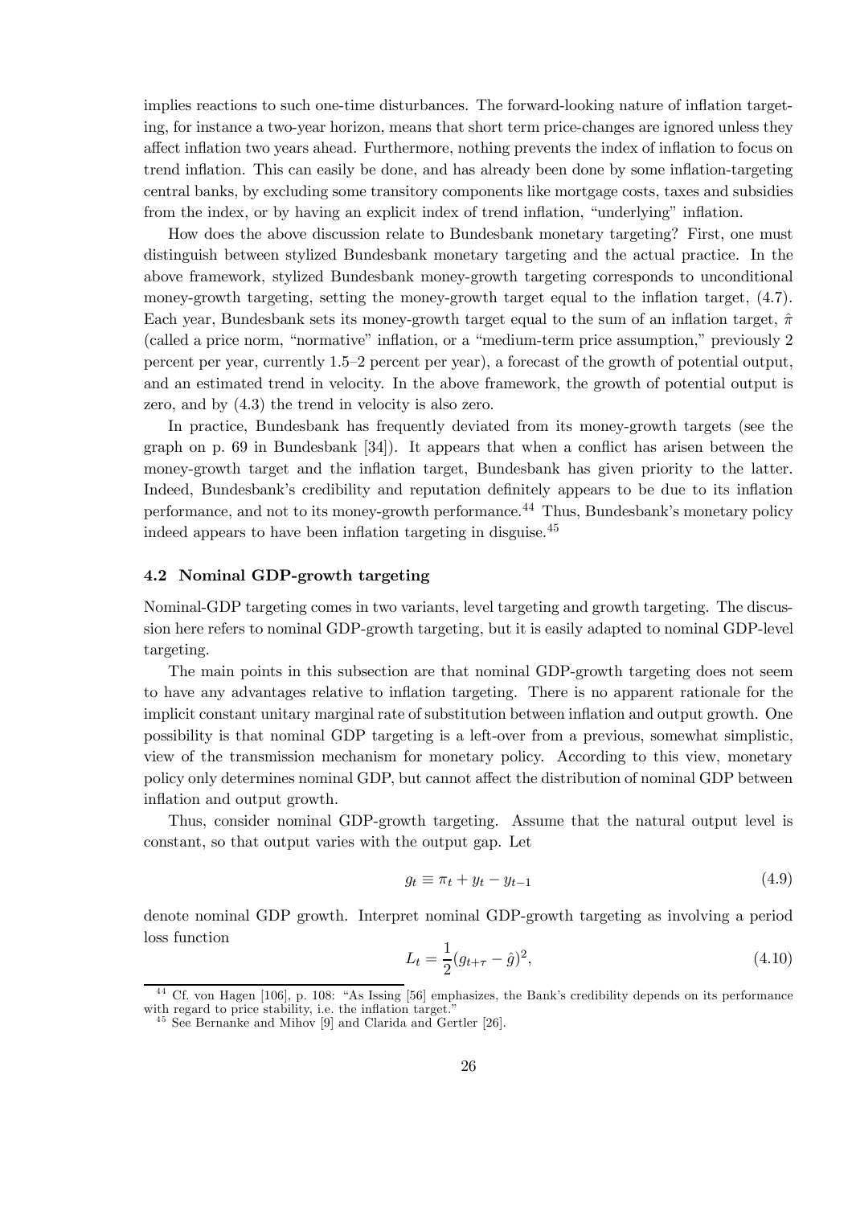implies reactions to such one-time disturbances. The forward-looking nature of inflation targeting, for instance a two-year horizon, means that short term price-changes are ignored unless they affect inflation two years ahead. Furthermore, nothing prevents the index of inflation to focus on trend inflation. This can easily be done, and has already been done by some inflation-targeting central banks, by excluding some transitory components like mortgage costs, taxes and subsidies from the index, or by having an explicit index of trend inflation, "underlying" inflation.

How does the above discussion relate to Bundesbank monetary targeting? First, one must distinguish between stylized Bundesbank monetary targeting and the actual practice. In the above framework, stylized Bundesbank money-growth targeting corresponds to unconditional money-growth targeting, setting the money-growth target equal to the inflation target, (4.7). Each year, Bundesbank sets its money-growth target equal to the sum of an inflation target, $\hat{\pi}$ (called a price norm, "normative" inflation, or a "medium-term price assumption," previously 2 percent per year, currently 1.5–2 percent per year), a forecast of the growth of potential output, and an estimated trend in velocity. In the above framework, the growth of potential output is zero, and by (4.3) the trend in velocity is also zero.

In practice, Bundesbank has frequently deviated from its money-growth targets (see the graph on p. 69 in Bundesbank [34]). It appears that when a conflict has arisen between the money-growth target and the inflation target, Bundesbank has given priority to the latter. Indeed, Bundesbank's credibility and reputation definitely appears to be due to its inflation performance, and not to its money-growth performance.[44] Thus, Bundesbank's monetary policy indeed appears to have been inflation targeting in disguise.[45]

### 4.2 Nominal GDP-growth targeting

Nominal-GDP targeting comes in two variants, level targeting and growth targeting. The discussion here refers to nominal GDP-growth targeting, but it is easily adapted to nominal GDP-level targeting.

The main points in this subsection are that nominal GDP-growth targeting does not seem to have any advantages relative to inflation targeting. There is no apparent rationale for the implicit constant unitary marginal rate of substitution between inflation and output growth. One possibility is that nominal GDP targeting is a left-over from a previous, somewhat simplistic, view of the transmission mechanism for monetary policy. According to this view, monetary policy only determines nominal GDP, but cannot affect the distribution of nominal GDP between inflation and output growth.

Thus, consider nominal GDP-growth targeting. Assume that the natural output level is constant, so that output varies with the output gap. Let

$$g_t \equiv \pi_t + y_t - y_{t-1} \tag{4.9}$$

denote nominal GDP growth. Interpret nominal GDP-growth targeting as involving a period loss function

$$L_t = \frac{1}{2}(g_{t+\tau} - \hat{g})^2, \tag{4.10}$$

[44] Cf. von Hagen [106], p. 108: "As Issing [56] emphasizes, the Bank's credibility depends on its performance with regard to price stability, i.e. the inflation target."

[45] See Bernanke and Mihov [9] and Clarida and Gertler [26].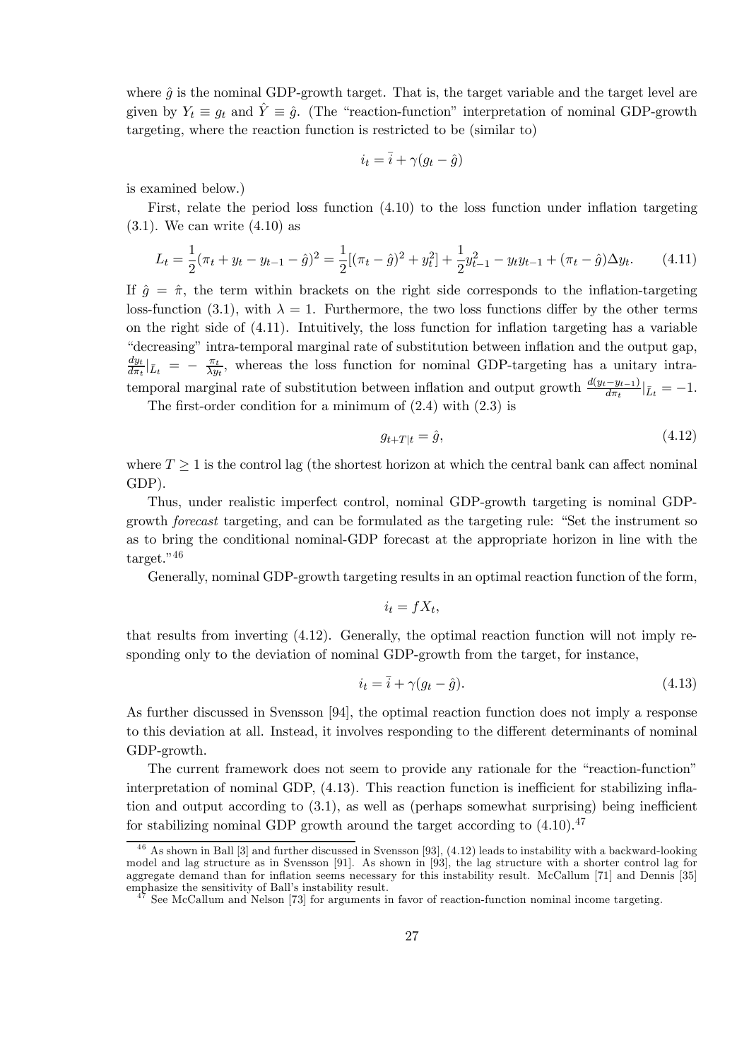where $\hat{g}$ is the nominal GDP-growth target. That is, the target variable and the target level are given by $Y_t \equiv g_t$ and $\hat{Y} \equiv \hat{g}$. (The "reaction-function" interpretation of nominal GDP-growth targeting, where the reaction function is restricted to be (similar to)

$$i_t = \bar{i} + \gamma(g_t - \hat{g})$$

is examined below.)

First, relate the period loss function (4.10) to the loss function under inflation targeting (3.1). We can write (4.10) as

$$L_t = \frac{1}{2}(\pi_t + y_t - y_{t-1} - \hat{g})^2 = \frac{1}{2}[(\pi_t - \hat{g})^2 + y_t^2] + \frac{1}{2}y_{t-1}^2 - y_t y_{t-1} + (\pi_t - \hat{g})\Delta y_t. \tag{4.11}$$

If $\hat{g} = \hat{\pi}$, the term within brackets on the right side corresponds to the inflation-targeting loss-function (3.1), with $\lambda = 1$. Furthermore, the two loss functions differ by the other terms on the right side of (4.11). Intuitively, the loss function for inflation targeting has a variable "decreasing" intra-temporal marginal rate of substitution between inflation and the output gap, $\frac{dy_t}{d\pi_t}|_{\bar{L}_t} = -\frac{\pi_t}{\lambda y_t}$, whereas the loss function for nominal GDP-targeting has a unitary intra-temporal marginal rate of substitution between inflation and output growth $\frac{d(y_t - y_{t-1})}{d\pi_t}|_{\bar{L}_t} = -1$.

The first-order condition for a minimum of (2.4) with (2.3) is

$$g_{t+T|t} = \hat{g}, \tag{4.12}$$

where $T \geq 1$ is the control lag (the shortest horizon at which the central bank can affect nominal GDP).

Thus, under realistic imperfect control, nominal GDP-growth targeting is nominal GDP-growth *forecast* targeting, and can be formulated as the targeting rule: "Set the instrument so as to bring the conditional nominal-GDP forecast at the appropriate horizon in line with the target."[46]

Generally, nominal GDP-growth targeting results in an optimal reaction function of the form,

$$i_t = f X_t,$$

that results from inverting (4.12). Generally, the optimal reaction function will not imply responding only to the deviation of nominal GDP-growth from the target, for instance,

$$i_t = \bar{i} + \gamma(g_t - \hat{g}). \tag{4.13}$$

As further discussed in Svensson [94], the optimal reaction function does not imply a response to this deviation at all. Instead, it involves responding to the different determinants of nominal GDP-growth.

The current framework does not seem to provide any rationale for the "reaction-function" interpretation of nominal GDP, (4.13). This reaction function is inefficient for stabilizing inflation and output according to (3.1), as well as (perhaps somewhat surprising) being inefficient for stabilizing nominal GDP growth around the target according to (4.10).[47]

---

[46] As shown in Ball [3] and further discussed in Svensson [93], (4.12) leads to instability with a backward-looking model and lag structure as in Svensson [91]. As shown in [93], the lag structure with a shorter control lag for aggregate demand than for inflation seems necessary for this instability result. McCallum [71] and Dennis [35] emphasize the sensitivity of Ball's instability result.

[47] See McCallum and Nelson [73] for arguments in favor of reaction-function nominal income targeting.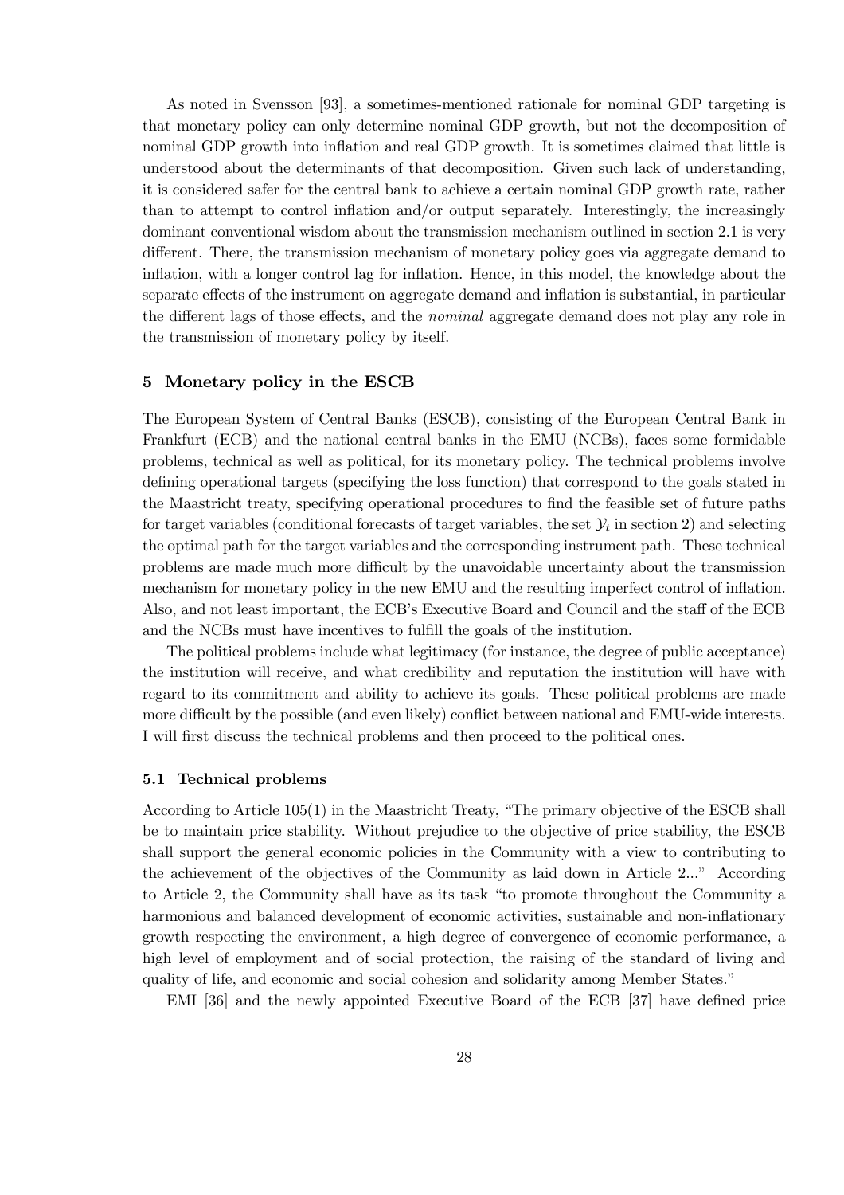As noted in Svensson [93], a sometimes-mentioned rationale for nominal GDP targeting is that monetary policy can only determine nominal GDP growth, but not the decomposition of nominal GDP growth into inflation and real GDP growth. It is sometimes claimed that little is understood about the determinants of that decomposition. Given such lack of understanding, it is considered safer for the central bank to achieve a certain nominal GDP growth rate, rather than to attempt to control inflation and/or output separately. Interestingly, the increasingly dominant conventional wisdom about the transmission mechanism outlined in section 2.1 is very different. There, the transmission mechanism of monetary policy goes via aggregate demand to inflation, with a longer control lag for inflation. Hence, in this model, the knowledge about the separate effects of the instrument on aggregate demand and inflation is substantial, in particular the different lags of those effects, and the *nominal* aggregate demand does not play any role in the transmission of monetary policy by itself.

## 5 Monetary policy in the ESCB

The European System of Central Banks (ESCB), consisting of the European Central Bank in Frankfurt (ECB) and the national central banks in the EMU (NCBs), faces some formidable problems, technical as well as political, for its monetary policy. The technical problems involve defining operational targets (specifying the loss function) that correspond to the goals stated in the Maastricht treaty, specifying operational procedures to find the feasible set of future paths for target variables (conditional forecasts of target variables, the set $\mathcal{Y}_t$ in section 2) and selecting the optimal path for the target variables and the corresponding instrument path. These technical problems are made much more difficult by the unavoidable uncertainty about the transmission mechanism for monetary policy in the new EMU and the resulting imperfect control of inflation. Also, and not least important, the ECB's Executive Board and Council and the staff of the ECB and the NCBs must have incentives to fulfill the goals of the institution.

The political problems include what legitimacy (for instance, the degree of public acceptance) the institution will receive, and what credibility and reputation the institution will have with regard to its commitment and ability to achieve its goals. These political problems are made more difficult by the possible (and even likely) conflict between national and EMU-wide interests. I will first discuss the technical problems and then proceed to the political ones.

### 5.1 Technical problems

According to Article 105(1) in the Maastricht Treaty, "The primary objective of the ESCB shall be to maintain price stability. Without prejudice to the objective of price stability, the ESCB shall support the general economic policies in the Community with a view to contributing to the achievement of the objectives of the Community as laid down in Article 2..." According to Article 2, the Community shall have as its task "to promote throughout the Community a harmonious and balanced development of economic activities, sustainable and non-inflationary growth respecting the environment, a high degree of convergence of economic performance, a high level of employment and of social protection, the raising of the standard of living and quality of life, and economic and social cohesion and solidarity among Member States."

EMI [36] and the newly appointed Executive Board of the ECB [37] have defined price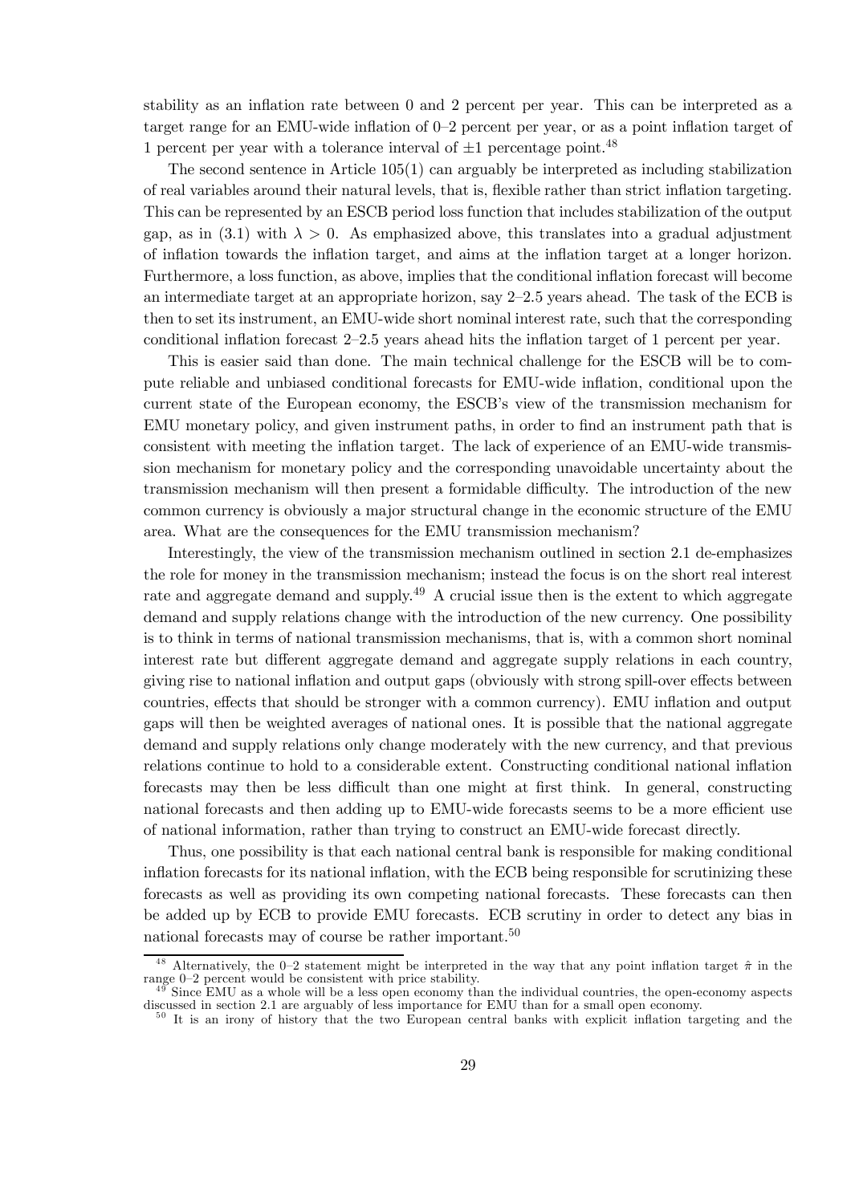stability as an inflation rate between 0 and 2 percent per year. This can be interpreted as a target range for an EMU-wide inflation of 0–2 percent per year, or as a point inflation target of 1 percent per year with a tolerance interval of $\pm 1$ percentage point.[48]

The second sentence in Article 105(1) can arguably be interpreted as including stabilization of real variables around their natural levels, that is, flexible rather than strict inflation targeting. This can be represented by an ESCB period loss function that includes stabilization of the output gap, as in (3.1) with $\lambda > 0$. As emphasized above, this translates into a gradual adjustment of inflation towards the inflation target, and aims at the inflation target at a longer horizon. Furthermore, a loss function, as above, implies that the conditional inflation forecast will become an intermediate target at an appropriate horizon, say 2–2.5 years ahead. The task of the ECB is then to set its instrument, an EMU-wide short nominal interest rate, such that the corresponding conditional inflation forecast 2–2.5 years ahead hits the inflation target of 1 percent per year.

This is easier said than done. The main technical challenge for the ESCB will be to compute reliable and unbiased conditional forecasts for EMU-wide inflation, conditional upon the current state of the European economy, the ESCB's view of the transmission mechanism for EMU monetary policy, and given instrument paths, in order to find an instrument path that is consistent with meeting the inflation target. The lack of experience of an EMU-wide transmission mechanism for monetary policy and the corresponding unavoidable uncertainty about the transmission mechanism will then present a formidable difficulty. The introduction of the new common currency is obviously a major structural change in the economic structure of the EMU area. What are the consequences for the EMU transmission mechanism?

Interestingly, the view of the transmission mechanism outlined in section 2.1 de-emphasizes the role for money in the transmission mechanism; instead the focus is on the short real interest rate and aggregate demand and supply.[49] A crucial issue then is the extent to which aggregate demand and supply relations change with the introduction of the new currency. One possibility is to think in terms of national transmission mechanisms, that is, with a common short nominal interest rate but different aggregate demand and aggregate supply relations in each country, giving rise to national inflation and output gaps (obviously with strong spill-over effects between countries, effects that should be stronger with a common currency). EMU inflation and output gaps will then be weighted averages of national ones. It is possible that the national aggregate demand and supply relations only change moderately with the new currency, and that previous relations continue to hold to a considerable extent. Constructing conditional national inflation forecasts may then be less difficult than one might at first think. In general, constructing national forecasts and then adding up to EMU-wide forecasts seems to be a more efficient use of national information, rather than trying to construct an EMU-wide forecast directly.

Thus, one possibility is that each national central bank is responsible for making conditional inflation forecasts for its national inflation, with the ECB being responsible for scrutinizing these forecasts as well as providing its own competing national forecasts. These forecasts can then be added up by ECB to provide EMU forecasts. ECB scrutiny in order to detect any bias in national forecasts may of course be rather important.[50]

---

[48] Alternatively, the 0–2 statement might be interpreted in the way that any point inflation target $\hat{\pi}$ in the range 0–2 percent would be consistent with price stability.

[49] Since EMU as a whole will be a less open economy than the individual countries, the open-economy aspects discussed in section 2.1 are arguably of less importance for EMU than for a small open economy.

[50] It is an irony of history that the two European central banks with explicit inflation targeting and the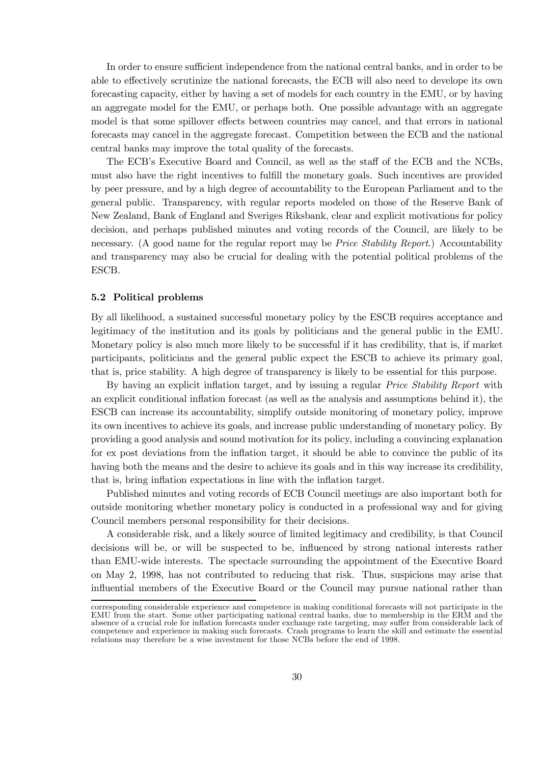In order to ensure sufficient independence from the national central banks, and in order to be able to effectively scrutinize the national forecasts, the ECB will also need to develope its own forecasting capacity, either by having a set of models for each country in the EMU, or by having an aggregate model for the EMU, or perhaps both. One possible advantage with an aggregate model is that some spillover effects between countries may cancel, and that errors in national forecasts may cancel in the aggregate forecast. Competition between the ECB and the national central banks may improve the total quality of the forecasts.

The ECB's Executive Board and Council, as well as the staff of the ECB and the NCBs, must also have the right incentives to fulfill the monetary goals. Such incentives are provided by peer pressure, and by a high degree of accountability to the European Parliament and to the general public. Transparency, with regular reports modeled on those of the Reserve Bank of New Zealand, Bank of England and Sveriges Riksbank, clear and explicit motivations for policy decision, and perhaps published minutes and voting records of the Council, are likely to be necessary. (A good name for the regular report may be *Price Stability Report*.) Accountability and transparency may also be crucial for dealing with the potential political problems of the ESCB.

### 5.2 Political problems

By all likelihood, a sustained successful monetary policy by the ESCB requires acceptance and legitimacy of the institution and its goals by politicians and the general public in the EMU. Monetary policy is also much more likely to be successful if it has credibility, that is, if market participants, politicians and the general public expect the ESCB to achieve its primary goal, that is, price stability. A high degree of transparency is likely to be essential for this purpose.

By having an explicit inflation target, and by issuing a regular *Price Stability Report* with an explicit conditional inflation forecast (as well as the analysis and assumptions behind it), the ESCB can increase its accountability, simplify outside monitoring of monetary policy, improve its own incentives to achieve its goals, and increase public understanding of monetary policy. By providing a good analysis and sound motivation for its policy, including a convincing explanation for ex post deviations from the inflation target, it should be able to convince the public of its having both the means and the desire to achieve its goals and in this way increase its credibility, that is, bring inflation expectations in line with the inflation target.

Published minutes and voting records of ECB Council meetings are also important both for outside monitoring whether monetary policy is conducted in a professional way and for giving Council members personal responsibility for their decisions.

A considerable risk, and a likely source of limited legitimacy and credibility, is that Council decisions will be, or will be suspected to be, influenced by strong national interests rather than EMU-wide interests. The spectacle surrounding the appointment of the Executive Board on May 2, 1998, has not contributed to reducing that risk. Thus, suspicions may arise that influential members of the Executive Board or the Council may pursue national rather than

corresponding considerable experience and competence in making conditional forecasts will not participate in the EMU from the start. Some other participating national central banks, due to membership in the ERM and the absence of a crucial role for inflation forecasts under exchange rate targeting, may suffer from considerable lack of competence and experience in making such forecasts. Crash programs to learn the skill and estimate the essential relations may therefore be a wise investment for those NCBs before the end of 1998.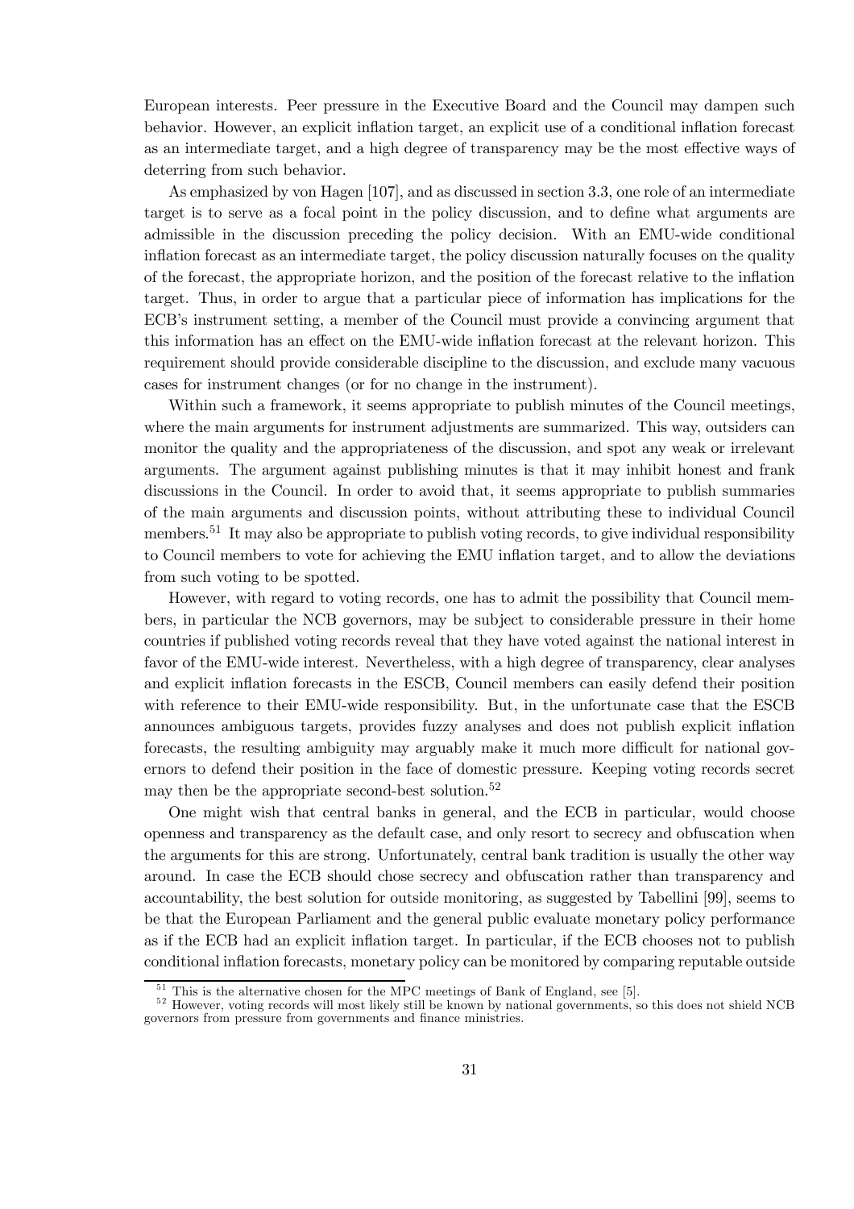European interests. Peer pressure in the Executive Board and the Council may dampen such behavior. However, an explicit inflation target, an explicit use of a conditional inflation forecast as an intermediate target, and a high degree of transparency may be the most effective ways of deterring from such behavior.

As emphasized by von Hagen [107], and as discussed in section 3.3, one role of an intermediate target is to serve as a focal point in the policy discussion, and to define what arguments are admissible in the discussion preceding the policy decision. With an EMU-wide conditional inflation forecast as an intermediate target, the policy discussion naturally focuses on the quality of the forecast, the appropriate horizon, and the position of the forecast relative to the inflation target. Thus, in order to argue that a particular piece of information has implications for the ECB's instrument setting, a member of the Council must provide a convincing argument that this information has an effect on the EMU-wide inflation forecast at the relevant horizon. This requirement should provide considerable discipline to the discussion, and exclude many vacuous cases for instrument changes (or for no change in the instrument).

Within such a framework, it seems appropriate to publish minutes of the Council meetings, where the main arguments for instrument adjustments are summarized. This way, outsiders can monitor the quality and the appropriateness of the discussion, and spot any weak or irrelevant arguments. The argument against publishing minutes is that it may inhibit honest and frank discussions in the Council. In order to avoid that, it seems appropriate to publish summaries of the main arguments and discussion points, without attributing these to individual Council members.[51] It may also be appropriate to publish voting records, to give individual responsibility to Council members to vote for achieving the EMU inflation target, and to allow the deviations from such voting to be spotted.

However, with regard to voting records, one has to admit the possibility that Council members, in particular the NCB governors, may be subject to considerable pressure in their home countries if published voting records reveal that they have voted against the national interest in favor of the EMU-wide interest. Nevertheless, with a high degree of transparency, clear analyses and explicit inflation forecasts in the ESCB, Council members can easily defend their position with reference to their EMU-wide responsibility. But, in the unfortunate case that the ESCB announces ambiguous targets, provides fuzzy analyses and does not publish explicit inflation forecasts, the resulting ambiguity may arguably make it much more difficult for national governors to defend their position in the face of domestic pressure. Keeping voting records secret may then be the appropriate second-best solution.[52]

One might wish that central banks in general, and the ECB in particular, would choose openness and transparency as the default case, and only resort to secrecy and obfuscation when the arguments for this are strong. Unfortunately, central bank tradition is usually the other way around. In case the ECB should chose secrecy and obfuscation rather than transparency and accountability, the best solution for outside monitoring, as suggested by Tabellini [99], seems to be that the European Parliament and the general public evaluate monetary policy performance as if the ECB had an explicit inflation target. In particular, if the ECB chooses not to publish conditional inflation forecasts, monetary policy can be monitored by comparing reputable outside

[51] This is the alternative chosen for the MPC meetings of Bank of England, see [5].

[52] However, voting records will most likely still be known by national governments, so this does not shield NCB governors from pressure from governments and finance ministries.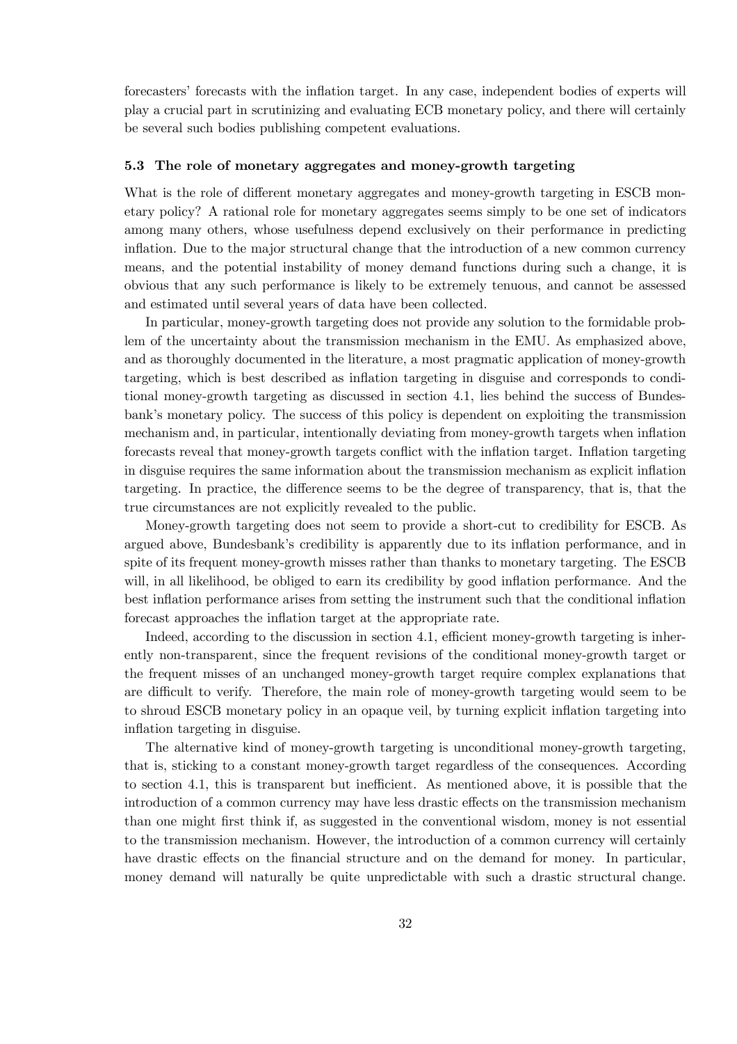forecasters' forecasts with the inflation target. In any case, independent bodies of experts will play a crucial part in scrutinizing and evaluating ECB monetary policy, and there will certainly be several such bodies publishing competent evaluations.

### 5.3 The role of monetary aggregates and money-growth targeting

What is the role of different monetary aggregates and money-growth targeting in ESCB monetary policy? A rational role for monetary aggregates seems simply to be one set of indicators among many others, whose usefulness depend exclusively on their performance in predicting inflation. Due to the major structural change that the introduction of a new common currency means, and the potential instability of money demand functions during such a change, it is obvious that any such performance is likely to be extremely tenuous, and cannot be assessed and estimated until several years of data have been collected.

In particular, money-growth targeting does not provide any solution to the formidable problem of the uncertainty about the transmission mechanism in the EMU. As emphasized above, and as thoroughly documented in the literature, a most pragmatic application of money-growth targeting, which is best described as inflation targeting in disguise and corresponds to conditional money-growth targeting as discussed in section 4.1, lies behind the success of Bundesbank's monetary policy. The success of this policy is dependent on exploiting the transmission mechanism and, in particular, intentionally deviating from money-growth targets when inflation forecasts reveal that money-growth targets conflict with the inflation target. Inflation targeting in disguise requires the same information about the transmission mechanism as explicit inflation targeting. In practice, the difference seems to be the degree of transparency, that is, that the true circumstances are not explicitly revealed to the public.

Money-growth targeting does not seem to provide a short-cut to credibility for ESCB. As argued above, Bundesbank's credibility is apparently due to its inflation performance, and in spite of its frequent money-growth misses rather than thanks to monetary targeting. The ESCB will, in all likelihood, be obliged to earn its credibility by good inflation performance. And the best inflation performance arises from setting the instrument such that the conditional inflation forecast approaches the inflation target at the appropriate rate.

Indeed, according to the discussion in section 4.1, efficient money-growth targeting is inherently non-transparent, since the frequent revisions of the conditional money-growth target or the frequent misses of an unchanged money-growth target require complex explanations that are difficult to verify. Therefore, the main role of money-growth targeting would seem to be to shroud ESCB monetary policy in an opaque veil, by turning explicit inflation targeting into inflation targeting in disguise.

The alternative kind of money-growth targeting is unconditional money-growth targeting, that is, sticking to a constant money-growth target regardless of the consequences. According to section 4.1, this is transparent but inefficient. As mentioned above, it is possible that the introduction of a common currency may have less drastic effects on the transmission mechanism than one might first think if, as suggested in the conventional wisdom, money is not essential to the transmission mechanism. However, the introduction of a common currency will certainly have drastic effects on the financial structure and on the demand for money. In particular, money demand will naturally be quite unpredictable with such a drastic structural change.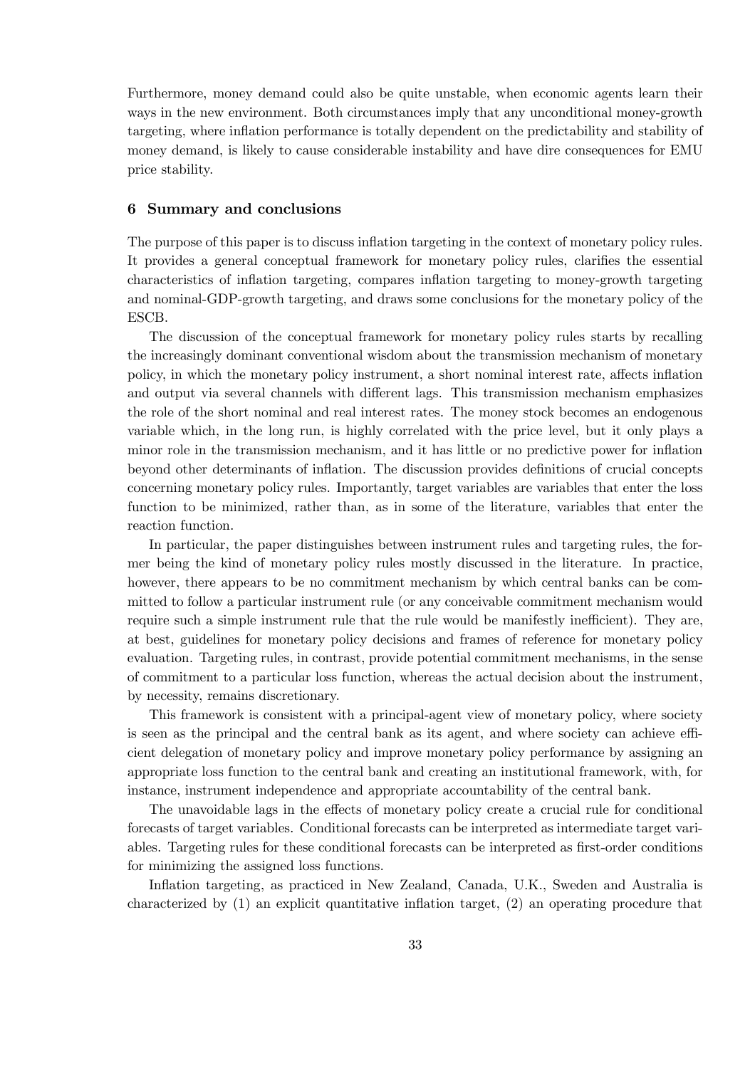Furthermore, money demand could also be quite unstable, when economic agents learn their ways in the new environment. Both circumstances imply that any unconditional money-growth targeting, where inflation performance is totally dependent on the predictability and stability of money demand, is likely to cause considerable instability and have dire consequences for EMU price stability.

## 6 Summary and conclusions

The purpose of this paper is to discuss inflation targeting in the context of monetary policy rules. It provides a general conceptual framework for monetary policy rules, clarifies the essential characteristics of inflation targeting, compares inflation targeting to money-growth targeting and nominal-GDP-growth targeting, and draws some conclusions for the monetary policy of the ESCB.

The discussion of the conceptual framework for monetary policy rules starts by recalling the increasingly dominant conventional wisdom about the transmission mechanism of monetary policy, in which the monetary policy instrument, a short nominal interest rate, affects inflation and output via several channels with different lags. This transmission mechanism emphasizes the role of the short nominal and real interest rates. The money stock becomes an endogenous variable which, in the long run, is highly correlated with the price level, but it only plays a minor role in the transmission mechanism, and it has little or no predictive power for inflation beyond other determinants of inflation. The discussion provides definitions of crucial concepts concerning monetary policy rules. Importantly, target variables are variables that enter the loss function to be minimized, rather than, as in some of the literature, variables that enter the reaction function.

In particular, the paper distinguishes between instrument rules and targeting rules, the former being the kind of monetary policy rules mostly discussed in the literature. In practice, however, there appears to be no commitment mechanism by which central banks can be committed to follow a particular instrument rule (or any conceivable commitment mechanism would require such a simple instrument rule that the rule would be manifestly inefficient). They are, at best, guidelines for monetary policy decisions and frames of reference for monetary policy evaluation. Targeting rules, in contrast, provide potential commitment mechanisms, in the sense of commitment to a particular loss function, whereas the actual decision about the instrument, by necessity, remains discretionary.

This framework is consistent with a principal-agent view of monetary policy, where society is seen as the principal and the central bank as its agent, and where society can achieve efficient delegation of monetary policy and improve monetary policy performance by assigning an appropriate loss function to the central bank and creating an institutional framework, with, for instance, instrument independence and appropriate accountability of the central bank.

The unavoidable lags in the effects of monetary policy create a crucial rule for conditional forecasts of target variables. Conditional forecasts can be interpreted as intermediate target variables. Targeting rules for these conditional forecasts can be interpreted as first-order conditions for minimizing the assigned loss functions.

Inflation targeting, as practiced in New Zealand, Canada, U.K., Sweden and Australia is characterized by (1) an explicit quantitative inflation target, (2) an operating procedure that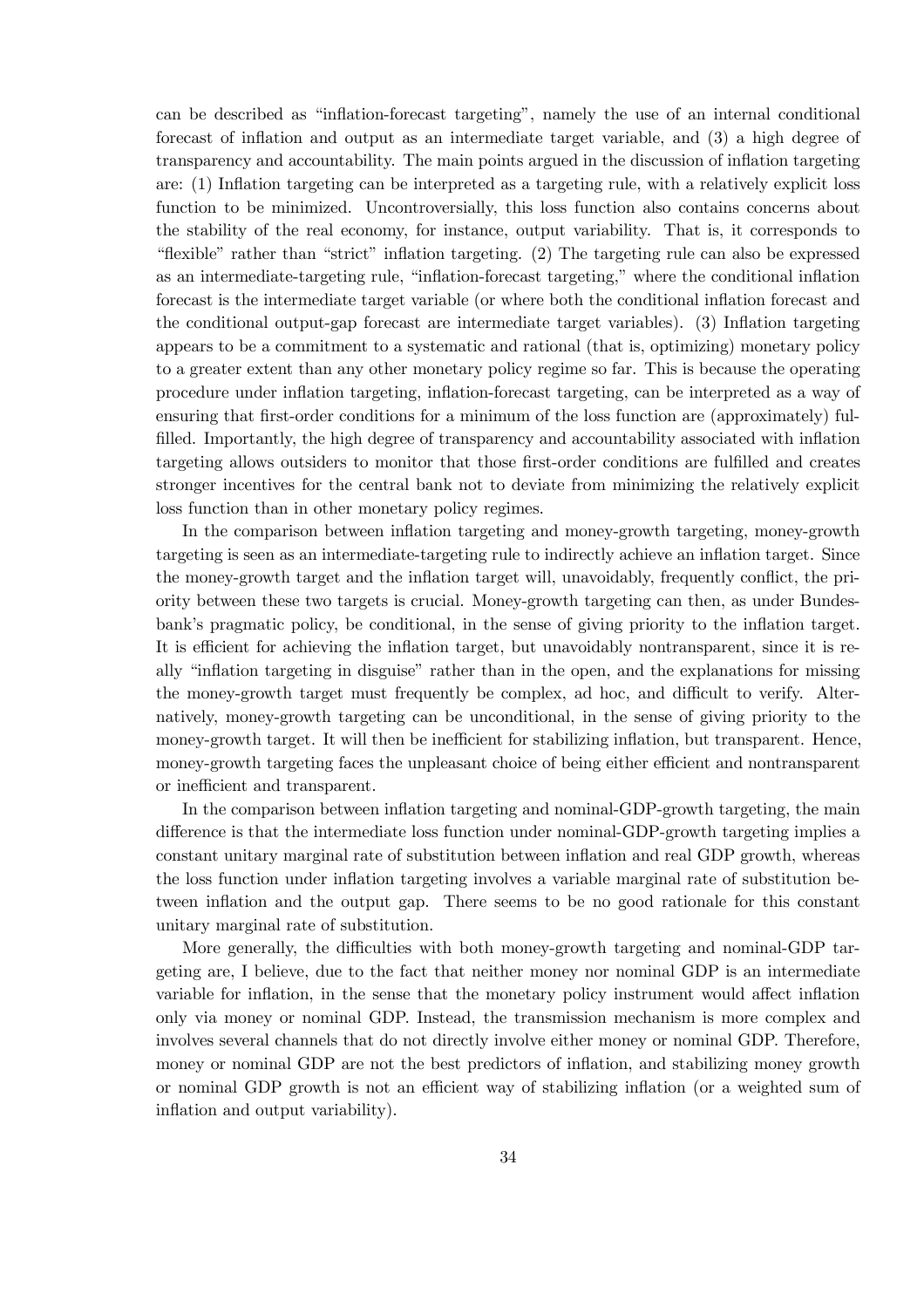can be described as "inflation-forecast targeting", namely the use of an internal conditional forecast of inflation and output as an intermediate target variable, and (3) a high degree of transparency and accountability. The main points argued in the discussion of inflation targeting are: (1) Inflation targeting can be interpreted as a targeting rule, with a relatively explicit loss function to be minimized. Uncontroversially, this loss function also contains concerns about the stability of the real economy, for instance, output variability. That is, it corresponds to "flexible" rather than "strict" inflation targeting. (2) The targeting rule can also be expressed as an intermediate-targeting rule, "inflation-forecast targeting," where the conditional inflation forecast is the intermediate target variable (or where both the conditional inflation forecast and the conditional output-gap forecast are intermediate target variables). (3) Inflation targeting appears to be a commitment to a systematic and rational (that is, optimizing) monetary policy to a greater extent than any other monetary policy regime so far. This is because the operating procedure under inflation targeting, inflation-forecast targeting, can be interpreted as a way of ensuring that first-order conditions for a minimum of the loss function are (approximately) fulfilled. Importantly, the high degree of transparency and accountability associated with inflation targeting allows outsiders to monitor that those first-order conditions are fulfilled and creates stronger incentives for the central bank not to deviate from minimizing the relatively explicit loss function than in other monetary policy regimes.

In the comparison between inflation targeting and money-growth targeting, money-growth targeting is seen as an intermediate-targeting rule to indirectly achieve an inflation target. Since the money-growth target and the inflation target will, unavoidably, frequently conflict, the priority between these two targets is crucial. Money-growth targeting can then, as under Bundesbank's pragmatic policy, be conditional, in the sense of giving priority to the inflation target. It is efficient for achieving the inflation target, but unavoidably nontransparent, since it is really "inflation targeting in disguise" rather than in the open, and the explanations for missing the money-growth target must frequently be complex, ad hoc, and difficult to verify. Alternatively, money-growth targeting can be unconditional, in the sense of giving priority to the money-growth target. It will then be inefficient for stabilizing inflation, but transparent. Hence, money-growth targeting faces the unpleasant choice of being either efficient and nontransparent or inefficient and transparent.

In the comparison between inflation targeting and nominal-GDP-growth targeting, the main difference is that the intermediate loss function under nominal-GDP-growth targeting implies a constant unitary marginal rate of substitution between inflation and real GDP growth, whereas the loss function under inflation targeting involves a variable marginal rate of substitution between inflation and the output gap. There seems to be no good rationale for this constant unitary marginal rate of substitution.

More generally, the difficulties with both money-growth targeting and nominal-GDP targeting are, I believe, due to the fact that neither money nor nominal GDP is an intermediate variable for inflation, in the sense that the monetary policy instrument would affect inflation only via money or nominal GDP. Instead, the transmission mechanism is more complex and involves several channels that do not directly involve either money or nominal GDP. Therefore, money or nominal GDP are not the best predictors of inflation, and stabilizing money growth or nominal GDP growth is not an efficient way of stabilizing inflation (or a weighted sum of inflation and output variability).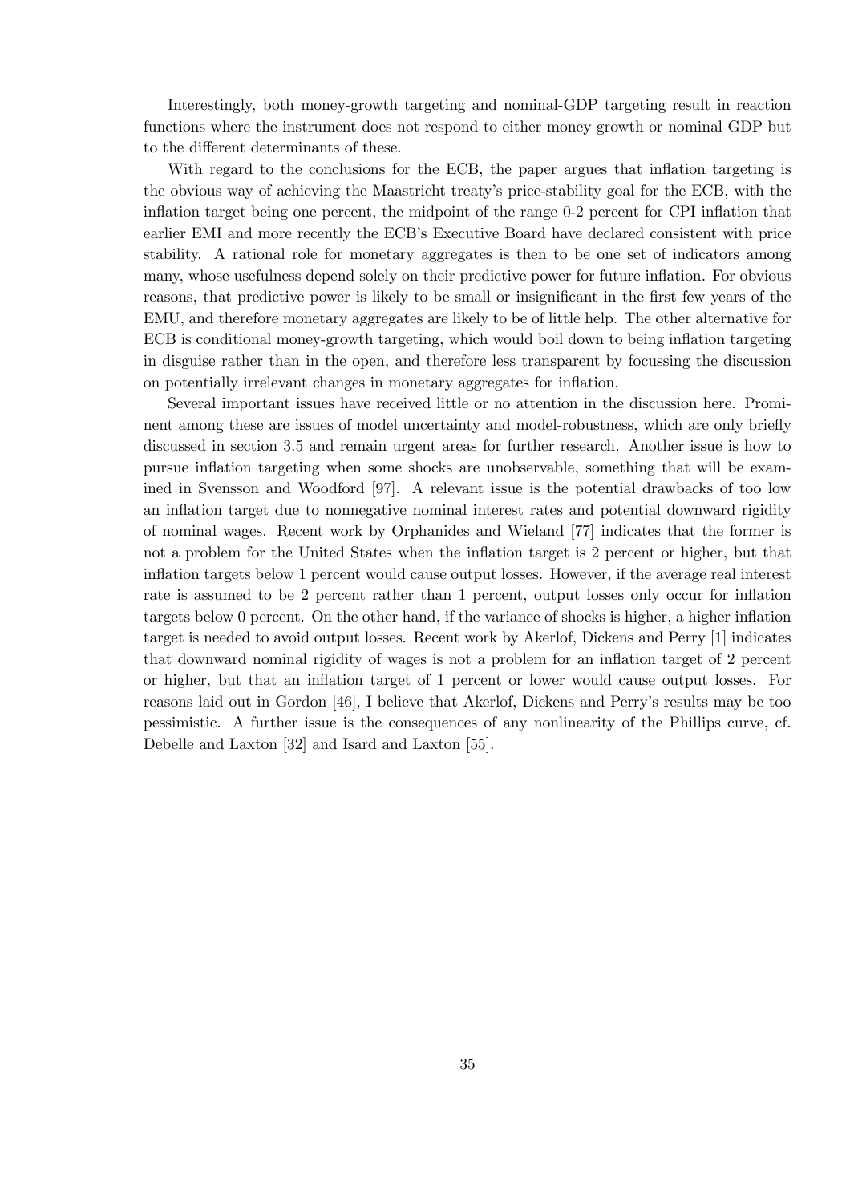Interestingly, both money-growth targeting and nominal-GDP targeting result in reaction functions where the instrument does not respond to either money growth or nominal GDP but to the different determinants of these.

With regard to the conclusions for the ECB, the paper argues that inflation targeting is the obvious way of achieving the Maastricht treaty's price-stability goal for the ECB, with the inflation target being one percent, the midpoint of the range 0-2 percent for CPI inflation that earlier EMI and more recently the ECB's Executive Board have declared consistent with price stability. A rational role for monetary aggregates is then to be one set of indicators among many, whose usefulness depend solely on their predictive power for future inflation. For obvious reasons, that predictive power is likely to be small or insignificant in the first few years of the EMU, and therefore monetary aggregates are likely to be of little help. The other alternative for ECB is conditional money-growth targeting, which would boil down to being inflation targeting in disguise rather than in the open, and therefore less transparent by focussing the discussion on potentially irrelevant changes in monetary aggregates for inflation.

Several important issues have received little or no attention in the discussion here. Prominent among these are issues of model uncertainty and model-robustness, which are only briefly discussed in section 3.5 and remain urgent areas for further research. Another issue is how to pursue inflation targeting when some shocks are unobservable, something that will be examined in Svensson and Woodford [97]. A relevant issue is the potential drawbacks of too low an inflation target due to nonnegative nominal interest rates and potential downward rigidity of nominal wages. Recent work by Orphanides and Wieland [77] indicates that the former is not a problem for the United States when the inflation target is 2 percent or higher, but that inflation targets below 1 percent would cause output losses. However, if the average real interest rate is assumed to be 2 percent rather than 1 percent, output losses only occur for inflation targets below 0 percent. On the other hand, if the variance of shocks is higher, a higher inflation target is needed to avoid output losses. Recent work by Akerlof, Dickens and Perry [1] indicates that downward nominal rigidity of wages is not a problem for an inflation target of 2 percent or higher, but that an inflation target of 1 percent or lower would cause output losses. For reasons laid out in Gordon [46], I believe that Akerlof, Dickens and Perry's results may be too pessimistic. A further issue is the consequences of any nonlinearity of the Phillips curve, cf. Debelle and Laxton [32] and Isard and Laxton [55].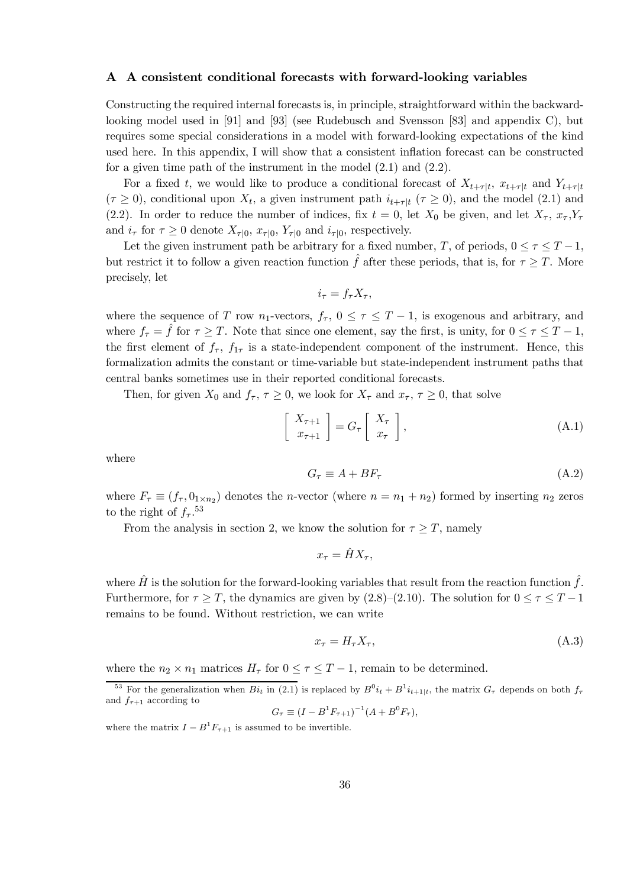## A A consistent conditional forecasts with forward-looking variables

Constructing the required internal forecasts is, in principle, straightforward within the backward-looking model used in [91] and [93] (see Rudebusch and Svensson [83] and appendix C), but requires some special considerations in a model with forward-looking expectations of the kind used here. In this appendix, I will show that a consistent inflation forecast can be constructed for a given time path of the instrument in the model (2.1) and (2.2).

For a fixed $t$, we would like to produce a conditional forecast of $X_{t+\tau|t}$, $x_{t+\tau|t}$ and $Y_{t+\tau|t}$ ($\tau \geq 0$), conditional upon $X_t$, a given instrument path $i_{t+\tau|t}$ ($\tau \geq 0$), and the model (2.1) and (2.2). In order to reduce the number of indices, fix $t = 0$, let $X_0$ be given, and let $X_\tau$, $x_\tau$,$Y_\tau$ and $i_\tau$ for $\tau \geq 0$ denote $X_{\tau|0}$, $x_{\tau|0}$, $Y_{\tau|0}$ and $i_{\tau|0}$, respectively.

Let the given instrument path be arbitrary for a fixed number, $T$, of periods, $0 \leq \tau \leq T-1$, but restrict it to follow a given reaction function $\hat{f}$ after these periods, that is, for $\tau \geq T$. More precisely, let

$$i_\tau = f_\tau X_\tau,$$

where the sequence of $T$ row $n_1$-vectors, $f_\tau$, $0 \leq \tau \leq T-1$, is exogenous and arbitrary, and where $f_\tau = \hat{f}$ for $\tau \geq T$. Note that since one element, say the first, is unity, for $0 \leq \tau \leq T-1$, the first element of $f_\tau$, $f_{1\tau}$ is a state-independent component of the instrument. Hence, this formalization admits the constant or time-variable but state-independent instrument paths that central banks sometimes use in their reported conditional forecasts.

Then, for given $X_0$ and $f_\tau$, $\tau \geq 0$, we look for $X_\tau$ and $x_\tau$, $\tau \geq 0$, that solve

$$\begin{bmatrix} X_{\tau+1} \\ x_{\tau+1} \end{bmatrix} = G_\tau \begin{bmatrix} X_\tau \\ x_\tau \end{bmatrix}, \tag{A.1}$$

where

$$G_\tau \equiv A + BF_\tau \tag{A.2}$$

where $F_\tau \equiv (f_\tau, 0_{1\times n_2})$ denotes the $n$-vector (where $n = n_1 + n_2$) formed by inserting $n_2$ zeros to the right of $f_\tau$.[53]

From the analysis in section 2, we know the solution for $\tau \geq T$, namely

$$x_\tau = \hat{H} X_\tau,$$

where $\hat{H}$ is the solution for the forward-looking variables that result from the reaction function $\hat{f}$. Furthermore, for $\tau \geq T$, the dynamics are given by (2.8)–(2.10). The solution for $0 \leq \tau \leq T-1$ remains to be found. Without restriction, we can write

$$x_\tau = H_\tau X_\tau, \tag{A.3}$$

where the $n_2 \times n_1$ matrices $H_\tau$ for $0 \leq \tau \leq T-1$, remain to be determined.

[53] For the generalization when $Bi_t$ in (2.1) is replaced by $B^0 i_t + B^1 i_{t+1|t}$, the matrix $G_\tau$ depends on both $f_\tau$ and $f_{\tau+1}$ according to

$$G_\tau \equiv (I - B^1 F_{\tau+1})^{-1}(A + B^0 F_\tau),$$

where the matrix $I - B^1 F_{\tau+1}$ is assumed to be invertible.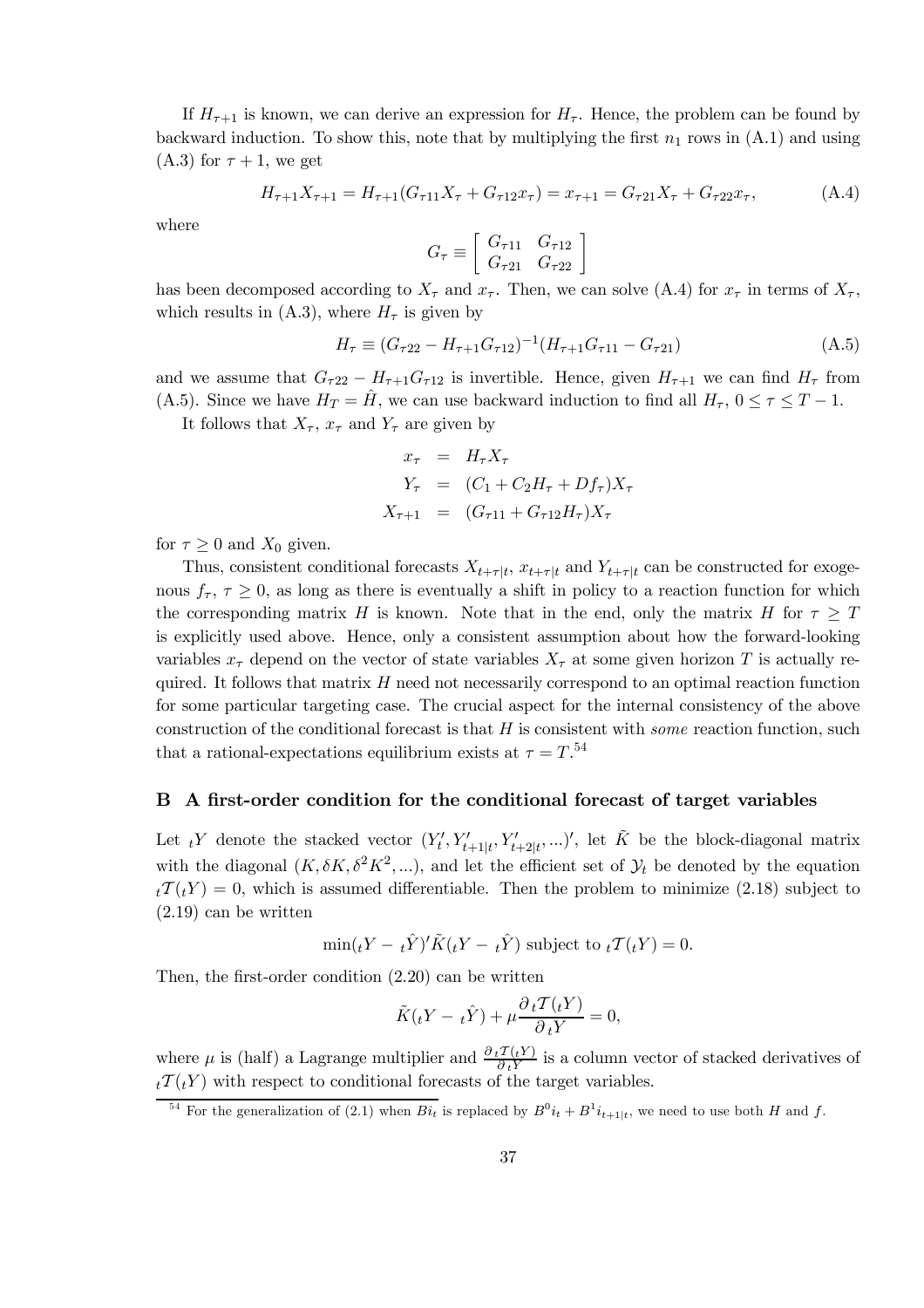If $H_{\tau+1}$ is known, we can derive an expression for $H_\tau$. Hence, the problem can be found by backward induction. To show this, note that by multiplying the first $n_1$ rows in (A.1) and using (A.3) for $\tau+1$, we get

$$H_{\tau+1}X_{\tau+1} = H_{\tau+1}(G_{\tau 11}X_\tau + G_{\tau 12}x_\tau) = x_{\tau+1} = G_{\tau 21}X_\tau + G_{\tau 22}x_\tau, \tag{A.4}$$

where

$$G_\tau \equiv \begin{bmatrix} G_{\tau 11} & G_{\tau 12} \\ G_{\tau 21} & G_{\tau 22} \end{bmatrix}$$

has been decomposed according to $X_\tau$ and $x_\tau$. Then, we can solve (A.4) for $x_\tau$ in terms of $X_\tau$, which results in (A.3), where $H_\tau$ is given by

$$H_\tau \equiv (G_{\tau 22} - H_{\tau+1}G_{\tau 12})^{-1}(H_{\tau+1}G_{\tau 11} - G_{\tau 21}) \tag{A.5}$$

and we assume that $G_{\tau 22} - H_{\tau+1}G_{\tau 12}$ is invertible. Hence, given $H_{\tau+1}$ we can find $H_\tau$ from (A.5). Since we have $H_T = \hat{H}$, we can use backward induction to find all $H_\tau$, $0 \leq \tau \leq T-1$.

It follows that $X_\tau$, $x_\tau$ and $Y_\tau$ are given by

$$\begin{aligned} x_\tau &= H_\tau X_\tau \\ Y_\tau &= (C_1 + C_2 H_\tau + Df_\tau)X_\tau \\ X_{\tau+1} &= (G_{\tau 11} + G_{\tau 12}H_\tau)X_\tau \end{aligned}$$

for $\tau \geq 0$ and $X_0$ given.

Thus, consistent conditional forecasts $X_{t+\tau|t}$, $x_{t+\tau|t}$ and $Y_{t+\tau|t}$ can be constructed for exogenous $f_\tau$, $\tau \geq 0$, as long as there is eventually a shift in policy to a reaction function for which the corresponding matrix $H$ is known. Note that in the end, only the matrix $H$ for $\tau \geq T$ is explicitly used above. Hence, only a consistent assumption about how the forward-looking variables $x_\tau$ depend on the vector of state variables $X_\tau$ at some given horizon $T$ is actually required. It follows that matrix $H$ need not necessarily correspond to an optimal reaction function for some particular targeting case. The crucial aspect for the internal consistency of the above construction of the conditional forecast is that $H$ is consistent with *some* reaction function, such that a rational-expectations equilibrium exists at $\tau = T$.[54]

## B A first-order condition for the conditional forecast of target variables

Let ${}_tY$ denote the stacked vector $(Y_t', Y_{t+1|t}', Y_{t+2|t}', ...)'$, let $\tilde{K}$ be the block-diagonal matrix with the diagonal $(K, \delta K, \delta^2 K^2, ...)$, and let the efficient set of $\mathcal{Y}_t$ be denoted by the equation ${}_t\mathcal{T}({}_tY) = 0$, which is assumed differentiable. Then the problem to minimize (2.18) subject to (2.19) can be written

$$\min({}_tY - {}_t\hat{Y})'\tilde{K}({}_tY - {}_t\hat{Y}) \text{ subject to } {}_t\mathcal{T}({}_tY) = 0.$$

Then, the first-order condition (2.20) can be written

$$\tilde{K}({}_tY - {}_t\hat{Y}) + \mu \frac{\partial {}_t\mathcal{T}({}_tY)}{\partial {}_tY} = 0,$$

where $\mu$ is (half) a Lagrange multiplier and $\frac{\partial {}_t\mathcal{T}({}_tY)}{\partial {}_tY}$ is a column vector of stacked derivatives of ${}_t\mathcal{T}({}_tY)$ with respect to conditional forecasts of the target variables.

[54] For the generalization of (2.1) when $Bi_t$ is replaced by $B^0 i_t + B^1 i_{t+1|t}$, we need to use both $H$ and $f$.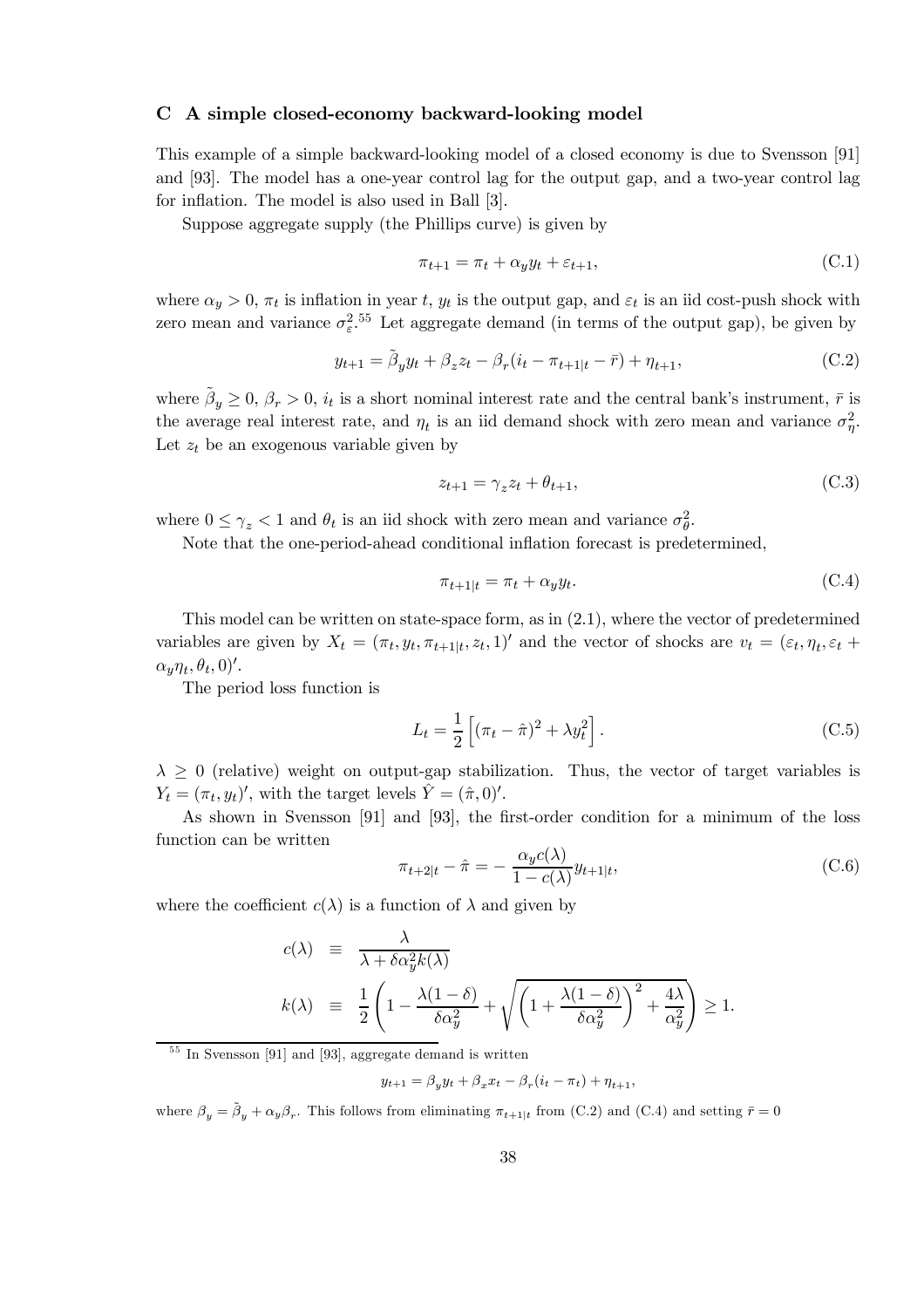## C A simple closed-economy backward-looking model

This example of a simple backward-looking model of a closed economy is due to Svensson [91] and [93]. The model has a one-year control lag for the output gap, and a two-year control lag for inflation. The model is also used in Ball [3].

Suppose aggregate supply (the Phillips curve) is given by

$$\pi_{t+1} = \pi_t + \alpha_y y_t + \varepsilon_{t+1}, \tag{C.1}$$

where $\alpha_y > 0$, $\pi_t$ is inflation in year $t$, $y_t$ is the output gap, and $\varepsilon_t$ is an iid cost-push shock with zero mean and variance $\sigma_\varepsilon^2$.[55] Let aggregate demand (in terms of the output gap), be given by

$$y_{t+1} = \tilde{\beta}_y y_t + \beta_z z_t - \beta_r (i_t - \pi_{t+1|t} - \bar{r}) + \eta_{t+1}, \tag{C.2}$$

where $\tilde{\beta}_y \geq 0$, $\beta_r > 0$, $i_t$ is a short nominal interest rate and the central bank's instrument, $\bar{r}$ is the average real interest rate, and $\eta_t$ is an iid demand shock with zero mean and variance $\sigma_\eta^2$. Let $z_t$ be an exogenous variable given by

$$z_{t+1} = \gamma_z z_t + \theta_{t+1}, \tag{C.3}$$

where $0 \leq \gamma_z < 1$ and $\theta_t$ is an iid shock with zero mean and variance $\sigma_\theta^2$.

Note that the one-period-ahead conditional inflation forecast is predetermined,

$$\pi_{t+1|t} = \pi_t + \alpha_y y_t. \tag{C.4}$$

This model can be written on state-space form, as in (2.1), where the vector of predetermined variables are given by $X_t = (\pi_t, y_t, \pi_{t+1|t}, z_t, 1)'$ and the vector of shocks are $v_t = (\varepsilon_t, \eta_t, \varepsilon_t + \alpha_y \eta_t, \theta_t, 0)'$.

The period loss function is

$$L_t = \frac{1}{2}\left[(\pi_t - \hat{\pi})^2 + \lambda y_t^2\right]. \tag{C.5}$$

$\lambda \geq 0$ (relative) weight on output-gap stabilization. Thus, the vector of target variables is $Y_t = (\pi_t, y_t)'$, with the target levels $\hat{Y} = (\hat{\pi}, 0)'$.

As shown in Svensson [91] and [93], the first-order condition for a minimum of the loss function can be written

$$\pi_{t+2|t} - \hat{\pi} = -\frac{\alpha_y c(\lambda)}{1 - c(\lambda)} y_{t+1|t}, \tag{C.6}$$

where the coefficient $c(\lambda)$ is a function of $\lambda$ and given by

$$
\begin{aligned}
c(\lambda) &\equiv \frac{\lambda}{\lambda + \delta \alpha_y^2 k(\lambda)} \\
k(\lambda) &\equiv \frac{1}{2}\left(1 - \frac{\lambda(1-\delta)}{\delta \alpha_y^2} + \sqrt{\left(1 + \frac{\lambda(1-\delta)}{\delta \alpha_y^2}\right)^2 + \frac{4\lambda}{\alpha_y^2}}\right) \geq 1.
\end{aligned}
$$

---

[55] In Svensson [91] and [93], aggregate demand is written

$$y_{t+1} = \beta_y y_t + \beta_x x_t - \beta_r (i_t - \pi_t) + \eta_{t+1},$$

where $\beta_y = \tilde{\beta}_y + \alpha_y \beta_r$. This follows from eliminating $\pi_{t+1|t}$ from (C.2) and (C.4) and setting $\bar{r} = 0$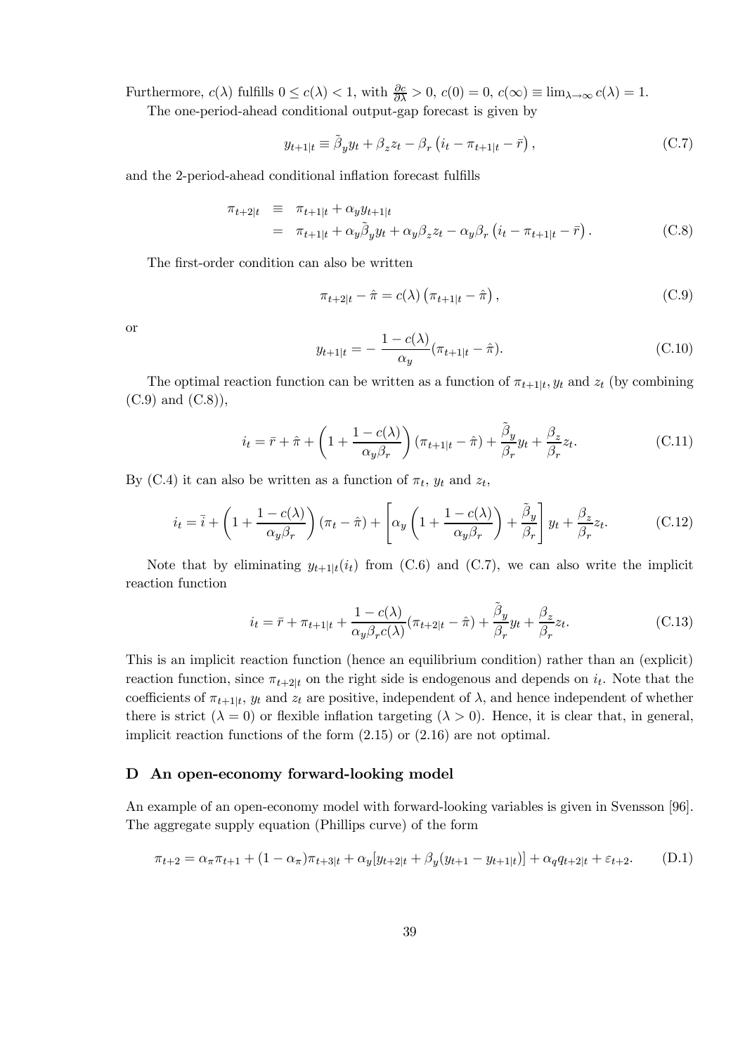Furthermore, $c(\lambda)$ fulfills $0 \leq c(\lambda) < 1$, with $\frac{\partial c}{\partial \lambda} > 0$, $c(0) = 0$, $c(\infty) \equiv \lim_{\lambda \to \infty} c(\lambda) = 1$.

The one-period-ahead conditional output-gap forecast is given by

$$y_{t+1|t} \equiv \tilde{\beta}_y y_t + \beta_z z_t - \beta_r \left(i_t - \pi_{t+1|t} - \bar{r}\right), \tag{C.7}$$

and the 2-period-ahead conditional inflation forecast fulfills

$$\begin{aligned} \pi_{t+2|t} &\equiv \pi_{t+1|t} + \alpha_y y_{t+1|t} \\ &= \pi_{t+1|t} + \alpha_y \tilde{\beta}_y y_t + \alpha_y \beta_z z_t - \alpha_y \beta_r \left(i_t - \pi_{t+1|t} - \bar{r}\right). \end{aligned} \tag{C.8}$$

The first-order condition can also be written

$$\pi_{t+2|t} - \hat{\pi} = c(\lambda)\left(\pi_{t+1|t} - \hat{\pi}\right), \tag{C.9}$$

or

$$y_{t+1|t} = -\frac{1 - c(\lambda)}{\alpha_y}(\pi_{t+1|t} - \hat{\pi}). \tag{C.10}$$

The optimal reaction function can be written as a function of $\pi_{t+1|t}, y_t$ and $z_t$ (by combining (C.9) and (C.8)),

$$i_t = \bar{r} + \hat{\pi} + \left(1 + \frac{1 - c(\lambda)}{\alpha_y \beta_r}\right)(\pi_{t+1|t} - \hat{\pi}) + \frac{\tilde{\beta}_y}{\beta_r} y_t + \frac{\beta_z}{\beta_r} z_t. \tag{C.11}$$

By (C.4) it can also be written as a function of $\pi_t$, $y_t$ and $z_t$,

$$i_t = \bar{i} + \left(1 + \frac{1 - c(\lambda)}{\alpha_y \beta_r}\right)(\pi_t - \hat{\pi}) + \left[\alpha_y \left(1 + \frac{1 - c(\lambda)}{\alpha_y \beta_r}\right) + \frac{\tilde{\beta}_y}{\beta_r}\right] y_t + \frac{\beta_z}{\beta_r} z_t. \tag{C.12}$$

Note that by eliminating $y_{t+1|t}(i_t)$ from (C.6) and (C.7), we can also write the implicit reaction function

$$i_t = \bar{r} + \pi_{t+1|t} + \frac{1 - c(\lambda)}{\alpha_y \beta_r c(\lambda)}(\pi_{t+2|t} - \hat{\pi}) + \frac{\tilde{\beta}_y}{\beta_r} y_t + \frac{\beta_z}{\beta_r} z_t. \tag{C.13}$$

This is an implicit reaction function (hence an equilibrium condition) rather than an (explicit) reaction function, since $\pi_{t+2|t}$ on the right side is endogenous and depends on $i_t$. Note that the coefficients of $\pi_{t+1|t}$, $y_t$ and $z_t$ are positive, independent of $\lambda$, and hence independent of whether there is strict ($\lambda = 0$) or flexible inflation targeting ($\lambda > 0$). Hence, it is clear that, in general, implicit reaction functions of the form (2.15) or (2.16) are not optimal.

## D An open-economy forward-looking model

An example of an open-economy model with forward-looking variables is given in Svensson [96]. The aggregate supply equation (Phillips curve) of the form

$$\pi_{t+2} = \alpha_\pi \pi_{t+1} + (1 - \alpha_\pi)\pi_{t+3|t} + \alpha_y[y_{t+2|t} + \beta_y(y_{t+1} - y_{t+1|t})] + \alpha_q q_{t+2|t} + \varepsilon_{t+2}. \tag{D.1}$$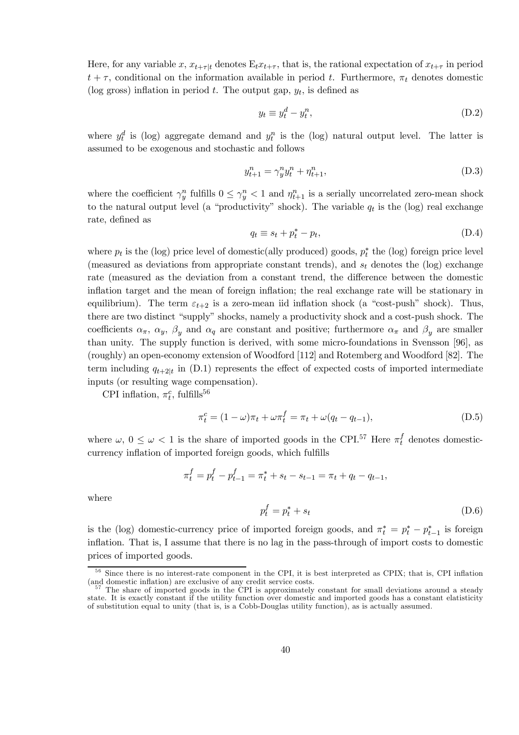Here, for any variable $x$, $x_{t+\tau|t}$ denotes $\mathrm{E}_t x_{t+\tau}$, that is, the rational expectation of $x_{t+\tau}$ in period $t+\tau$, conditional on the information available in period $t$. Furthermore, $\pi_t$ denotes domestic (log gross) inflation in period $t$. The output gap, $y_t$, is defined as

$$y_t \equiv y_t^d - y_t^n, \tag{D.2}$$

where $y_t^d$ is (log) aggregate demand and $y_t^n$ is the (log) natural output level. The latter is assumed to be exogenous and stochastic and follows

$$y_{t+1}^n = \gamma_y^n y_t^n + \eta_{t+1}^n, \tag{D.3}$$

where the coefficient $\gamma_y^n$ fulfills $0 \leq \gamma_y^n < 1$ and $\eta_{t+1}^n$ is a serially uncorrelated zero-mean shock to the natural output level (a "productivity" shock). The variable $q_t$ is the (log) real exchange rate, defined as

$$q_t \equiv s_t + p_t^* - p_t, \tag{D.4}$$

where $p_t$ is the (log) price level of domestic(ally produced) goods, $p_t^*$ the (log) foreign price level (measured as deviations from appropriate constant trends), and $s_t$ denotes the (log) exchange rate (measured as the deviation from a constant trend, the difference between the domestic inflation target and the mean of foreign inflation; the real exchange rate will be stationary in equilibrium). The term $\varepsilon_{t+2}$ is a zero-mean iid inflation shock (a "cost-push" shock). Thus, there are two distinct "supply" shocks, namely a productivity shock and a cost-push shock. The coefficients $\alpha_\pi$, $\alpha_y$, $\beta_y$ and $\alpha_q$ are constant and positive; furthermore $\alpha_\pi$ and $\beta_y$ are smaller than unity. The supply function is derived, with some micro-foundations in Svensson [96], as (roughly) an open-economy extension of Woodford [112] and Rotemberg and Woodford [82]. The term including $q_{t+2|t}$ in (D.1) represents the effect of expected costs of imported intermediate inputs (or resulting wage compensation).

CPI inflation, $\pi_t^c$, fulfills[56]

$$\pi_t^c = (1-\omega)\pi_t + \omega \pi_t^f = \pi_t + \omega(q_t - q_{t-1}), \tag{D.5}$$

where $\omega$, $0 \leq \omega < 1$ is the share of imported goods in the CPI.[57] Here $\pi_t^f$ denotes domestic-currency inflation of imported foreign goods, which fulfills

$$\pi_t^f = p_t^f - p_{t-1}^f = \pi_t^* + s_t - s_{t-1} = \pi_t + q_t - q_{t-1},$$

where

$$p_t^f = p_t^* + s_t \tag{D.6}$$

is the (log) domestic-currency price of imported foreign goods, and $\pi_t^* = p_t^* - p_{t-1}^*$ is foreign inflation. That is, I assume that there is no lag in the pass-through of import costs to domestic prices of imported goods.

---

[56] Since there is no interest-rate component in the CPI, it is best interpreted as CPIX; that is, CPI inflation (and domestic inflation) are exclusive of any credit service costs.

[57] The share of imported goods in the CPI is approximately constant for small deviations around a steady state. It is exactly constant if the utility function over domestic and imported goods has a constant elatisticity of substitution equal to unity (that is, is a Cobb-Douglas utility function), as is actually assumed.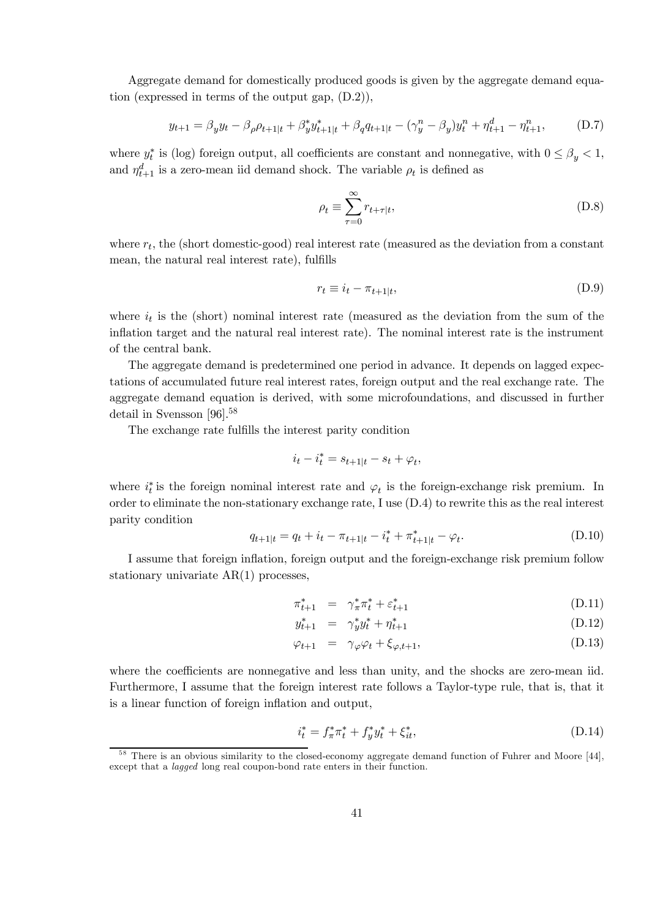Aggregate demand for domestically produced goods is given by the aggregate demand equation (expressed in terms of the output gap, (D.2)),

$$y_{t+1} = \beta_y y_t - \beta_\rho \rho_{t+1|t} + \beta_y^* y_{t+1|t}^* + \beta_q q_{t+1|t} - (\gamma_y^n - \beta_y) y_t^n + \eta_{t+1}^d - \eta_{t+1}^n, \tag{D.7}$$

where $y_t^*$ is (log) foreign output, all coefficients are constant and nonnegative, with $0 \leq \beta_y < 1$, and $\eta_{t+1}^d$ is a zero-mean iid demand shock. The variable $\rho_t$ is defined as

$$\rho_t \equiv \sum_{\tau=0}^{\infty} r_{t+\tau|t}, \tag{D.8}$$

where $r_t$, the (short domestic-good) real interest rate (measured as the deviation from a constant mean, the natural real interest rate), fulfills

$$r_t \equiv i_t - \pi_{t+1|t}, \tag{D.9}$$

where $i_t$ is the (short) nominal interest rate (measured as the deviation from the sum of the inflation target and the natural real interest rate). The nominal interest rate is the instrument of the central bank.

The aggregate demand is predetermined one period in advance. It depends on lagged expectations of accumulated future real interest rates, foreign output and the real exchange rate. The aggregate demand equation is derived, with some microfoundations, and discussed in further detail in Svensson [96].[58]

The exchange rate fulfills the interest parity condition

$$i_t - i_t^* = s_{t+1|t} - s_t + \varphi_t,$$

where $i_t^*$ is the foreign nominal interest rate and $\varphi_t$ is the foreign-exchange risk premium. In order to eliminate the non-stationary exchange rate, I use (D.4) to rewrite this as the real interest parity condition

$$q_{t+1|t} = q_t + i_t - \pi_{t+1|t} - i_t^* + \pi_{t+1|t}^* - \varphi_t. \tag{D.10}$$

I assume that foreign inflation, foreign output and the foreign-exchange risk premium follow stationary univariate AR(1) processes,

$$\pi_{t+1}^* = \gamma_\pi^* \pi_t^* + \varepsilon_{t+1}^* \tag{D.11}$$

$$y_{t+1}^* = \gamma_y^* y_t^* + \eta_{t+1}^* \tag{D.12}$$

$$\varphi_{t+1} = \gamma_\varphi \varphi_t + \xi_{\varphi,t+1}, \tag{D.13}$$

where the coefficients are nonnegative and less than unity, and the shocks are zero-mean iid. Furthermore, I assume that the foreign interest rate follows a Taylor-type rule, that is, that it is a linear function of foreign inflation and output,

$$i_t^* = f_\pi^* \pi_t^* + f_y^* y_t^* + \xi_{it}^*, \tag{D.14}$$

[58] There is an obvious similarity to the closed-economy aggregate demand function of Fuhrer and Moore [44], except that a *lagged* long real coupon-bond rate enters in their function.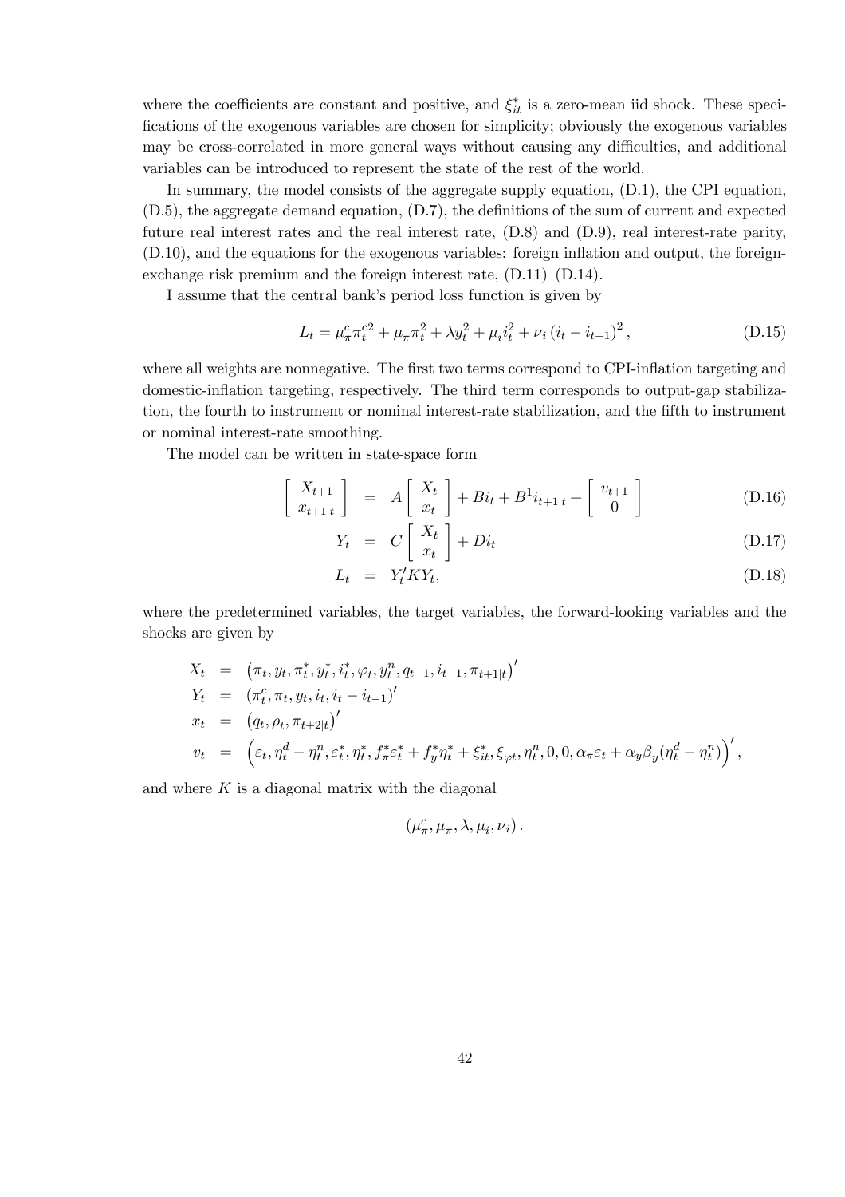where the coefficients are constant and positive, and $\xi^*_{it}$ is a zero-mean iid shock. These specifications of the exogenous variables are chosen for simplicity; obviously the exogenous variables may be cross-correlated in more general ways without causing any difficulties, and additional variables can be introduced to represent the state of the rest of the world.

In summary, the model consists of the aggregate supply equation, (D.1), the CPI equation, (D.5), the aggregate demand equation, (D.7), the definitions of the sum of current and expected future real interest rates and the real interest rate, (D.8) and (D.9), real interest-rate parity, (D.10), and the equations for the exogenous variables: foreign inflation and output, the foreign-exchange risk premium and the foreign interest rate, (D.11)–(D.14).

I assume that the central bank's period loss function is given by

$$L_t = \mu^c_\pi \pi^{c2}_t + \mu_\pi \pi^2_t + \lambda y^2_t + \mu_i i^2_t + \nu_i (i_t - i_{t-1})^2, \tag{D.15}$$

where all weights are nonnegative. The first two terms correspond to CPI-inflation targeting and domestic-inflation targeting, respectively. The third term corresponds to output-gap stabilization, the fourth to instrument or nominal interest-rate stabilization, and the fifth to instrument or nominal interest-rate smoothing.

The model can be written in state-space form

$$\begin{bmatrix} X_{t+1} \\ x_{t+1|t} \end{bmatrix} = A \begin{bmatrix} X_t \\ x_t \end{bmatrix} + B i_t + B^1 i_{t+1|t} + \begin{bmatrix} v_{t+1} \\ 0 \end{bmatrix} \tag{D.16}$$

$$Y_t = C \begin{bmatrix} X_t \\ x_t \end{bmatrix} + D i_t \tag{D.17}$$

$$L_t = Y_t' K Y_t, \tag{D.18}$$

where the predetermined variables, the target variables, the forward-looking variables and the shocks are given by

$$\begin{aligned}
X_t &= \left(\pi_t, y_t, \pi^*_t, y^*_t, i^*_t, \varphi_t, y^n_t, q_{t-1}, i_{t-1}, \pi_{t+1|t}\right)' \\
Y_t &= \left(\pi^c_t, \pi_t, y_t, i_t, i_t - i_{t-1}\right)' \\
x_t &= \left(q_t, \rho_t, \pi_{t+2|t}\right)' \\
v_t &= \left(\varepsilon_t, \eta^d_t - \eta^n_t, \varepsilon^*_t, \eta^*_t, f^*_\pi \varepsilon^*_t + f^*_y \eta^*_t + \xi^*_{it}, \xi_{\varphi t}, \eta^n_t, 0, 0, \alpha_\pi \varepsilon_t + \alpha_y \beta_y (\eta^d_t - \eta^n_t)\right)',
\end{aligned}$$

and where $K$ is a diagonal matrix with the diagonal

$$(\mu^c_\pi, \mu_\pi, \lambda, \mu_i, \nu_i).$$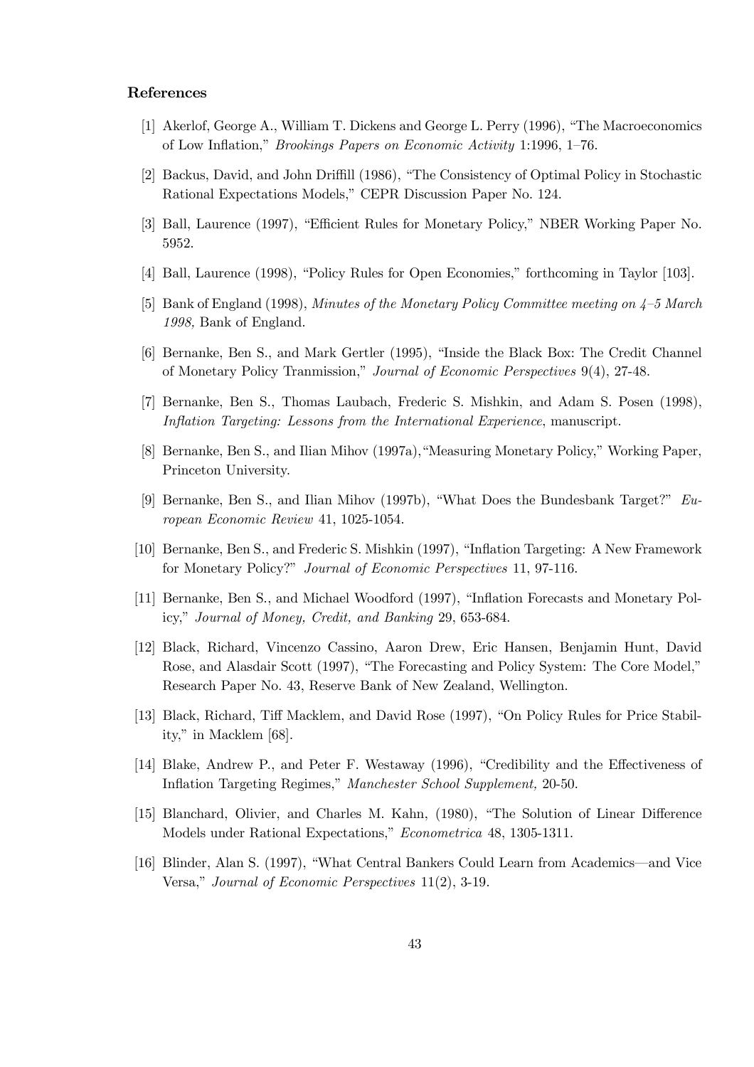## References

[1] Akerlof, George A., William T. Dickens and George L. Perry (1996), "The Macroeconomics of Low Inflation," *Brookings Papers on Economic Activity* 1:1996, 1–76.

[2] Backus, David, and John Driffill (1986), "The Consistency of Optimal Policy in Stochastic Rational Expectations Models," CEPR Discussion Paper No. 124.

[3] Ball, Laurence (1997), "Efficient Rules for Monetary Policy," NBER Working Paper No. 5952.

[4] Ball, Laurence (1998), "Policy Rules for Open Economies," forthcoming in Taylor [103].

[5] Bank of England (1998), *Minutes of the Monetary Policy Committee meeting on 4–5 March 1998,* Bank of England.

[6] Bernanke, Ben S., and Mark Gertler (1995), "Inside the Black Box: The Credit Channel of Monetary Policy Tranmission," *Journal of Economic Perspectives* 9(4), 27-48.

[7] Bernanke, Ben S., Thomas Laubach, Frederic S. Mishkin, and Adam S. Posen (1998), *Inflation Targeting: Lessons from the International Experience*, manuscript.

[8] Bernanke, Ben S., and Ilian Mihov (1997a),"Measuring Monetary Policy," Working Paper, Princeton University.

[9] Bernanke, Ben S., and Ilian Mihov (1997b), "What Does the Bundesbank Target?" *European Economic Review* 41, 1025-1054.

[10] Bernanke, Ben S., and Frederic S. Mishkin (1997), "Inflation Targeting: A New Framework for Monetary Policy?" *Journal of Economic Perspectives* 11, 97-116.

[11] Bernanke, Ben S., and Michael Woodford (1997), "Inflation Forecasts and Monetary Policy," *Journal of Money, Credit, and Banking* 29, 653-684.

[12] Black, Richard, Vincenzo Cassino, Aaron Drew, Eric Hansen, Benjamin Hunt, David Rose, and Alasdair Scott (1997), "The Forecasting and Policy System: The Core Model," Research Paper No. 43, Reserve Bank of New Zealand, Wellington.

[13] Black, Richard, Tiff Macklem, and David Rose (1997), "On Policy Rules for Price Stability," in Macklem [68].

[14] Blake, Andrew P., and Peter F. Westaway (1996), "Credibility and the Effectiveness of Inflation Targeting Regimes," *Manchester School Supplement,* 20-50.

[15] Blanchard, Olivier, and Charles M. Kahn, (1980), "The Solution of Linear Difference Models under Rational Expectations," *Econometrica* 48, 1305-1311.

[16] Blinder, Alan S. (1997), "What Central Bankers Could Learn from Academics—and Vice Versa," *Journal of Economic Perspectives* 11(2), 3-19.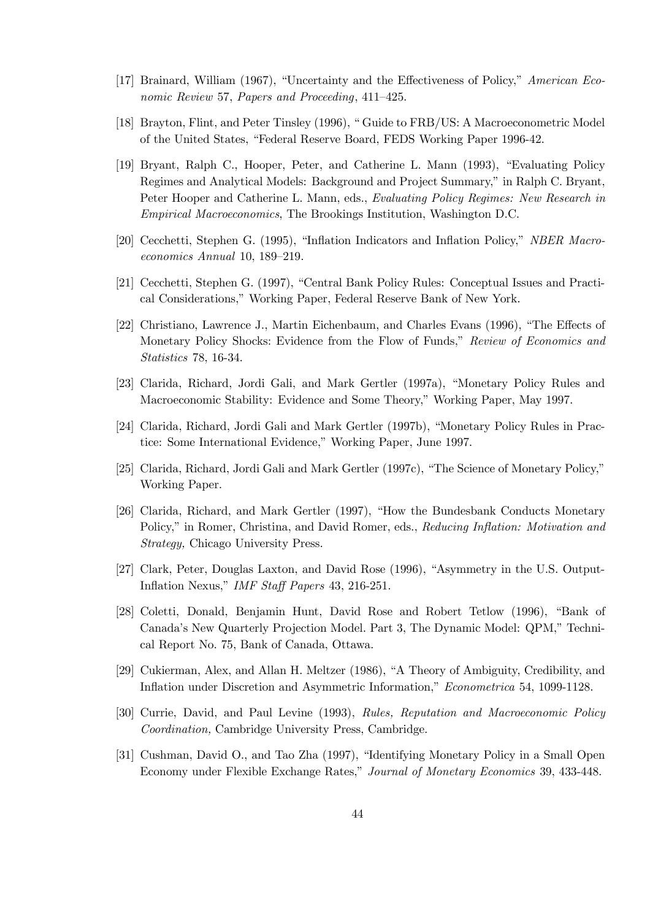[17] Brainard, William (1967), "Uncertainty and the Effectiveness of Policy," *American Economic Review* 57, *Papers and Proceeding*, 411–425.

[18] Brayton, Flint, and Peter Tinsley (1996), " Guide to FRB/US: A Macroeconometric Model of the United States, "Federal Reserve Board, FEDS Working Paper 1996-42.

[19] Bryant, Ralph C., Hooper, Peter, and Catherine L. Mann (1993), "Evaluating Policy Regimes and Analytical Models: Background and Project Summary," in Ralph C. Bryant, Peter Hooper and Catherine L. Mann, eds., *Evaluating Policy Regimes: New Research in Empirical Macroeconomics*, The Brookings Institution, Washington D.C.

[20] Cecchetti, Stephen G. (1995), "Inflation Indicators and Inflation Policy," *NBER Macroeconomics Annual* 10, 189–219.

[21] Cecchetti, Stephen G. (1997), "Central Bank Policy Rules: Conceptual Issues and Practical Considerations," Working Paper, Federal Reserve Bank of New York.

[22] Christiano, Lawrence J., Martin Eichenbaum, and Charles Evans (1996), "The Effects of Monetary Policy Shocks: Evidence from the Flow of Funds," *Review of Economics and Statistics* 78, 16-34.

[23] Clarida, Richard, Jordi Gali, and Mark Gertler (1997a), "Monetary Policy Rules and Macroeconomic Stability: Evidence and Some Theory," Working Paper, May 1997.

[24] Clarida, Richard, Jordi Gali and Mark Gertler (1997b), "Monetary Policy Rules in Practice: Some International Evidence," Working Paper, June 1997.

[25] Clarida, Richard, Jordi Gali and Mark Gertler (1997c), "The Science of Monetary Policy," Working Paper.

[26] Clarida, Richard, and Mark Gertler (1997), "How the Bundesbank Conducts Monetary Policy," in Romer, Christina, and David Romer, eds., *Reducing Inflation: Motivation and Strategy,* Chicago University Press.

[27] Clark, Peter, Douglas Laxton, and David Rose (1996), "Asymmetry in the U.S. Output-Inflation Nexus," *IMF Staff Papers* 43, 216-251.

[28] Coletti, Donald, Benjamin Hunt, David Rose and Robert Tetlow (1996), "Bank of Canada's New Quarterly Projection Model. Part 3, The Dynamic Model: QPM," Technical Report No. 75, Bank of Canada, Ottawa.

[29] Cukierman, Alex, and Allan H. Meltzer (1986), "A Theory of Ambiguity, Credibility, and Inflation under Discretion and Asymmetric Information," *Econometrica* 54, 1099-1128.

[30] Currie, David, and Paul Levine (1993), *Rules, Reputation and Macroeconomic Policy Coordination,* Cambridge University Press, Cambridge.

[31] Cushman, David O., and Tao Zha (1997), "Identifying Monetary Policy in a Small Open Economy under Flexible Exchange Rates," *Journal of Monetary Economics* 39, 433-448.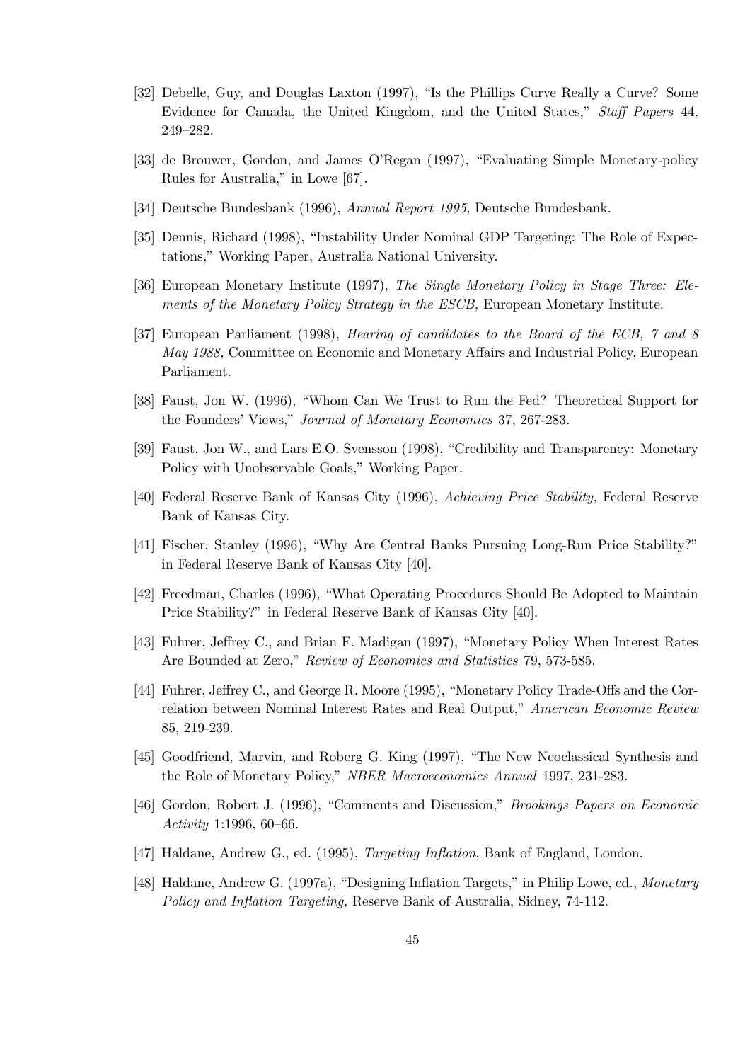[32] Debelle, Guy, and Douglas Laxton (1997), "Is the Phillips Curve Really a Curve? Some Evidence for Canada, the United Kingdom, and the United States," *Staff Papers* 44, 249–282.

[33] de Brouwer, Gordon, and James O'Regan (1997), "Evaluating Simple Monetary-policy Rules for Australia," in Lowe [67].

[34] Deutsche Bundesbank (1996), *Annual Report 1995,* Deutsche Bundesbank.

[35] Dennis, Richard (1998), "Instability Under Nominal GDP Targeting: The Role of Expectations," Working Paper, Australia National University.

[36] European Monetary Institute (1997), *The Single Monetary Policy in Stage Three: Elements of the Monetary Policy Strategy in the ESCB,* European Monetary Institute.

[37] European Parliament (1998), *Hearing of candidates to the Board of the ECB, 7 and 8 May 1988,* Committee on Economic and Monetary Affairs and Industrial Policy, European Parliament.

[38] Faust, Jon W. (1996), "Whom Can We Trust to Run the Fed? Theoretical Support for the Founders' Views," *Journal of Monetary Economics* 37, 267-283.

[39] Faust, Jon W., and Lars E.O. Svensson (1998), "Credibility and Transparency: Monetary Policy with Unobservable Goals," Working Paper.

[40] Federal Reserve Bank of Kansas City (1996), *Achieving Price Stability,* Federal Reserve Bank of Kansas City.

[41] Fischer, Stanley (1996), "Why Are Central Banks Pursuing Long-Run Price Stability?" in Federal Reserve Bank of Kansas City [40].

[42] Freedman, Charles (1996), "What Operating Procedures Should Be Adopted to Maintain Price Stability?" in Federal Reserve Bank of Kansas City [40].

[43] Fuhrer, Jeffrey C., and Brian F. Madigan (1997), "Monetary Policy When Interest Rates Are Bounded at Zero," *Review of Economics and Statistics* 79, 573-585.

[44] Fuhrer, Jeffrey C., and George R. Moore (1995), "Monetary Policy Trade-Offs and the Correlation between Nominal Interest Rates and Real Output," *American Economic Review* 85, 219-239.

[45] Goodfriend, Marvin, and Roberg G. King (1997), "The New Neoclassical Synthesis and the Role of Monetary Policy," *NBER Macroeconomics Annual* 1997, 231-283.

[46] Gordon, Robert J. (1996), "Comments and Discussion," *Brookings Papers on Economic Activity* 1:1996, 60–66.

[47] Haldane, Andrew G., ed. (1995), *Targeting Inflation*, Bank of England, London.

[48] Haldane, Andrew G. (1997a), "Designing Inflation Targets," in Philip Lowe, ed., *Monetary Policy and Inflation Targeting,* Reserve Bank of Australia, Sidney, 74-112.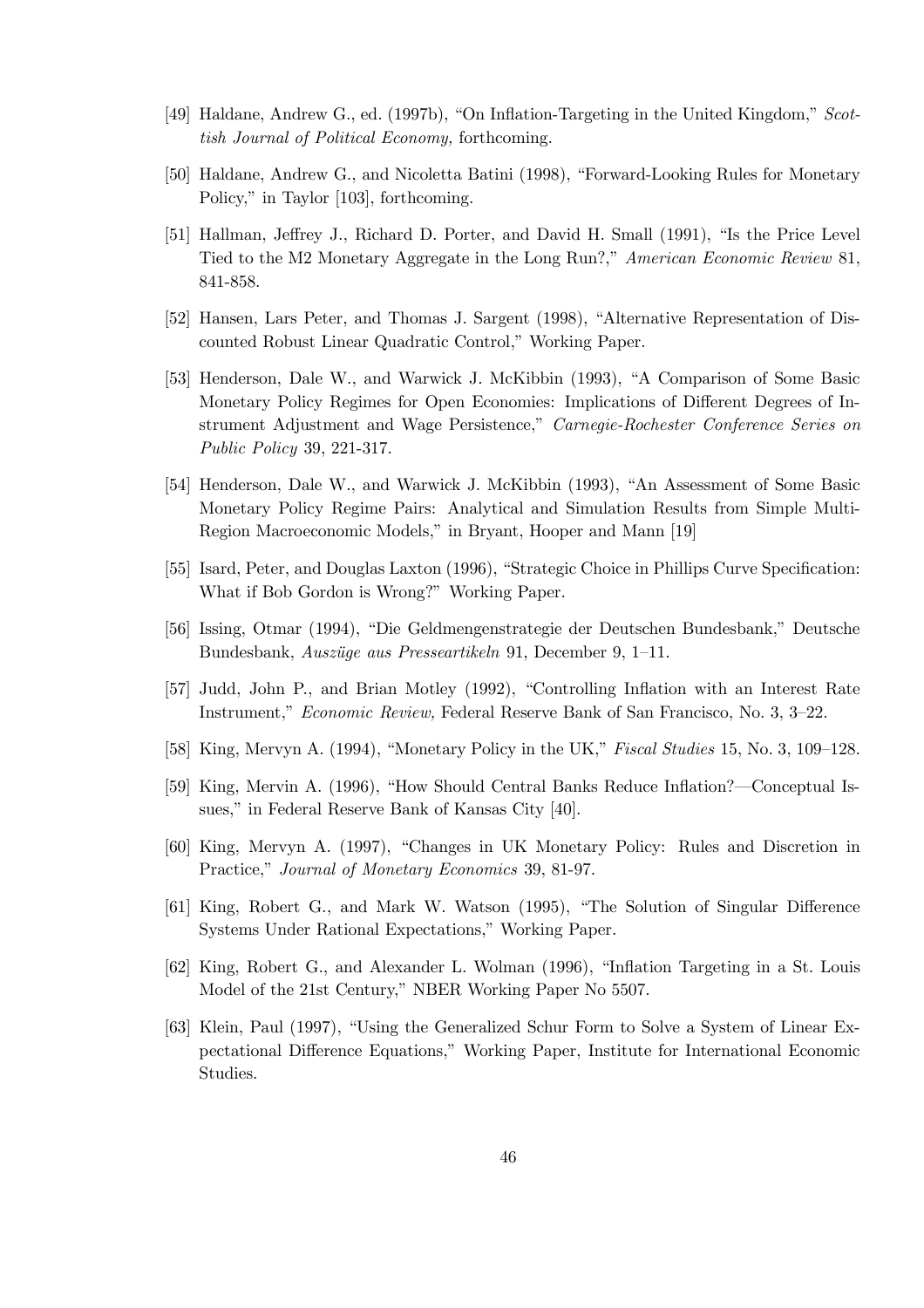[49] Haldane, Andrew G., ed. (1997b), "On Inflation-Targeting in the United Kingdom," *Scottish Journal of Political Economy,* forthcoming.

[50] Haldane, Andrew G., and Nicoletta Batini (1998), "Forward-Looking Rules for Monetary Policy," in Taylor [103], forthcoming.

[51] Hallman, Jeffrey J., Richard D. Porter, and David H. Small (1991), "Is the Price Level Tied to the M2 Monetary Aggregate in the Long Run?," *American Economic Review* 81, 841-858.

[52] Hansen, Lars Peter, and Thomas J. Sargent (1998), "Alternative Representation of Discounted Robust Linear Quadratic Control," Working Paper.

[53] Henderson, Dale W., and Warwick J. McKibbin (1993), "A Comparison of Some Basic Monetary Policy Regimes for Open Economies: Implications of Different Degrees of Instrument Adjustment and Wage Persistence," *Carnegie-Rochester Conference Series on Public Policy* 39, 221-317.

[54] Henderson, Dale W., and Warwick J. McKibbin (1993), "An Assessment of Some Basic Monetary Policy Regime Pairs: Analytical and Simulation Results from Simple Multi-Region Macroeconomic Models," in Bryant, Hooper and Mann [19]

[55] Isard, Peter, and Douglas Laxton (1996), "Strategic Choice in Phillips Curve Specification: What if Bob Gordon is Wrong?" Working Paper.

[56] Issing, Otmar (1994), "Die Geldmengenstrategie der Deutschen Bundesbank," Deutsche Bundesbank, *Auszüge aus Presseartikeln* 91, December 9, 1–11.

[57] Judd, John P., and Brian Motley (1992), "Controlling Inflation with an Interest Rate Instrument," *Economic Review,* Federal Reserve Bank of San Francisco, No. 3, 3–22.

[58] King, Mervyn A. (1994), "Monetary Policy in the UK," *Fiscal Studies* 15, No. 3, 109–128.

[59] King, Mervin A. (1996), "How Should Central Banks Reduce Inflation?—Conceptual Issues," in Federal Reserve Bank of Kansas City [40].

[60] King, Mervyn A. (1997), "Changes in UK Monetary Policy: Rules and Discretion in Practice," *Journal of Monetary Economics* 39, 81-97.

[61] King, Robert G., and Mark W. Watson (1995), "The Solution of Singular Difference Systems Under Rational Expectations," Working Paper.

[62] King, Robert G., and Alexander L. Wolman (1996), "Inflation Targeting in a St. Louis Model of the 21st Century," NBER Working Paper No 5507.

[63] Klein, Paul (1997), "Using the Generalized Schur Form to Solve a System of Linear Expectational Difference Equations," Working Paper, Institute for International Economic Studies.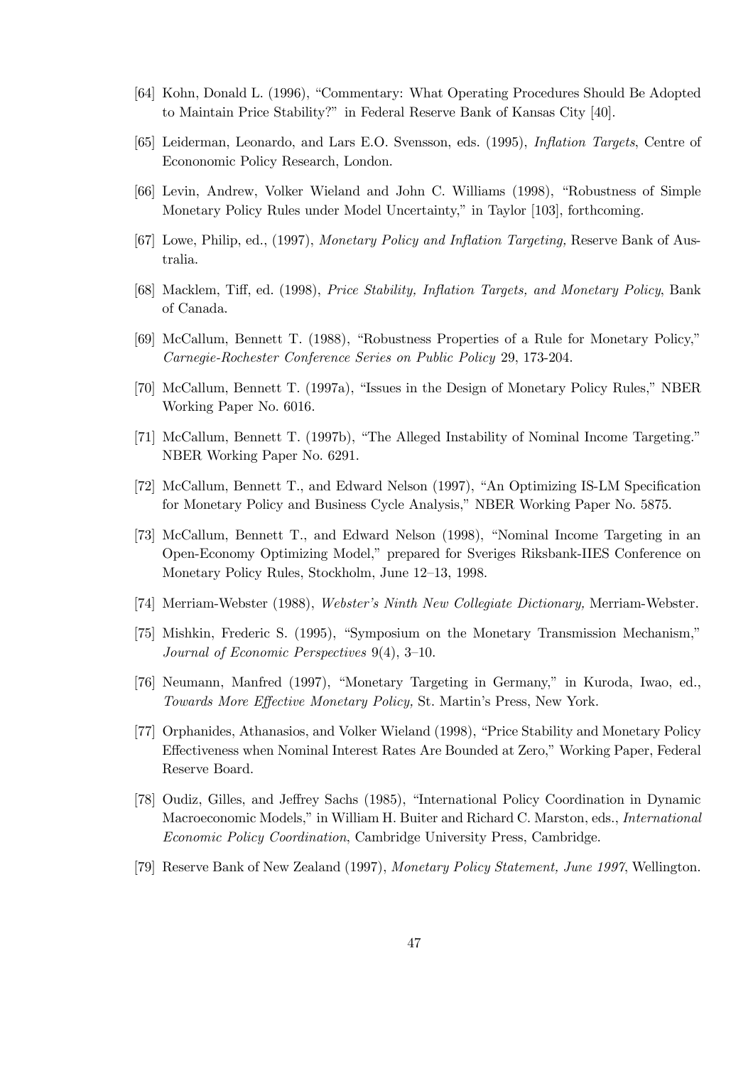[64] Kohn, Donald L. (1996), "Commentary: What Operating Procedures Should Be Adopted to Maintain Price Stability?" in Federal Reserve Bank of Kansas City [40].

[65] Leiderman, Leonardo, and Lars E.O. Svensson, eds. (1995), *Inflation Targets*, Centre of Econonomic Policy Research, London.

[66] Levin, Andrew, Volker Wieland and John C. Williams (1998), "Robustness of Simple Monetary Policy Rules under Model Uncertainty," in Taylor [103], forthcoming.

[67] Lowe, Philip, ed., (1997), *Monetary Policy and Inflation Targeting,* Reserve Bank of Australia.

[68] Macklem, Tiff, ed. (1998), *Price Stability, Inflation Targets, and Monetary Policy*, Bank of Canada.

[69] McCallum, Bennett T. (1988), "Robustness Properties of a Rule for Monetary Policy," *Carnegie-Rochester Conference Series on Public Policy* 29, 173-204.

[70] McCallum, Bennett T. (1997a), "Issues in the Design of Monetary Policy Rules," NBER Working Paper No. 6016.

[71] McCallum, Bennett T. (1997b), "The Alleged Instability of Nominal Income Targeting." NBER Working Paper No. 6291.

[72] McCallum, Bennett T., and Edward Nelson (1997), "An Optimizing IS-LM Specification for Monetary Policy and Business Cycle Analysis," NBER Working Paper No. 5875.

[73] McCallum, Bennett T., and Edward Nelson (1998), "Nominal Income Targeting in an Open-Economy Optimizing Model," prepared for Sveriges Riksbank-IIES Conference on Monetary Policy Rules, Stockholm, June 12–13, 1998.

[74] Merriam-Webster (1988), *Webster's Ninth New Collegiate Dictionary,* Merriam-Webster.

[75] Mishkin, Frederic S. (1995), "Symposium on the Monetary Transmission Mechanism," *Journal of Economic Perspectives* 9(4), 3–10.

[76] Neumann, Manfred (1997), "Monetary Targeting in Germany," in Kuroda, Iwao, ed., *Towards More Effective Monetary Policy,* St. Martin's Press, New York.

[77] Orphanides, Athanasios, and Volker Wieland (1998), "Price Stability and Monetary Policy Effectiveness when Nominal Interest Rates Are Bounded at Zero," Working Paper, Federal Reserve Board.

[78] Oudiz, Gilles, and Jeffrey Sachs (1985), "International Policy Coordination in Dynamic Macroeconomic Models," in William H. Buiter and Richard C. Marston, eds., *International Economic Policy Coordination*, Cambridge University Press, Cambridge.

[79] Reserve Bank of New Zealand (1997), *Monetary Policy Statement, June 1997*, Wellington.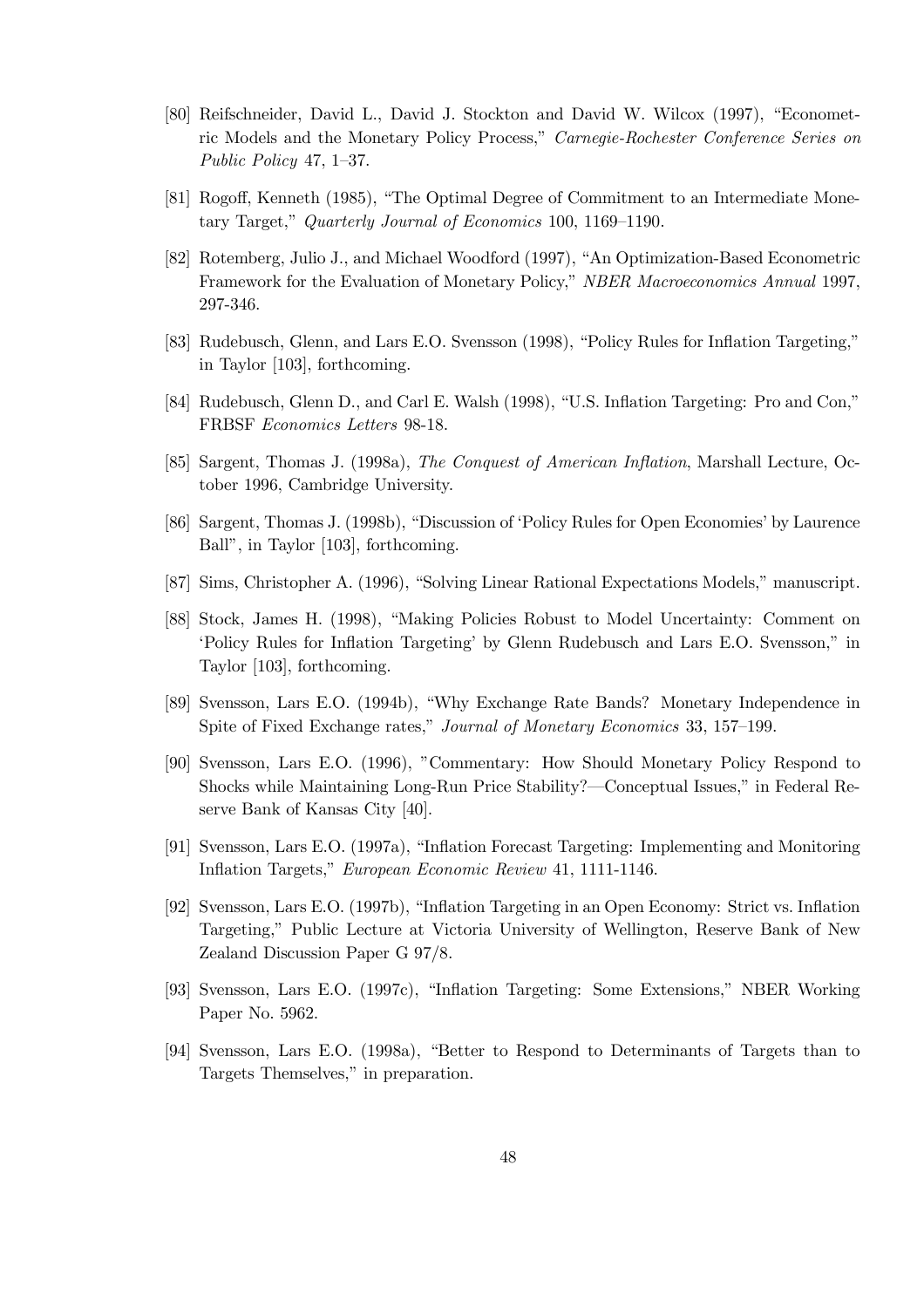[80] Reifschneider, David L., David J. Stockton and David W. Wilcox (1997), "Econometric Models and the Monetary Policy Process," *Carnegie-Rochester Conference Series on Public Policy* 47, 1–37.

[81] Rogoff, Kenneth (1985), "The Optimal Degree of Commitment to an Intermediate Monetary Target," *Quarterly Journal of Economics* 100, 1169–1190.

[82] Rotemberg, Julio J., and Michael Woodford (1997), "An Optimization-Based Econometric Framework for the Evaluation of Monetary Policy," *NBER Macroeconomics Annual* 1997, 297-346.

[83] Rudebusch, Glenn, and Lars E.O. Svensson (1998), "Policy Rules for Inflation Targeting," in Taylor [103], forthcoming.

[84] Rudebusch, Glenn D., and Carl E. Walsh (1998), "U.S. Inflation Targeting: Pro and Con," FRBSF *Economics Letters* 98-18.

[85] Sargent, Thomas J. (1998a), *The Conquest of American Inflation*, Marshall Lecture, October 1996, Cambridge University.

[86] Sargent, Thomas J. (1998b), "Discussion of 'Policy Rules for Open Economies' by Laurence Ball", in Taylor [103], forthcoming.

[87] Sims, Christopher A. (1996), "Solving Linear Rational Expectations Models," manuscript.

[88] Stock, James H. (1998), "Making Policies Robust to Model Uncertainty: Comment on 'Policy Rules for Inflation Targeting' by Glenn Rudebusch and Lars E.O. Svensson," in Taylor [103], forthcoming.

[89] Svensson, Lars E.O. (1994b), "Why Exchange Rate Bands? Monetary Independence in Spite of Fixed Exchange rates," *Journal of Monetary Economics* 33, 157–199.

[90] Svensson, Lars E.O. (1996), "Commentary: How Should Monetary Policy Respond to Shocks while Maintaining Long-Run Price Stability?—Conceptual Issues," in Federal Reserve Bank of Kansas City [40].

[91] Svensson, Lars E.O. (1997a), "Inflation Forecast Targeting: Implementing and Monitoring Inflation Targets," *European Economic Review* 41, 1111-1146.

[92] Svensson, Lars E.O. (1997b), "Inflation Targeting in an Open Economy: Strict vs. Inflation Targeting," Public Lecture at Victoria University of Wellington, Reserve Bank of New Zealand Discussion Paper G 97/8.

[93] Svensson, Lars E.O. (1997c), "Inflation Targeting: Some Extensions," NBER Working Paper No. 5962.

[94] Svensson, Lars E.O. (1998a), "Better to Respond to Determinants of Targets than to Targets Themselves," in preparation.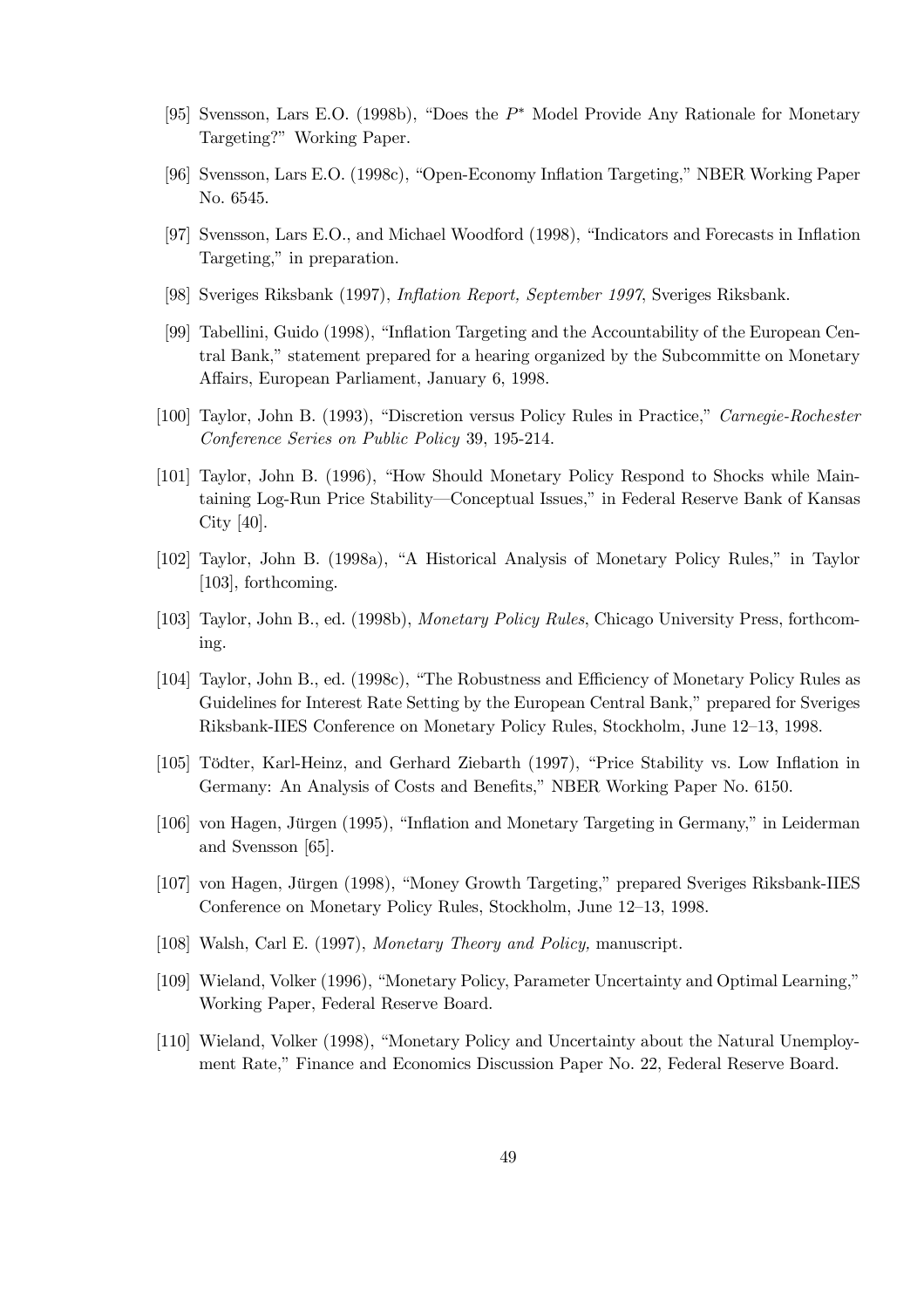[95] Svensson, Lars E.O. (1998b), "Does the $P^*$ Model Provide Any Rationale for Monetary Targeting?" Working Paper.

[96] Svensson, Lars E.O. (1998c), "Open-Economy Inflation Targeting," NBER Working Paper No. 6545.

[97] Svensson, Lars E.O., and Michael Woodford (1998), "Indicators and Forecasts in Inflation Targeting," in preparation.

[98] Sveriges Riksbank (1997), *Inflation Report, September 1997*, Sveriges Riksbank.

[99] Tabellini, Guido (1998), "Inflation Targeting and the Accountability of the European Central Bank," statement prepared for a hearing organized by the Subcommitte on Monetary Affairs, European Parliament, January 6, 1998.

[100] Taylor, John B. (1993), "Discretion versus Policy Rules in Practice," *Carnegie-Rochester Conference Series on Public Policy* 39, 195-214.

[101] Taylor, John B. (1996), "How Should Monetary Policy Respond to Shocks while Maintaining Log-Run Price Stability—Conceptual Issues," in Federal Reserve Bank of Kansas City [40].

[102] Taylor, John B. (1998a), "A Historical Analysis of Monetary Policy Rules," in Taylor [103], forthcoming.

[103] Taylor, John B., ed. (1998b), *Monetary Policy Rules*, Chicago University Press, forthcoming.

[104] Taylor, John B., ed. (1998c), "The Robustness and Efficiency of Monetary Policy Rules as Guidelines for Interest Rate Setting by the European Central Bank," prepared for Sveriges Riksbank-IIES Conference on Monetary Policy Rules, Stockholm, June 12–13, 1998.

[105] Tödter, Karl-Heinz, and Gerhard Ziebarth (1997), "Price Stability vs. Low Inflation in Germany: An Analysis of Costs and Benefits," NBER Working Paper No. 6150.

[106] von Hagen, Jürgen (1995), "Inflation and Monetary Targeting in Germany," in Leiderman and Svensson [65].

[107] von Hagen, Jürgen (1998), "Money Growth Targeting," prepared Sveriges Riksbank-IIES Conference on Monetary Policy Rules, Stockholm, June 12–13, 1998.

[108] Walsh, Carl E. (1997), *Monetary Theory and Policy,* manuscript.

[109] Wieland, Volker (1996), "Monetary Policy, Parameter Uncertainty and Optimal Learning," Working Paper, Federal Reserve Board.

[110] Wieland, Volker (1998), "Monetary Policy and Uncertainty about the Natural Unemployment Rate," Finance and Economics Discussion Paper No. 22, Federal Reserve Board.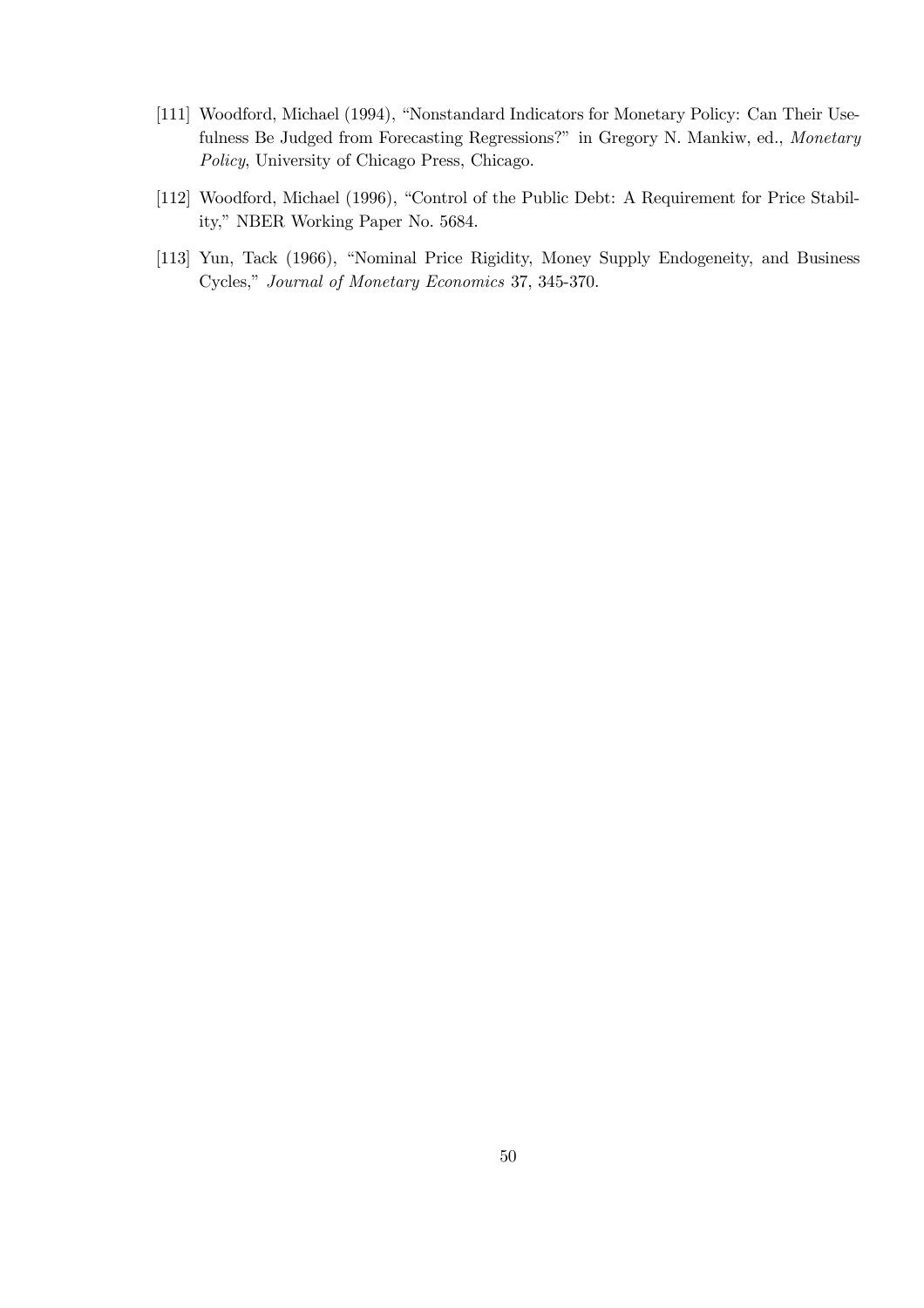[111] Woodford, Michael (1994), "Nonstandard Indicators for Monetary Policy: Can Their Usefulness Be Judged from Forecasting Regressions?" in Gregory N. Mankiw, ed., *Monetary Policy*, University of Chicago Press, Chicago.

[112] Woodford, Michael (1996), "Control of the Public Debt: A Requirement for Price Stability," NBER Working Paper No. 5684.

[113] Yun, Tack (1966), "Nominal Price Rigidity, Money Supply Endogeneity, and Business Cycles," *Journal of Monetary Economics* 37, 345-370.